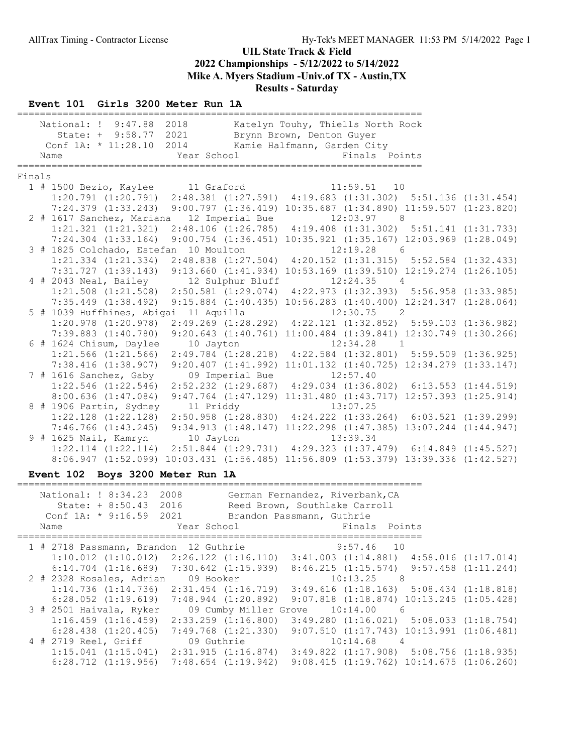# UIL State Track & Field
## 2022 Championships - 5/12/2022 to 5/14/2022
## Mike A. Myers Stadium -Univ.of TX - Austin,TX
## Results - Saturday

### Event 101 Girls 3200 Meter Run 1A

```
======================================================================
    National: ! 9:47.88  2018       Katelyn Touhy, Thiells North Rock
       State: + 9:58.77  2021       Brynn Brown, Denton Guyer
    Conf 1A: * 11:28.10  2014       Kamie Halfmann, Garden City
    Name                    Year School                 Finals  Points
======================================================================
Finals
  1 # 1500 Bezio, Kaylee      11 Graford               11:59.51   10
      1:20.791 (1:20.791)  2:48.381 (1:27.591)  4:19.683 (1:31.302)  5:51.136 (1:31.454)
      7:24.379 (1:33.243)  9:00.797 (1:36.419) 10:35.687 (1:34.890) 11:59.507 (1:23.820)
  2 # 1617 Sanchez, Mariana   12 Imperial Bue          12:03.97    8
      1:21.321 (1:21.321)  2:48.106 (1:26.785)  4:19.408 (1:31.302)  5:51.141 (1:31.733)
      7:24.304 (1:33.164)  9:00.754 (1:36.451) 10:35.921 (1:35.167) 12:03.969 (1:28.049)
  3 # 1825 Colchado, Estefan  10 Moulton               12:19.28    6
      1:21.334 (1:21.334)  2:48.838 (1:27.504)  4:20.152 (1:31.315)  5:52.584 (1:32.433)
      7:31.727 (1:39.143)  9:13.660 (1:41.934) 10:53.169 (1:39.510) 12:19.274 (1:26.105)
  4 # 2043 Neal, Bailey       12 Sulphur Bluff         12:24.35    4
      1:21.508 (1:21.508)  2:50.581 (1:29.074)  4:22.973 (1:32.393)  5:56.958 (1:33.985)
      7:35.449 (1:38.492)  9:15.884 (1:40.435) 10:56.283 (1:40.400) 12:24.347 (1:28.064)
  5 # 1039 Huffhines, Abigai  11 Aquilla               12:30.75    2
      1:20.978 (1:20.978)  2:49.269 (1:28.292)  4:22.121 (1:32.852)  5:59.103 (1:36.982)
      7:39.883 (1:40.780)  9:20.643 (1:40.761) 11:00.484 (1:39.841) 12:30.749 (1:30.266)
  6 # 1624 Chisum, Daylee     10 Jayton                12:34.28    1
      1:21.566 (1:21.566)  2:49.784 (1:28.218)  4:22.584 (1:32.801)  5:59.509 (1:36.925)
      7:38.416 (1:38.907)  9:20.407 (1:41.992) 11:01.132 (1:40.725) 12:34.279 (1:33.147)
  7 # 1616 Sanchez, Gaby      09 Imperial Bue          12:57.40
      1:22.546 (1:22.546)  2:52.232 (1:29.687)  4:29.034 (1:36.802)  6:13.553 (1:44.519)
      8:00.636 (1:47.084)  9:47.764 (1:47.129) 11:31.480 (1:43.717) 12:57.393 (1:25.914)
  8 # 1906 Partin, Sydney     11 Priddy                13:07.25
      1:22.128 (1:22.128)  2:50.958 (1:28.830)  4:24.222 (1:33.264)  6:03.521 (1:39.299)
      7:46.766 (1:43.245)  9:34.913 (1:48.147) 11:22.298 (1:47.385) 13:07.244 (1:44.947)
  9 # 1625 Nail, Kamryn       10 Jayton                13:39.34
      1:22.114 (1:22.114)  2:51.844 (1:29.731)  4:29.323 (1:37.479)  6:14.849 (1:45.527)
      8:06.947 (1:52.099) 10:03.431 (1:56.485) 11:56.809 (1:53.379) 13:39.336 (1:42.527)
```

### Event 102 Boys 3200 Meter Run 1A

```
======================================================================
    National: ! 8:34.23  2008       German Fernandez, Riverbank,CA
       State: + 8:50.43  2016       Reed Brown, Southlake Carroll
     Conf 1A: * 9:16.59  2021       Brandon Passmann, Guthrie
    Name                    Year School                 Finals  Points
======================================================================
  1 # 2718 Passmann, Brandon  12 Guthrie                9:57.46   10
      1:10.012 (1:10.012)  2:26.122 (1:16.110)  3:41.003 (1:14.881)  4:58.016 (1:17.014)
      6:14.704 (1:16.689)  7:30.642 (1:15.939)  8:46.215 (1:15.574)  9:57.458 (1:11.244)
  2 # 2328 Rosales, Adrian    09 Booker                10:13.25    8
      1:14.736 (1:14.736)  2:31.454 (1:16.719)  3:49.616 (1:18.163)  5:08.434 (1:18.818)
      6:28.052 (1:19.619)  7:48.944 (1:20.892)  9:07.818 (1:18.874) 10:13.245 (1:05.428)
  3 # 2501 Haivala, Ryker     09 Cumby Miller Grove    10:14.00    6
      1:16.459 (1:16.459)  2:33.259 (1:16.800)  3:49.280 (1:16.021)  5:08.033 (1:18.754)
      6:28.438 (1:20.405)  7:49.768 (1:21.330)  9:07.510 (1:17.743) 10:13.991 (1:06.481)
  4 # 2719 Reel, Griff        09 Guthrie               10:14.68    4
      1:15.041 (1:15.041)  2:31.915 (1:16.874)  3:49.822 (1:17.908)  5:08.756 (1:18.935)
      6:28.712 (1:19.956)  7:48.654 (1:19.942)  9:08.415 (1:19.762) 10:14.675 (1:06.260)
```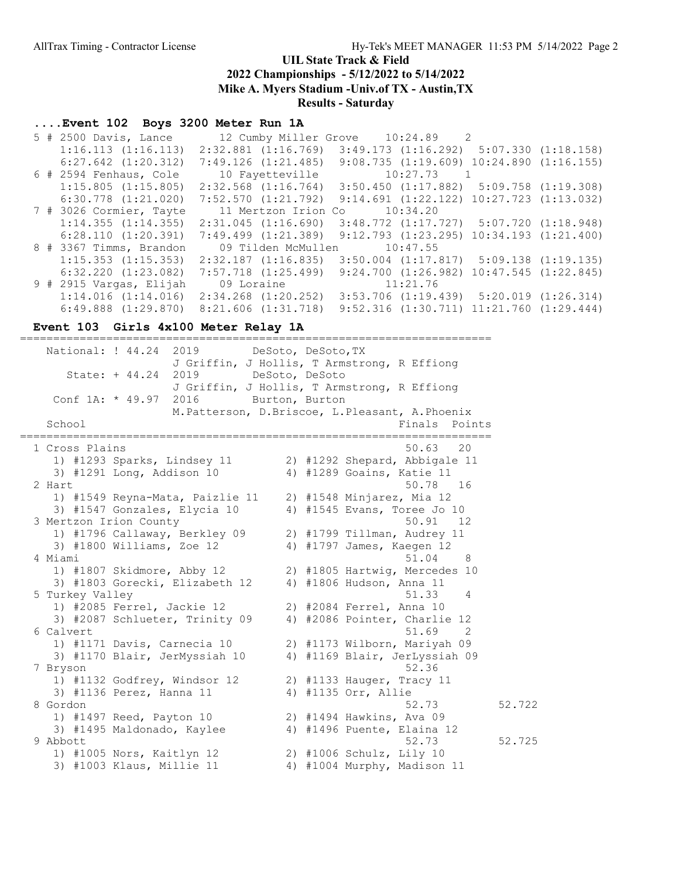# UIL State Track & Field
## 2022 Championships - 5/12/2022 to 5/14/2022
## Mike A. Myers Stadium -Univ.of TX - Austin,TX
## Results - Saturday

### ....Event 102 Boys 3200 Meter Run 1A

```
  5 # 2500 Davis, Lance       12 Cumby Miller Grove    10:24.89   2
     1:16.113 (1:16.113)  2:32.881 (1:16.769)  3:49.173 (1:16.292)  5:07.330 (1:18.158)
     6:27.642 (1:20.312)  7:49.126 (1:21.485)  9:08.735 (1:19.609) 10:24.890 (1:16.155)
  6 # 2594 Fenhaus, Cole      10 Fayetteville          10:27.73   1
     1:15.805 (1:15.805)  2:32.568 (1:16.764)  3:50.450 (1:17.882)  5:09.758 (1:19.308)
     6:30.778 (1:21.020)  7:52.570 (1:21.792)  9:14.691 (1:22.122) 10:27.723 (1:13.032)
  7 # 3026 Cormier, Tayte     11 Mertzon Irion Co      10:34.20
     1:14.355 (1:14.355)  2:31.045 (1:16.690)  3:48.772 (1:17.727)  5:07.720 (1:18.948)
     6:28.110 (1:20.391)  7:49.499 (1:21.389)  9:12.793 (1:23.295) 10:34.193 (1:21.400)
  8 # 3367 Timms, Brandon     09 Tilden McMullen       10:47.55
     1:15.353 (1:15.353)  2:32.187 (1:16.835)  3:50.004 (1:17.817)  5:09.138 (1:19.135)
     6:32.220 (1:23.082)  7:57.718 (1:25.499)  9:24.700 (1:26.982) 10:47.545 (1:22.845)
  9 # 2915 Vargas, Elijah     09 Loraine               11:21.76
     1:14.016 (1:14.016)  2:34.268 (1:20.252)  3:53.706 (1:19.439)  5:20.019 (1:26.314)
     6:49.888 (1:29.870)  8:21.606 (1:31.718)  9:52.316 (1:30.711) 11:21.760 (1:29.444)
```

### Event 103 Girls 4x100 Meter Relay 1A

```
=======================================================================
   National: ! 44.24  2019        DeSoto, DeSoto,TX
                      J Griffin, J Hollis, T Armstrong, R Effiong
      State: + 44.24  2019        DeSoto, DeSoto
                      J Griffin, J Hollis, T Armstrong, R Effiong
    Conf 1A: * 49.97  2016        Burton, Burton
                      M.Patterson, D.Briscoe, L.Pleasant, A.Phoenix
   School                                             Finals  Points
=======================================================================
  1 Cross Plains                                       50.63   20
     1) #1293 Sparks, Lindsey 11       2) #1292 Shepard, Abbigale 11
     3) #1291 Long, Addison 10         4) #1289 Goains, Katie 11
  2 Hart                                               50.78   16
     1) #1549 Reyna-Mata, Paizlie 11   2) #1548 Minjarez, Mia 12
     3) #1547 Gonzales, Elycia 10      4) #1545 Evans, Toree Jo 10
  3 Mertzon Irion County                               50.91   12
     1) #1796 Callaway, Berkley 09     2) #1799 Tillman, Audrey 11
     3) #1800 Williams, Zoe 12         4) #1797 James, Kaegen 12
  4 Miami                                              51.04    8
     1) #1807 Skidmore, Abby 12        2) #1805 Hartwig, Mercedes 10
     3) #1803 Gorecki, Elizabeth 12    4) #1806 Hudson, Anna 11
  5 Turkey Valley                                      51.33    4
     1) #2085 Ferrel, Jackie 12        2) #2084 Ferrel, Anna 10
     3) #2087 Schlueter, Trinity 09    4) #2086 Pointer, Charlie 12
  6 Calvert                                            51.69    2
     1) #1171 Davis, Carnecia 10       2) #1173 Wilborn, Mariyah 09
     3) #1170 Blair, JerMyssiah 10     4) #1169 Blair, JerLyssiah 09
  7 Bryson                                             52.36
     1) #1132 Godfrey, Windsor 12      2) #1133 Hauger, Tracy 11
     3) #1136 Perez, Hanna 11          4) #1135 Orr, Allie
  8 Gordon                                             52.73          52.722
     1) #1497 Reed, Payton 10          2) #1494 Hawkins, Ava 09
     3) #1495 Maldonado, Kaylee        4) #1496 Puente, Elaina 12
  9 Abbott                                             52.73          52.725
     1) #1005 Nors, Kaitlyn 12         2) #1006 Schulz, Lily 10
     3) #1003 Klaus, Millie 11         4) #1004 Murphy, Madison 11
```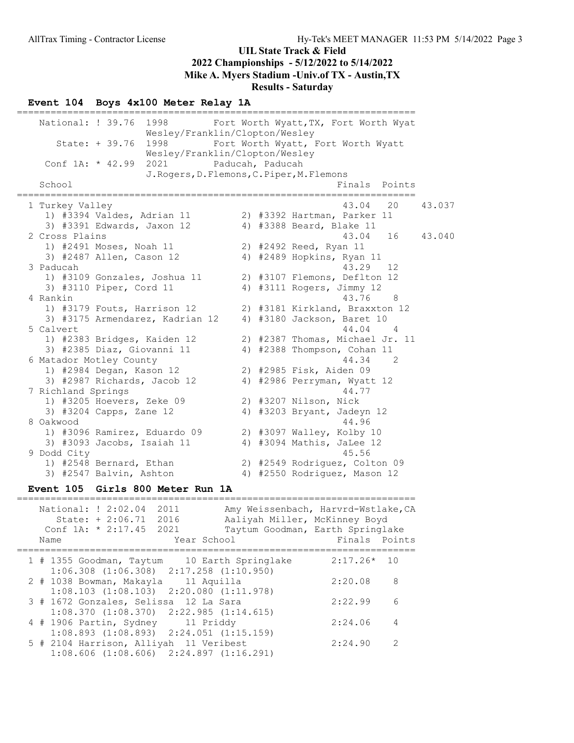# UIL State Track & Field
## 2022 Championships - 5/12/2022 to 5/14/2022
## Mike A. Myers Stadium -Univ.of TX - Austin,TX
## Results - Saturday

### Event 104 Boys 4x100 Meter Relay 1A

| Record | Mark | Year | Holder |
|---|---|---|---|
| National: ! | 39.76 | 1998 | Fort Worth Wyatt,TX, Fort Worth Wyat — Wesley/Franklin/Clopton/Wesley |
| State: + | 39.76 | 1998 | Fort Worth Wyatt, Fort Worth Wyatt — Wesley/Franklin/Clopton/Wesley |
| Conf 1A: * | 42.99 | 2021 | Paducah, Paducah — J.Rogers,D.Flemons,C.Piper,M.Flemons |

| Place | School | Finals | Points | |
|---|---|---|---|---|
| 1 | Turkey Valley | 43.04 | 20 | 43.037 |
| | 1) #3394 Valdes, Adrian 11; 2) #3392 Hartman, Parker 11; 3) #3391 Edwards, Jaxon 12; 4) #3388 Beard, Blake 11 | | | |
| 2 | Cross Plains | 43.04 | 16 | 43.040 |
| | 1) #2491 Moses, Noah 11; 2) #2492 Reed, Ryan 11; 3) #2487 Allen, Cason 12; 4) #2489 Hopkins, Ryan 11 | | | |
| 3 | Paducah | 43.29 | 12 | |
| | 1) #3109 Gonzales, Joshua 11; 2) #3107 Flemons, Deflton 12; 3) #3110 Piper, Cord 11; 4) #3111 Rogers, Jimmy 12 | | | |
| 4 | Rankin | 43.76 | 8 | |
| | 1) #3179 Fouts, Harrison 12; 2) #3181 Kirkland, Braxxton 12; 3) #3175 Armendarez, Kadrian 12; 4) #3180 Jackson, Baret 10 | | | |
| 5 | Calvert | 44.04 | 4 | |
| | 1) #2383 Bridges, Kaiden 12; 2) #2387 Thomas, Michael Jr. 11; 3) #2385 Diaz, Giovanni 11; 4) #2388 Thompson, Cohan 11 | | | |
| 6 | Matador Motley County | 44.34 | 2 | |
| | 1) #2984 Degan, Kason 12; 2) #2985 Fisk, Aiden 09; 3) #2987 Richards, Jacob 12; 4) #2986 Perryman, Wyatt 12 | | | |
| 7 | Richland Springs | 44.77 | | |
| | 1) #3205 Hoevers, Zeke 09; 2) #3207 Nilson, Nick; 3) #3204 Capps, Zane 12; 4) #3203 Bryant, Jadeyn 12 | | | |
| 8 | Oakwood | 44.96 | | |
| | 1) #3096 Ramirez, Eduardo 09; 2) #3097 Walley, Kolby 10; 3) #3093 Jacobs, Isaiah 11; 4) #3094 Mathis, JaLee 12 | | | |
| 9 | Dodd City | 45.56 | | |
| | 1) #2548 Bernard, Ethan; 2) #2549 Rodriguez, Colton 09; 3) #2547 Balvin, Ashton; 4) #2550 Rodriguez, Mason 12 | | | |

### Event 105 Girls 800 Meter Run 1A

| Record | Mark | Year | Holder |
|---|---|---|---|
| National: ! | 2:02.04 | 2011 | Amy Weissenbach, Harvrd-Wstlake,CA |
| State: + | 2:06.71 | 2016 | Aaliyah Miller, McKinney Boyd |
| Conf 1A: * | 2:17.45 | 2021 | Taytum Goodman, Earth Springlake |

| Place | Name | Year | School | Finals | Points |
|---|---|---|---|---|---|
| 1 | # 1355 Goodman, Taytum | 10 | Earth Springlake | 2:17.26* | 10 |
| | 1:06.308 (1:06.308) 2:17.258 (1:10.950) | | | | |
| 2 | # 1038 Bowman, Makayla | 11 | Aquilla | 2:20.08 | 8 |
| | 1:08.103 (1:08.103) 2:20.080 (1:11.978) | | | | |
| 3 | # 1672 Gonzales, Selissa | 12 | La Sara | 2:22.99 | 6 |
| | 1:08.370 (1:08.370) 2:22.985 (1:14.615) | | | | |
| 4 | # 1906 Partin, Sydney | 11 | Priddy | 2:24.06 | 4 |
| | 1:08.893 (1:08.893) 2:24.051 (1:15.159) | | | | |
| 5 | # 2104 Harrison, Alliyah | 11 | Veribest | 2:24.90 | 2 |
| | 1:08.606 (1:08.606) 2:24.897 (1:16.291) | | | | |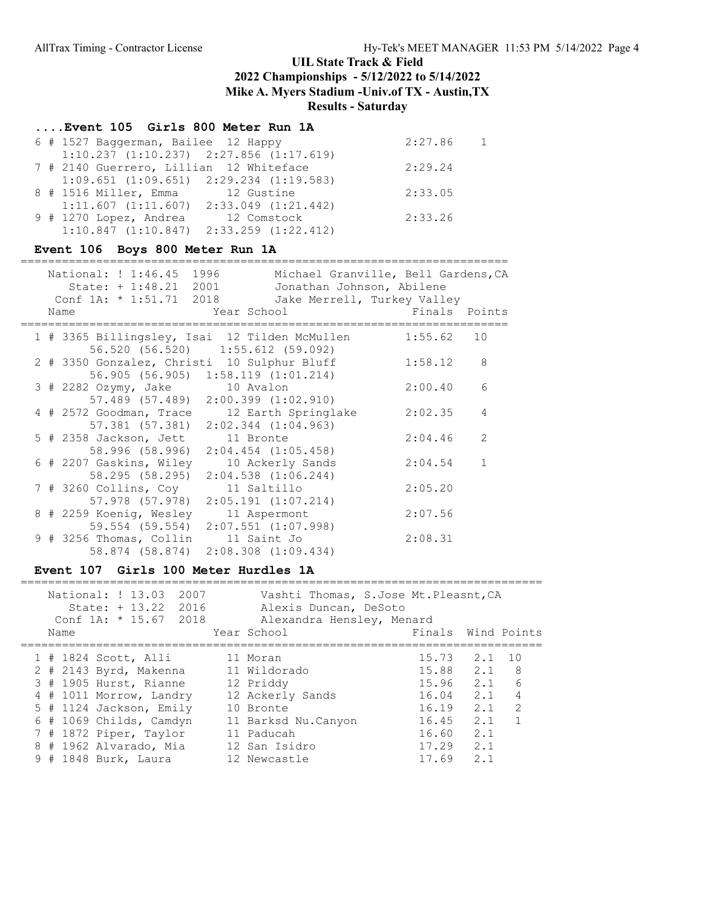# UIL State Track & Field

## 2022 Championships - 5/12/2022 to 5/14/2022

## Mike A. Myers Stadium -Univ.of TX - Austin,TX

## Results - Saturday

### ....Event 105 Girls 800 Meter Run 1A

```
 6 # 1527 Baggerman, Bailee  12 Happy                  2:27.86    1
      1:10.237 (1:10.237)  2:27.856 (1:17.619)
 7 # 2140 Guerrero, Lillian  12 Whiteface              2:29.24
      1:09.651 (1:09.651)  2:29.234 (1:19.583)
 8 # 1516 Miller, Emma       12 Gustine                2:33.05
      1:11.607 (1:11.607)  2:33.049 (1:21.442)
 9 # 1270 Lopez, Andrea      12 Comstock               2:33.26
      1:10.847 (1:10.847)  2:33.259 (1:22.412)
```

### Event 106 Boys 800 Meter Run 1A

```
=======================================================================
   National: ! 1:46.45  1996        Michael Granville, Bell Gardens,CA
      State: + 1:48.21  2001        Jonathan Johnson, Abilene
   Conf 1A: * 1:51.71  2018        Jake Merrell, Turkey Valley
    Name                    Year School                  Finals  Points
=======================================================================
  1 # 3365 Billingsley, Isai  12 Tilden McMullen        1:55.62   10
         56.520 (56.520)   1:55.612 (59.092)
  2 # 3350 Gonzalez, Christi  10 Sulphur Bluff          1:58.12    8
         56.905 (56.905)   1:58.119 (1:01.214)
  3 # 2282 Ozymy, Jake        10 Avalon                 2:00.40    6
         57.489 (57.489)   2:00.399 (1:02.910)
  4 # 2572 Goodman, Trace     12 Earth Springlake       2:02.35    4
         57.381 (57.381)   2:02.344 (1:04.963)
  5 # 2358 Jackson, Jett      11 Bronte                 2:04.46    2
         58.996 (58.996)   2:04.454 (1:05.458)
  6 # 2207 Gaskins, Wiley     10 Ackerly Sands          2:04.54    1
         58.295 (58.295)   2:04.538 (1:06.244)
  7 # 3260 Collins, Coy       11 Saltillo               2:05.20
         57.978 (57.978)   2:05.191 (1:07.214)
  8 # 2259 Koenig, Wesley     11 Aspermont              2:07.56
         59.554 (59.554)   2:07.551 (1:07.998)
  9 # 3256 Thomas, Collin     11 Saint Jo               2:08.31
         58.874 (58.874)   2:08.308 (1:09.434)
```

### Event 107 Girls 100 Meter Hurdles 1A

```
==========================================================================
   National: ! 13.03  2007        Vashti Thomas, S.Jose Mt.Pleasnt,CA
      State: + 13.22  2016        Alexis Duncan, DeSoto
   Conf 1A: * 15.67  2018        Alexandra Hensley, Menard
    Name                    Year School                Finals  Wind Points
==========================================================================
  1 # 1824 Scott, Alli        11 Moran                  15.73   2.1  10
  2 # 2143 Byrd, Makenna      11 Wildorado              15.88   2.1   8
  3 # 1905 Hurst, Rianne      12 Priddy                 15.96   2.1   6
  4 # 1011 Morrow, Landry     12 Ackerly Sands          16.04   2.1   4
  5 # 1124 Jackson, Emily     10 Bronte                 16.19   2.1   2
  6 # 1069 Childs, Camdyn     11 Barksd Nu.Canyon       16.45   2.1   1
  7 # 1872 Piper, Taylor      11 Paducah                16.60   2.1
  8 # 1962 Alvarado, Mia      12 San Isidro             17.29   2.1
  9 # 1848 Burk, Laura        12 Newcastle              17.69   2.1
```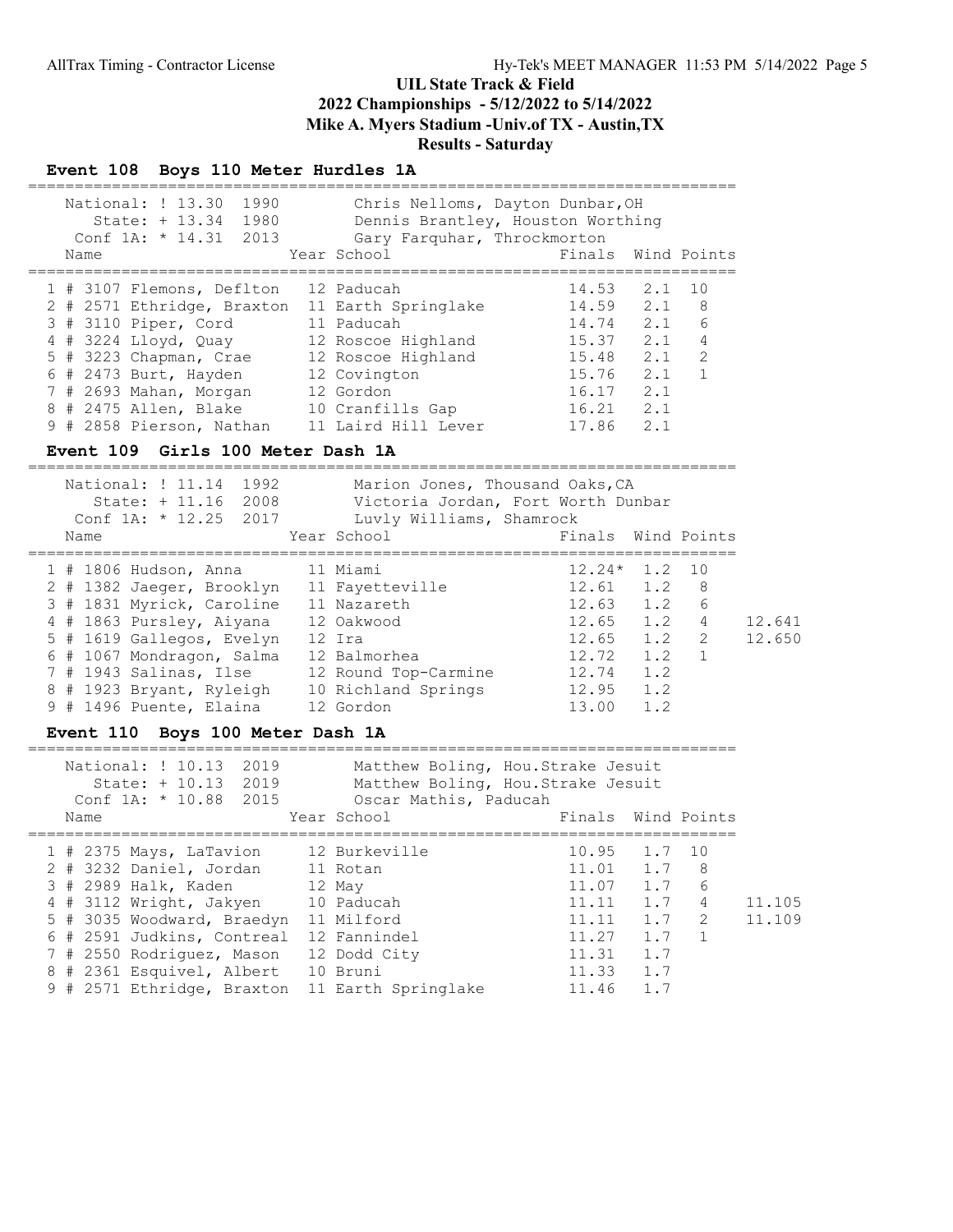# UIL State Track & Field
## 2022 Championships - 5/12/2022 to 5/14/2022
## Mike A. Myers Stadium -Univ.of TX - Austin,TX
## Results - Saturday

### Event 108 Boys 110 Meter Hurdles 1A

National: ! 13.30 1990 Chris Nelloms, Dayton Dunbar,OH
State: + 13.34 1980 Dennis Brantley, Houston Worthing
Conf 1A: * 14.31 2013 Gary Farquhar, Throckmorton

| Place | Name | Year | School | Finals | Wind | Points |
|---|---|---|---|---|---|---|
| 1 | # 3107 Flemons, Deflton | 12 | Paducah | 14.53 | 2.1 | 10 |
| 2 | # 2571 Ethridge, Braxton | 11 | Earth Springlake | 14.59 | 2.1 | 8 |
| 3 | # 3110 Piper, Cord | 11 | Paducah | 14.74 | 2.1 | 6 |
| 4 | # 3224 Lloyd, Quay | 12 | Roscoe Highland | 15.37 | 2.1 | 4 |
| 5 | # 3223 Chapman, Crae | 12 | Roscoe Highland | 15.48 | 2.1 | 2 |
| 6 | # 2473 Burt, Hayden | 12 | Covington | 15.76 | 2.1 | 1 |
| 7 | # 2693 Mahan, Morgan | 12 | Gordon | 16.17 | 2.1 | |
| 8 | # 2475 Allen, Blake | 10 | Cranfills Gap | 16.21 | 2.1 | |
| 9 | # 2858 Pierson, Nathan | 11 | Laird Hill Lever | 17.86 | 2.1 | |

### Event 109 Girls 100 Meter Dash 1A

National: ! 11.14 1992 Marion Jones, Thousand Oaks,CA
State: + 11.16 2008 Victoria Jordan, Fort Worth Dunbar
Conf 1A: * 12.25 2017 Luvly Williams, Shamrock

| Place | Name | Year | School | Finals | Wind | Points | |
|---|---|---|---|---|---|---|---|
| 1 | # 1806 Hudson, Anna | 11 | Miami | 12.24* | 1.2 | 10 | |
| 2 | # 1382 Jaeger, Brooklyn | 11 | Fayetteville | 12.61 | 1.2 | 8 | |
| 3 | # 1831 Myrick, Caroline | 11 | Nazareth | 12.63 | 1.2 | 6 | |
| 4 | # 1863 Pursley, Aiyana | 12 | Oakwood | 12.65 | 1.2 | 4 | 12.641 |
| 5 | # 1619 Gallegos, Evelyn | 12 | Ira | 12.65 | 1.2 | 2 | 12.650 |
| 6 | # 1067 Mondragon, Salma | 12 | Balmorhea | 12.72 | 1.2 | 1 | |
| 7 | # 1943 Salinas, Ilse | 12 | Round Top-Carmine | 12.74 | 1.2 | | |
| 8 | # 1923 Bryant, Ryleigh | 10 | Richland Springs | 12.95 | 1.2 | | |
| 9 | # 1496 Puente, Elaina | 12 | Gordon | 13.00 | 1.2 | | |

### Event 110 Boys 100 Meter Dash 1A

National: ! 10.13 2019 Matthew Boling, Hou.Strake Jesuit
State: + 10.13 2019 Matthew Boling, Hou.Strake Jesuit
Conf 1A: * 10.88 2015 Oscar Mathis, Paducah

| Place | Name | Year | School | Finals | Wind | Points | |
|---|---|---|---|---|---|---|---|
| 1 | # 2375 Mays, LaTavion | 12 | Burkeville | 10.95 | 1.7 | 10 | |
| 2 | # 3232 Daniel, Jordan | 11 | Rotan | 11.01 | 1.7 | 8 | |
| 3 | # 2989 Halk, Kaden | 12 | May | 11.07 | 1.7 | 6 | |
| 4 | # 3112 Wright, Jakyen | 10 | Paducah | 11.11 | 1.7 | 4 | 11.105 |
| 5 | # 3035 Woodward, Braedyn | 11 | Milford | 11.11 | 1.7 | 2 | 11.109 |
| 6 | # 2591 Judkins, Contreal | 12 | Fannindel | 11.27 | 1.7 | 1 | |
| 7 | # 2550 Rodriguez, Mason | 12 | Dodd City | 11.31 | 1.7 | | |
| 8 | # 2361 Esquivel, Albert | 10 | Bruni | 11.33 | 1.7 | | |
| 9 | # 2571 Ethridge, Braxton | 11 | Earth Springlake | 11.46 | 1.7 | | |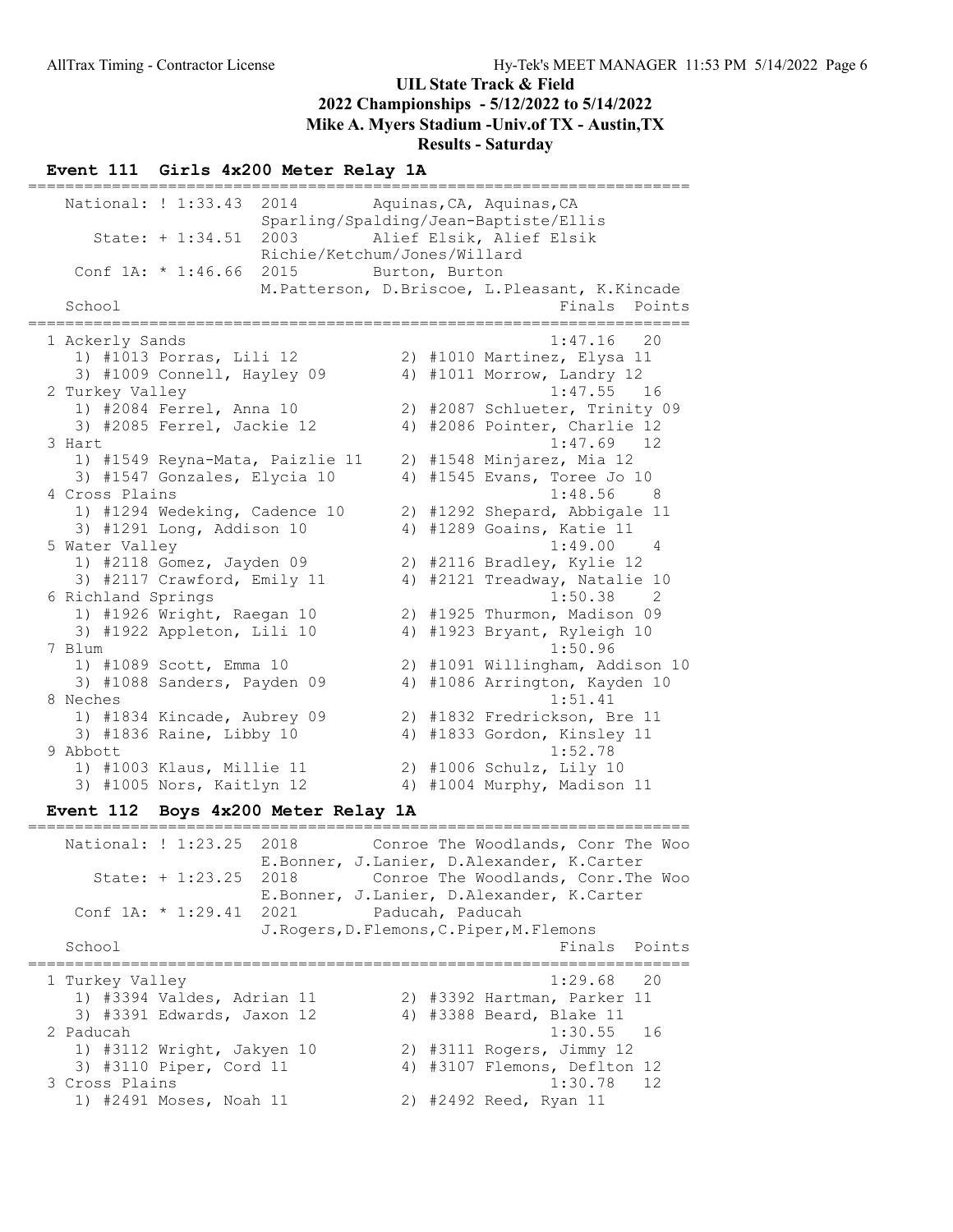# UIL State Track & Field

## 2022 Championships - 5/12/2022 to 5/14/2022

## Mike A. Myers Stadium -Univ.of TX - Austin,TX

## Results - Saturday

### Event 111 Girls 4x200 Meter Relay 1A

```
=======================================================================
   National: ! 1:33.43  2014        Aquinas,CA, Aquinas,CA
                        Sparling/Spalding/Jean-Baptiste/Ellis
      State: + 1:34.51  2003        Alief Elsik, Alief Elsik
                        Richie/Ketchum/Jones/Willard
    Conf 1A: * 1:46.66  2015        Burton, Burton
                        M.Patterson, D.Briscoe, L.Pleasant, K.Kincade
   School                                               Finals  Points
=======================================================================
  1 Ackerly Sands                                      1:47.16   20
     1) #1013 Porras, Lili 12          2) #1010 Martinez, Elysa 11
     3) #1009 Connell, Hayley 09       4) #1011 Morrow, Landry 12
  2 Turkey Valley                                      1:47.55   16
     1) #2084 Ferrel, Anna 10          2) #2087 Schlueter, Trinity 09
     3) #2085 Ferrel, Jackie 12        4) #2086 Pointer, Charlie 12
  3 Hart                                               1:47.69   12
     1) #1549 Reyna-Mata, Paizlie 11   2) #1548 Minjarez, Mia 12
     3) #1547 Gonzales, Elycia 10      4) #1545 Evans, Toree Jo 10
  4 Cross Plains                                       1:48.56    8
     1) #1294 Wedeking, Cadence 10     2) #1292 Shepard, Abbigale 11
     3) #1291 Long, Addison 10         4) #1289 Goains, Katie 11
  5 Water Valley                                       1:49.00    4
     1) #2118 Gomez, Jayden 09         2) #2116 Bradley, Kylie 12
     3) #2117 Crawford, Emily 11       4) #2121 Treadway, Natalie 10
  6 Richland Springs                                   1:50.38    2
     1) #1926 Wright, Raegan 10        2) #1925 Thurmon, Madison 09
     3) #1922 Appleton, Lili 10        4) #1923 Bryant, Ryleigh 10
  7 Blum                                               1:50.96
     1) #1089 Scott, Emma 10           2) #1091 Willingham, Addison 10
     3) #1088 Sanders, Payden 09       4) #1086 Arrington, Kayden 10
  8 Neches                                             1:51.41
     1) #1834 Kincade, Aubrey 09       2) #1832 Fredrickson, Bre 11
     3) #1836 Raine, Libby 10          4) #1833 Gordon, Kinsley 11
  9 Abbott                                             1:52.78
     1) #1003 Klaus, Millie 11         2) #1006 Schulz, Lily 10
     3) #1005 Nors, Kaitlyn 12         4) #1004 Murphy, Madison 11
```

### Event 112 Boys 4x200 Meter Relay 1A

```
=======================================================================
   National: ! 1:23.25  2018        Conroe The Woodlands, Conr The Woo
                        E.Bonner, J.Lanier, D.Alexander, K.Carter
      State: + 1:23.25  2018        Conroe The Woodlands, Conr.The Woo
                        E.Bonner, J.Lanier, D.Alexander, K.Carter
    Conf 1A: * 1:29.41  2021        Paducah, Paducah
                        J.Rogers,D.Flemons,C.Piper,M.Flemons
   School                                               Finals  Points
=======================================================================
  1 Turkey Valley                                      1:29.68   20
     1) #3394 Valdes, Adrian 11        2) #3392 Hartman, Parker 11
     3) #3391 Edwards, Jaxon 12        4) #3388 Beard, Blake 11
  2 Paducah                                            1:30.55   16
     1) #3112 Wright, Jakyen 10        2) #3111 Rogers, Jimmy 12
     3) #3110 Piper, Cord 11           4) #3107 Flemons, Deflton 12
  3 Cross Plains                                       1:30.78   12
     1) #2491 Moses, Noah 11           2) #2492 Reed, Ryan 11
```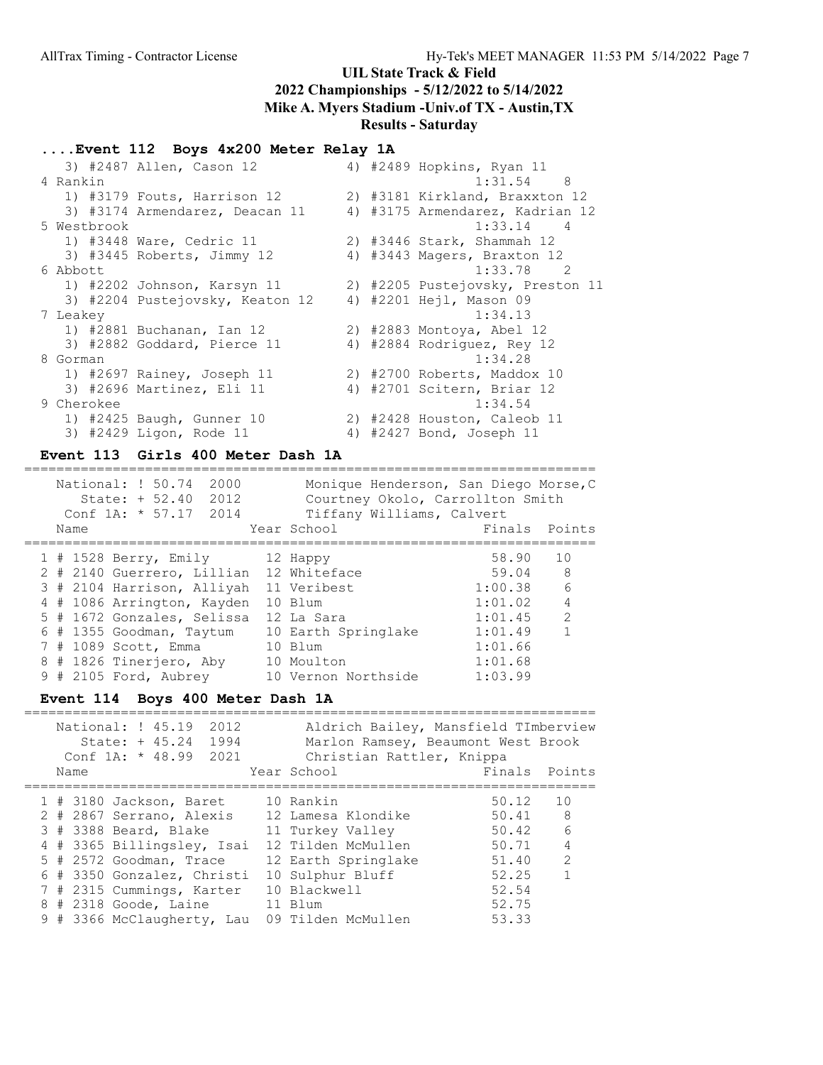## UIL State Track & Field
## 2022 Championships - 5/12/2022 to 5/14/2022
## Mike A. Myers Stadium -Univ.of TX - Austin,TX
## Results - Saturday

### ....Event 112 Boys 4x200 Meter Relay 1A

```
   3) #2487 Allen, Cason 12           4) #2489 Hopkins, Ryan 11
 4 Rankin                                       1:31.54    8
   1) #3179 Fouts, Harrison 12        2) #3181 Kirkland, Braxxton 12
   3) #3174 Armendarez, Deacan 11     4) #3175 Armendarez, Kadrian 12
 5 Westbrook                                    1:33.14    4
   1) #3448 Ware, Cedric 11           2) #3446 Stark, Shammah 12
   3) #3445 Roberts, Jimmy 12         4) #3443 Magers, Braxton 12
 6 Abbott                                       1:33.78    2
   1) #2202 Johnson, Karsyn 11        2) #2205 Pustejovsky, Preston 11
   3) #2204 Pustejovsky, Keaton 12    4) #2201 Hejl, Mason 09
 7 Leakey                                       1:34.13
   1) #2881 Buchanan, Ian 12          2) #2883 Montoya, Abel 12
   3) #2882 Goddard, Pierce 11        4) #2884 Rodriguez, Rey 12
 8 Gorman                                       1:34.28
   1) #2697 Rainey, Joseph 11         2) #2700 Roberts, Maddox 10
   3) #2696 Martinez, Eli 11          4) #2701 Scitern, Briar 12
 9 Cherokee                                     1:34.54
   1) #2425 Baugh, Gunner 10          2) #2428 Houston, Caleob 11
   3) #2429 Ligon, Rode 11            4) #2427 Bond, Joseph 11
```

### Event 113 Girls 400 Meter Dash 1A

National: ! 50.74 2000 — Monique Henderson, San Diego Morse,C
State: + 52.40 2012 — Courtney Okolo, Carrollton Smith
Conf 1A: * 57.17 2014 — Tiffany Williams, Calvert

| Place | # | Name | Year | School | Finals | Points |
|---|---|---|---|---|---|---|
| 1 | 1528 | Berry, Emily | 12 | Happy | 58.90 | 10 |
| 2 | 2140 | Guerrero, Lillian | 12 | Whiteface | 59.04 | 8 |
| 3 | 2104 | Harrison, Alliyah | 11 | Veribest | 1:00.38 | 6 |
| 4 | 1086 | Arrington, Kayden | 10 | Blum | 1:01.02 | 4 |
| 5 | 1672 | Gonzales, Selissa | 12 | La Sara | 1:01.45 | 2 |
| 6 | 1355 | Goodman, Taytum | 10 | Earth Springlake | 1:01.49 | 1 |
| 7 | 1089 | Scott, Emma | 10 | Blum | 1:01.66 | |
| 8 | 1826 | Tinerjero, Aby | 10 | Moulton | 1:01.68 | |
| 9 | 2105 | Ford, Aubrey | 10 | Vernon Northside | 1:03.99 | |

### Event 114 Boys 400 Meter Dash 1A

National: ! 45.19 2012 — Aldrich Bailey, Mansfield TImberview
State: + 45.24 1994 — Marlon Ramsey, Beaumont West Brook
Conf 1A: * 48.99 2021 — Christian Rattler, Knippa

| Place | # | Name | Year | School | Finals | Points |
|---|---|---|---|---|---|---|
| 1 | 3180 | Jackson, Baret | 10 | Rankin | 50.12 | 10 |
| 2 | 2867 | Serrano, Alexis | 12 | Lamesa Klondike | 50.41 | 8 |
| 3 | 3388 | Beard, Blake | 11 | Turkey Valley | 50.42 | 6 |
| 4 | 3365 | Billingsley, Isai | 12 | Tilden McMullen | 50.71 | 4 |
| 5 | 2572 | Goodman, Trace | 12 | Earth Springlake | 51.40 | 2 |
| 6 | 3350 | Gonzalez, Christi | 10 | Sulphur Bluff | 52.25 | 1 |
| 7 | 2315 | Cummings, Karter | 10 | Blackwell | 52.54 | |
| 8 | 2318 | Goode, Laine | 11 | Blum | 52.75 | |
| 9 | 3366 | McClaugherty, Lau | 09 | Tilden McMullen | 53.33 | |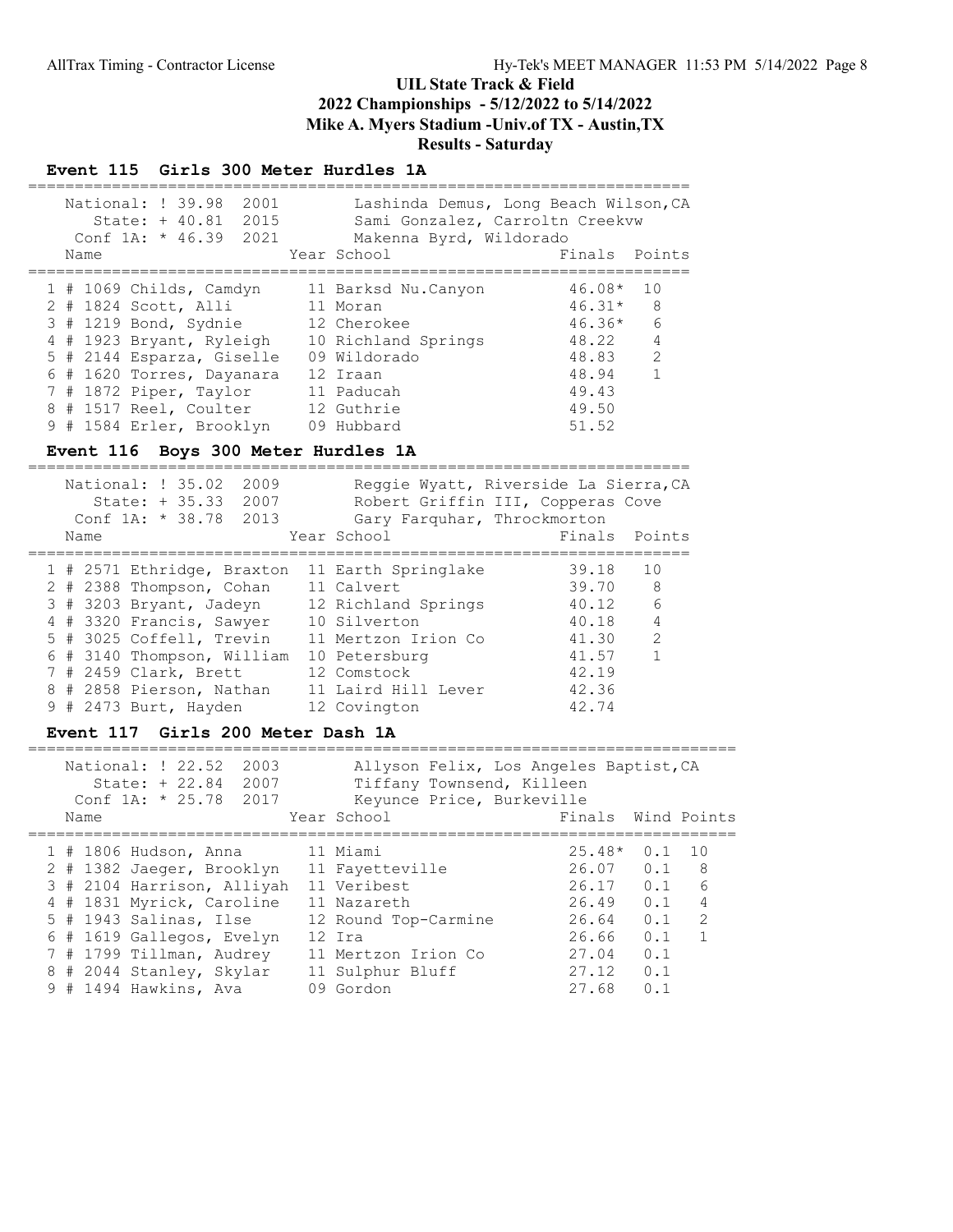# UIL State Track & Field
## 2022 Championships - 5/12/2022 to 5/14/2022
## Mike A. Myers Stadium -Univ.of TX - Austin,TX
## Results - Saturday

### Event 115 Girls 300 Meter Hurdles 1A

National: ! 39.98 2001 Lashinda Demus, Long Beach Wilson,CA
State: + 40.81 2015 Sami Gonzalez, Carroltn Creekvw
Conf 1A: * 46.39 2021 Makenna Byrd, Wildorado

| Place | Name | Year | School | Finals | Points |
|---|---|---|---|---|---|
| 1 | # 1069 Childs, Camdyn | 11 | Barksd Nu.Canyon | 46.08* | 10 |
| 2 | # 1824 Scott, Alli | 11 | Moran | 46.31* | 8 |
| 3 | # 1219 Bond, Sydnie | 12 | Cherokee | 46.36* | 6 |
| 4 | # 1923 Bryant, Ryleigh | 10 | Richland Springs | 48.22 | 4 |
| 5 | # 2144 Esparza, Giselle | 09 | Wildorado | 48.83 | 2 |
| 6 | # 1620 Torres, Dayanara | 12 | Iraan | 48.94 | 1 |
| 7 | # 1872 Piper, Taylor | 11 | Paducah | 49.43 | |
| 8 | # 1517 Reel, Coulter | 12 | Guthrie | 49.50 | |
| 9 | # 1584 Erler, Brooklyn | 09 | Hubbard | 51.52 | |

### Event 116 Boys 300 Meter Hurdles 1A

National: ! 35.02 2009 Reggie Wyatt, Riverside La Sierra,CA
State: + 35.33 2007 Robert Griffin III, Copperas Cove
Conf 1A: * 38.78 2013 Gary Farquhar, Throckmorton

| Place | Name | Year | School | Finals | Points |
|---|---|---|---|---|---|
| 1 | # 2571 Ethridge, Braxton | 11 | Earth Springlake | 39.18 | 10 |
| 2 | # 2388 Thompson, Cohan | 11 | Calvert | 39.70 | 8 |
| 3 | # 3203 Bryant, Jadeyn | 12 | Richland Springs | 40.12 | 6 |
| 4 | # 3320 Francis, Sawyer | 10 | Silverton | 40.18 | 4 |
| 5 | # 3025 Coffell, Trevin | 11 | Mertzon Irion Co | 41.30 | 2 |
| 6 | # 3140 Thompson, William | 10 | Petersburg | 41.57 | 1 |
| 7 | # 2459 Clark, Brett | 12 | Comstock | 42.19 | |
| 8 | # 2858 Pierson, Nathan | 11 | Laird Hill Lever | 42.36 | |
| 9 | # 2473 Burt, Hayden | 12 | Covington | 42.74 | |

### Event 117 Girls 200 Meter Dash 1A

National: ! 22.52 2003 Allyson Felix, Los Angeles Baptist,CA
State: + 22.84 2007 Tiffany Townsend, Killeen
Conf 1A: * 25.78 2017 Keyunce Price, Burkeville

| Place | Name | Year | School | Finals | Wind | Points |
|---|---|---|---|---|---|---|
| 1 | # 1806 Hudson, Anna | 11 | Miami | 25.48* | 0.1 | 10 |
| 2 | # 1382 Jaeger, Brooklyn | 11 | Fayetteville | 26.07 | 0.1 | 8 |
| 3 | # 2104 Harrison, Alliyah | 11 | Veribest | 26.17 | 0.1 | 6 |
| 4 | # 1831 Myrick, Caroline | 11 | Nazareth | 26.49 | 0.1 | 4 |
| 5 | # 1943 Salinas, Ilse | 12 | Round Top-Carmine | 26.64 | 0.1 | 2 |
| 6 | # 1619 Gallegos, Evelyn | 12 | Ira | 26.66 | 0.1 | 1 |
| 7 | # 1799 Tillman, Audrey | 11 | Mertzon Irion Co | 27.04 | 0.1 | |
| 8 | # 2044 Stanley, Skylar | 11 | Sulphur Bluff | 27.12 | 0.1 | |
| 9 | # 1494 Hawkins, Ava | 09 | Gordon | 27.68 | 0.1 | |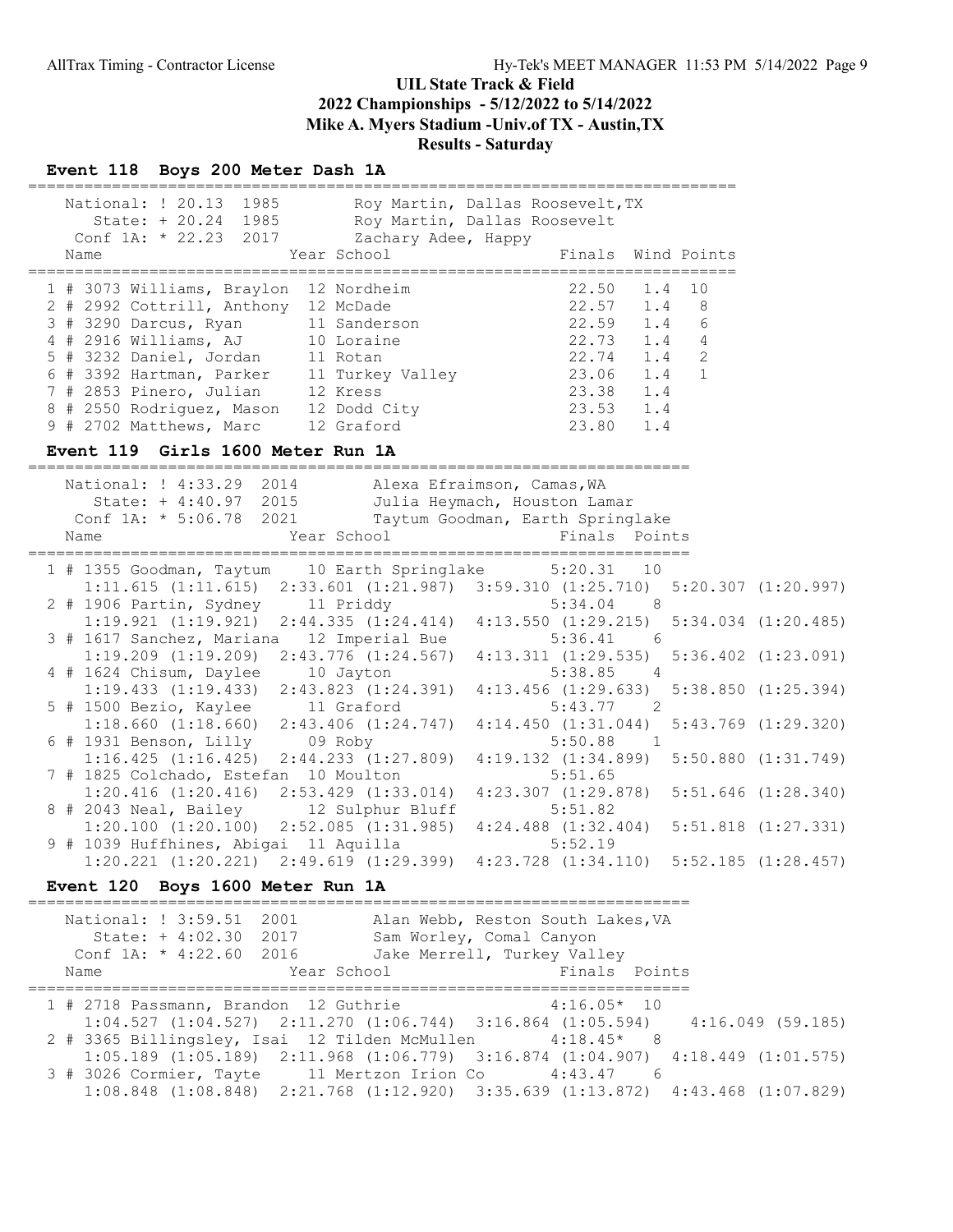## UIL State Track & Field
## 2022 Championships - 5/12/2022 to 5/14/2022
## Mike A. Myers Stadium -Univ.of TX - Austin,TX
## Results - Saturday

### Event 118 Boys 200 Meter Dash 1A

National: ! 20.13 1985 Roy Martin, Dallas Roosevelt,TX
State: + 20.24 1985 Roy Martin, Dallas Roosevelt
Conf 1A: * 22.23 2017 Zachary Adee, Happy

| Place | Name | Year | School | Finals | Wind | Points |
|---|---|---|---|---|---|---|
| 1 | # 3073 Williams, Braylon | 12 | Nordheim | 22.50 | 1.4 | 10 |
| 2 | # 2992 Cottrill, Anthony | 12 | McDade | 22.57 | 1.4 | 8 |
| 3 | # 3290 Darcus, Ryan | 11 | Sanderson | 22.59 | 1.4 | 6 |
| 4 | # 2916 Williams, AJ | 10 | Loraine | 22.73 | 1.4 | 4 |
| 5 | # 3232 Daniel, Jordan | 11 | Rotan | 22.74 | 1.4 | 2 |
| 6 | # 3392 Hartman, Parker | 11 | Turkey Valley | 23.06 | 1.4 | 1 |
| 7 | # 2853 Pinero, Julian | 12 | Kress | 23.38 | 1.4 | |
| 8 | # 2550 Rodriguez, Mason | 12 | Dodd City | 23.53 | 1.4 | |
| 9 | # 2702 Matthews, Marc | 12 | Graford | 23.80 | 1.4 | |

### Event 119 Girls 1600 Meter Run 1A

National: ! 4:33.29 2014 Alexa Efraimson, Camas,WA
State: + 4:40.97 2015 Julia Heymach, Houston Lamar
Conf 1A: * 5:06.78 2021 Taytum Goodman, Earth Springlake

| Place | Name | Year | School | Finals | Points |
|---|---|---|---|---|---|
| 1 | # 1355 Goodman, Taytum | 10 | Earth Springlake | 5:20.31 | 10 |
| | 1:11.615 (1:11.615) 2:33.601 (1:21.987) 3:59.310 (1:25.710) 5:20.307 (1:20.997) | | | | |
| 2 | # 1906 Partin, Sydney | 11 | Priddy | 5:34.04 | 8 |
| | 1:19.921 (1:19.921) 2:44.335 (1:24.414) 4:13.550 (1:29.215) 5:34.034 (1:20.485) | | | | |
| 3 | # 1617 Sanchez, Mariana | 12 | Imperial Bue | 5:36.41 | 6 |
| | 1:19.209 (1:19.209) 2:43.776 (1:24.567) 4:13.311 (1:29.535) 5:36.402 (1:23.091) | | | | |
| 4 | # 1624 Chisum, Daylee | 10 | Jayton | 5:38.85 | 4 |
| | 1:19.433 (1:19.433) 2:43.823 (1:24.391) 4:13.456 (1:29.633) 5:38.850 (1:25.394) | | | | |
| 5 | # 1500 Bezio, Kaylee | 11 | Graford | 5:43.77 | 2 |
| | 1:18.660 (1:18.660) 2:43.406 (1:24.747) 4:14.450 (1:31.044) 5:43.769 (1:29.320) | | | | |
| 6 | # 1931 Benson, Lilly | 09 | Roby | 5:50.88 | 1 |
| | 1:16.425 (1:16.425) 2:44.233 (1:27.809) 4:19.132 (1:34.899) 5:50.880 (1:31.749) | | | | |
| 7 | # 1825 Colchado, Estefan | 10 | Moulton | 5:51.65 | |
| | 1:20.416 (1:20.416) 2:53.429 (1:33.014) 4:23.307 (1:29.878) 5:51.646 (1:28.340) | | | | |
| 8 | # 2043 Neal, Bailey | 12 | Sulphur Bluff | 5:51.82 | |
| | 1:20.100 (1:20.100) 2:52.085 (1:31.985) 4:24.488 (1:32.404) 5:51.818 (1:27.331) | | | | |
| 9 | # 1039 Huffhines, Abigai | 11 | Aquilla | 5:52.19 | |
| | 1:20.221 (1:20.221) 2:49.619 (1:29.399) 4:23.728 (1:34.110) 5:52.185 (1:28.457) | | | | |

### Event 120 Boys 1600 Meter Run 1A

National: ! 3:59.51 2001 Alan Webb, Reston South Lakes,VA
State: + 4:02.30 2017 Sam Worley, Comal Canyon
Conf 1A: * 4:22.60 2016 Jake Merrell, Turkey Valley

| Place | Name | Year | School | Finals | Points |
|---|---|---|---|---|---|
| 1 | # 2718 Passmann, Brandon | 12 | Guthrie | 4:16.05* | 10 |
| | 1:04.527 (1:04.527) 2:11.270 (1:06.744) 3:16.864 (1:05.594) 4:16.049 (59.185) | | | | |
| 2 | # 3365 Billingsley, Isai | 12 | Tilden McMullen | 4:18.45* | 8 |
| | 1:05.189 (1:05.189) 2:11.968 (1:06.779) 3:16.874 (1:04.907) 4:18.449 (1:01.575) | | | | |
| 3 | # 3026 Cormier, Tayte | 11 | Mertzon Irion Co | 4:43.47 | 6 |
| | 1:08.848 (1:08.848) 2:21.768 (1:12.920) 3:35.639 (1:13.872) 4:43.468 (1:07.829) | | | | |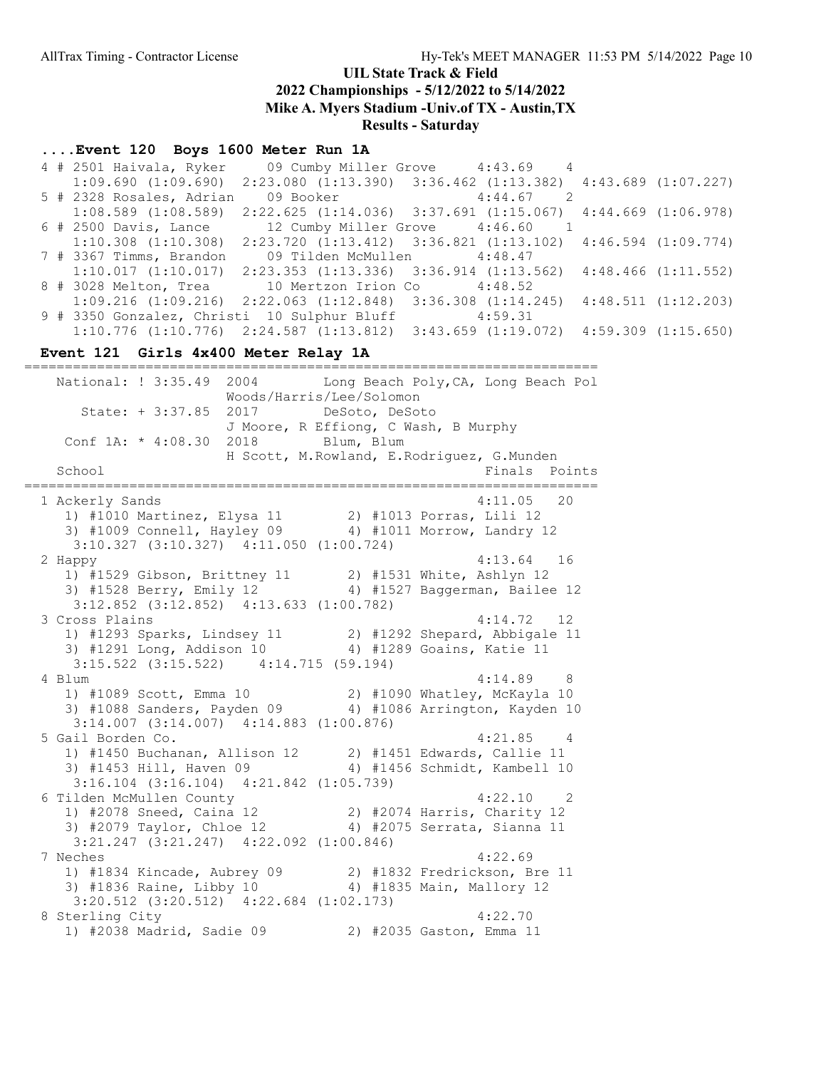# UIL State Track & Field

## 2022 Championships - 5/12/2022 to 5/14/2022

## Mike A. Myers Stadium -Univ.of TX - Austin,TX

## Results - Saturday

### ....Event 120 Boys 1600 Meter Run 1A

```
  4 # 2501 Haivala, Ryker     09 Cumby Miller Grove     4:43.69   4
     1:09.690 (1:09.690)  2:23.080 (1:13.390)  3:36.462 (1:13.382)  4:43.689 (1:07.227)
  5 # 2328 Rosales, Adrian    09 Booker                 4:44.67   2
     1:08.589 (1:08.589)  2:22.625 (1:14.036)  3:37.691 (1:15.067)  4:44.669 (1:06.978)
  6 # 2500 Davis, Lance       12 Cumby Miller Grove     4:46.60   1
     1:10.308 (1:10.308)  2:23.720 (1:13.412)  3:36.821 (1:13.102)  4:46.594 (1:09.774)
  7 # 3367 Timms, Brandon     09 Tilden McMullen        4:48.47
     1:10.017 (1:10.017)  2:23.353 (1:13.336)  3:36.914 (1:13.562)  4:48.466 (1:11.552)
  8 # 3028 Melton, Trea       10 Mertzon Irion Co       4:48.52
     1:09.216 (1:09.216)  2:22.063 (1:12.848)  3:36.308 (1:14.245)  4:48.511 (1:12.203)
  9 # 3350 Gonzalez, Christi  10 Sulphur Bluff          4:59.31
     1:10.776 (1:10.776)  2:24.587 (1:13.812)  3:43.659 (1:19.072)  4:59.309 (1:15.650)
```

### Event 121 Girls 4x400 Meter Relay 1A

```
=======================================================================
   National: ! 3:35.49  2004        Long Beach Poly,CA, Long Beach Pol
                        Woods/Harris/Lee/Solomon
      State: + 3:37.85  2017        DeSoto, DeSoto
                        J Moore, R Effiong, C Wash, B Murphy
    Conf 1A: * 4:08.30  2018        Blum, Blum
                        H Scott, M.Rowland, E.Rodriguez, G.Munden
   School                                              Finals  Points
=======================================================================
  1 Ackerly Sands                                     4:11.05   20
     1) #1010 Martinez, Elysa 11        2) #1013 Porras, Lili 12
     3) #1009 Connell, Hayley 09        4) #1011 Morrow, Landry 12
     3:10.327 (3:10.327)  4:11.050 (1:00.724)
  2 Happy                                             4:13.64   16
     1) #1529 Gibson, Brittney 11       2) #1531 White, Ashlyn 12
     3) #1528 Berry, Emily 12           4) #1527 Baggerman, Bailee 12
     3:12.852 (3:12.852)  4:13.633 (1:00.782)
  3 Cross Plains                                      4:14.72   12
     1) #1293 Sparks, Lindsey 11        2) #1292 Shepard, Abbigale 11
     3) #1291 Long, Addison 10          4) #1289 Goains, Katie 11
     3:15.522 (3:15.522)  4:14.715 (59.194)
  4 Blum                                              4:14.89    8
     1) #1089 Scott, Emma 10            2) #1090 Whatley, McKayla 10
     3) #1088 Sanders, Payden 09        4) #1086 Arrington, Kayden 10
     3:14.007 (3:14.007)  4:14.883 (1:00.876)
  5 Gail Borden Co.                                   4:21.85    4
     1) #1450 Buchanan, Allison 12      2) #1451 Edwards, Callie 11
     3) #1453 Hill, Haven 09            4) #1456 Schmidt, Kambell 10
     3:16.104 (3:16.104)  4:21.842 (1:05.739)
  6 Tilden McMullen County                            4:22.10    2
     1) #2078 Sneed, Caina 12           2) #2074 Harris, Charity 12
     3) #2079 Taylor, Chloe 12          4) #2075 Serrata, Sianna 11
     3:21.247 (3:21.247)  4:22.092 (1:00.846)
  7 Neches                                            4:22.69
     1) #1834 Kincade, Aubrey 09        2) #1832 Fredrickson, Bre 11
     3) #1836 Raine, Libby 10           4) #1835 Main, Mallory 12
     3:20.512 (3:20.512)  4:22.684 (1:02.173)
  8 Sterling City                                     4:22.70
     1) #2038 Madrid, Sadie 09          2) #2035 Gaston, Emma 11
```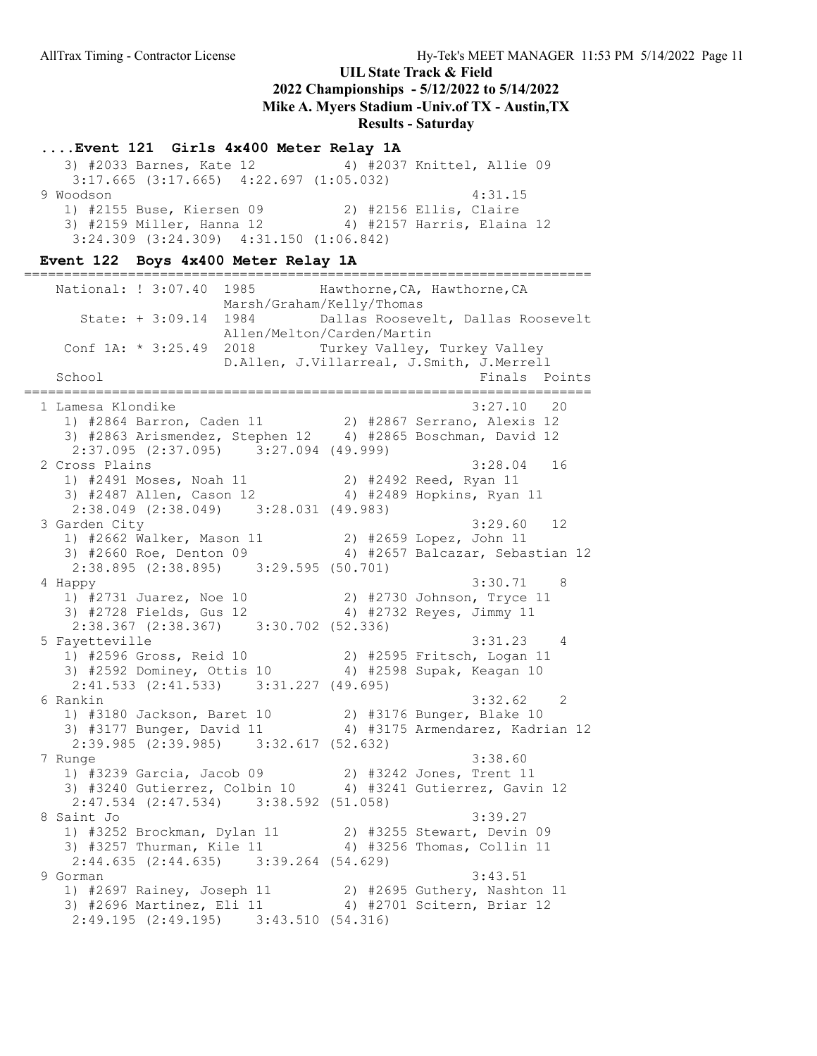UIL State Track & Field
2022 Championships - 5/12/2022 to 5/14/2022
Mike A. Myers Stadium -Univ.of TX - Austin,TX
Results - Saturday

## ....Event 121 Girls 4x400 Meter Relay 1A

```
   3) #2033 Barnes, Kate 12           4) #2037 Knittel, Allie 09
    3:17.665 (3:17.665)  4:22.697 (1:05.032)
 9 Woodson                                               4:31.15
   1) #2155 Buse, Kiersen 09          2) #2156 Ellis, Claire
   3) #2159 Miller, Hanna 12          4) #2157 Harris, Elaina 12
    3:24.309 (3:24.309)  4:31.150 (1:06.842)
```

## Event 122 Boys 4x400 Meter Relay 1A

```
=======================================================================
   National: ! 3:07.40  1985        Hawthorne,CA, Hawthorne,CA
                        Marsh/Graham/Kelly/Thomas
      State: + 3:09.14  1984        Dallas Roosevelt, Dallas Roosevelt
                        Allen/Melton/Carden/Martin
    Conf 1A: * 3:25.49  2018        Turkey Valley, Turkey Valley
                        D.Allen, J.Villarreal, J.Smith, J.Merrell
    School                                               Finals  Points
=======================================================================
  1 Lamesa Klondike                                     3:27.10   20
     1) #2864 Barron, Caden 11          2) #2867 Serrano, Alexis 12
     3) #2863 Arismendez, Stephen 12    4) #2865 Boschman, David 12
      2:37.095 (2:37.095)    3:27.094 (49.999)
  2 Cross Plains                                        3:28.04   16
     1) #2491 Moses, Noah 11            2) #2492 Reed, Ryan 11
     3) #2487 Allen, Cason 12           4) #2489 Hopkins, Ryan 11
      2:38.049 (2:38.049)    3:28.031 (49.983)
  3 Garden City                                         3:29.60   12
     1) #2662 Walker, Mason 11          2) #2659 Lopez, John 11
     3) #2660 Roe, Denton 09            4) #2657 Balcazar, Sebastian 12
      2:38.895 (2:38.895)    3:29.595 (50.701)
  4 Happy                                               3:30.71    8
     1) #2731 Juarez, Noe 10            2) #2730 Johnson, Tryce 11
     3) #2728 Fields, Gus 12            4) #2732 Reyes, Jimmy 11
      2:38.367 (2:38.367)    3:30.702 (52.336)
  5 Fayetteville                                        3:31.23    4
     1) #2596 Gross, Reid 10            2) #2595 Fritsch, Logan 11
     3) #2592 Dominey, Ottis 10         4) #2598 Supak, Keagan 10
      2:41.533 (2:41.533)    3:31.227 (49.695)
  6 Rankin                                              3:32.62    2
     1) #3180 Jackson, Baret 10         2) #3176 Bunger, Blake 10
     3) #3177 Bunger, David 11          4) #3175 Armendarez, Kadrian 12
      2:39.985 (2:39.985)    3:32.617 (52.632)
  7 Runge                                               3:38.60
     1) #3239 Garcia, Jacob 09          2) #3242 Jones, Trent 11
     3) #3240 Gutierrez, Colbin 10      4) #3241 Gutierrez, Gavin 12
      2:47.534 (2:47.534)    3:38.592 (51.058)
  8 Saint Jo                                            3:39.27
     1) #3252 Brockman, Dylan 11        2) #3255 Stewart, Devin 09
     3) #3257 Thurman, Kile 11          4) #3256 Thomas, Collin 11
      2:44.635 (2:44.635)    3:39.264 (54.629)
  9 Gorman                                              3:43.51
     1) #2697 Rainey, Joseph 11         2) #2695 Guthery, Nashton 11
     3) #2696 Martinez, Eli 11          4) #2701 Scitern, Briar 12
      2:49.195 (2:49.195)    3:43.510 (54.316)
```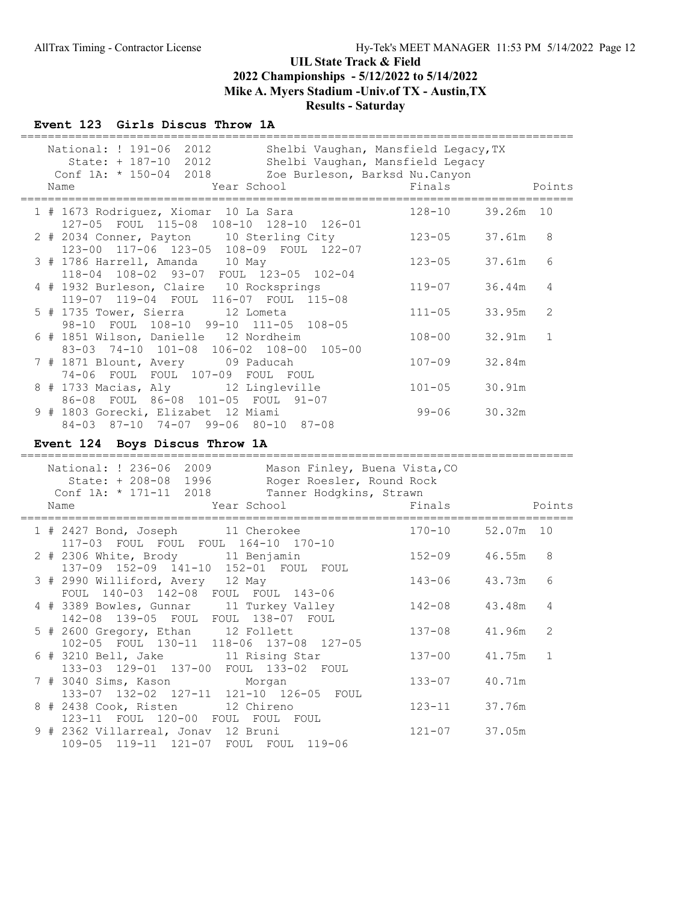# UIL State Track & Field
## 2022 Championships - 5/12/2022 to 5/14/2022
## Mike A. Myers Stadium -Univ.of TX - Austin,TX
## Results - Saturday

### Event 123 Girls Discus Throw 1A

National: ! 191-06 2012 Shelbi Vaughan, Mansfield Legacy,TX
State: + 187-10 2012 Shelbi Vaughan, Mansfield Legacy
Conf 1A: * 150-04 2018 Zoe Burleson, Barksd Nu.Canyon

| Place | Name | Year | School | Finals | | Points |
|---|---|---|---|---|---|---|
| 1 | # 1673 Rodriguez, Xiomar | 10 | La Sara | 128-10 | 39.26m | 10 |
| | 127-05 FOUL 115-08 108-10 128-10 126-01 | | | | | |
| 2 | # 2034 Conner, Payton | 10 | Sterling City | 123-05 | 37.61m | 8 |
| | 123-00 117-06 123-05 108-09 FOUL 122-07 | | | | | |
| 3 | # 1786 Harrell, Amanda | 10 | May | 123-05 | 37.61m | 6 |
| | 118-04 108-02 93-07 FOUL 123-05 102-04 | | | | | |
| 4 | # 1932 Burleson, Claire | 10 | Rocksprings | 119-07 | 36.44m | 4 |
| | 119-07 119-04 FOUL 116-07 FOUL 115-08 | | | | | |
| 5 | # 1735 Tower, Sierra | 12 | Lometa | 111-05 | 33.95m | 2 |
| | 98-10 FOUL 108-10 99-10 111-05 108-05 | | | | | |
| 6 | # 1851 Wilson, Danielle | 12 | Nordheim | 108-00 | 32.91m | 1 |
| | 83-03 74-10 101-08 106-02 108-00 105-00 | | | | | |
| 7 | # 1871 Blount, Avery | 09 | Paducah | 107-09 | 32.84m | |
| | 74-06 FOUL FOUL 107-09 FOUL FOUL | | | | | |
| 8 | # 1733 Macias, Aly | 12 | Lingleville | 101-05 | 30.91m | |
| | 86-08 FOUL 86-08 101-05 FOUL 91-07 | | | | | |
| 9 | # 1803 Gorecki, Elizabet | 12 | Miami | 99-06 | 30.32m | |
| | 84-03 87-10 74-07 99-06 80-10 87-08 | | | | | |

### Event 124 Boys Discus Throw 1A

National: ! 236-06 2009 Mason Finley, Buena Vista,CO
State: + 208-08 1996 Roger Roesler, Round Rock
Conf 1A: * 171-11 2018 Tanner Hodgkins, Strawn

| Place | Name | Year | School | Finals | | Points |
|---|---|---|---|---|---|---|
| 1 | # 2427 Bond, Joseph | 11 | Cherokee | 170-10 | 52.07m | 10 |
| | 117-03 FOUL FOUL FOUL 164-10 170-10 | | | | | |
| 2 | # 2306 White, Brody | 11 | Benjamin | 152-09 | 46.55m | 8 |
| | 137-09 152-09 141-10 152-01 FOUL FOUL | | | | | |
| 3 | # 2990 Williford, Avery | 12 | May | 143-06 | 43.73m | 6 |
| | FOUL 140-03 142-08 FOUL FOUL 143-06 | | | | | |
| 4 | # 3389 Bowles, Gunnar | 11 | Turkey Valley | 142-08 | 43.48m | 4 |
| | 142-08 139-05 FOUL FOUL 138-07 FOUL | | | | | |
| 5 | # 2600 Gregory, Ethan | 12 | Follett | 137-08 | 41.96m | 2 |
| | 102-05 FOUL 130-11 118-06 137-08 127-05 | | | | | |
| 6 | # 3210 Bell, Jake | 11 | Rising Star | 137-00 | 41.75m | 1 |
| | 133-03 129-01 137-00 FOUL 133-02 FOUL | | | | | |
| 7 | # 3040 Sims, Kason | | Morgan | 133-07 | 40.71m | |
| | 133-07 132-02 127-11 121-10 126-05 FOUL | | | | | |
| 8 | # 2438 Cook, Risten | 12 | Chireno | 123-11 | 37.76m | |
| | 123-11 FOUL 120-00 FOUL FOUL FOUL | | | | | |
| 9 | # 2362 Villarreal, Jonav | 12 | Bruni | 121-07 | 37.05m | |
| | 109-05 119-11 121-07 FOUL FOUL 119-06 | | | | | |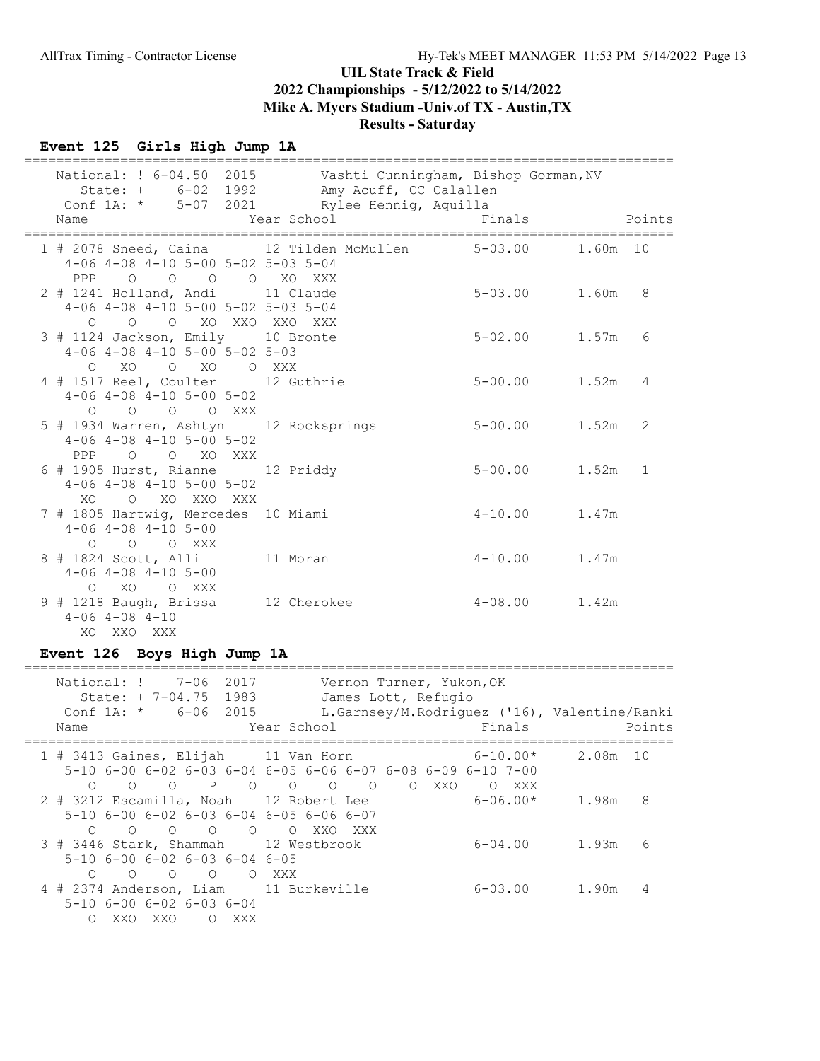# UIL State Track & Field
## 2022 Championships - 5/12/2022 to 5/14/2022
### Mike A. Myers Stadium -Univ.of TX - Austin,TX
### Results - Saturday

## Event 125 Girls High Jump 1A

```
=================================================================================
    National: ! 6-04.50  2015        Vashti Cunningham, Bishop Gorman,NV
       State: +    6-02  1992        Amy Acuff, CC Calallen
    Conf 1A: *    5-07  2021        Rylee Hennig, Aquilla
    Name                    Year School                  Finals             Points
=================================================================================
  1 # 2078 Sneed, Caina       12 Tilden McMullen        5-03.00     1.60m  10
      4-06 4-08 4-10 5-00 5-02 5-03 5-04
       PPP    O    O    O    O   XO  XXX
  2 # 1241 Holland, Andi      11 Claude                 5-03.00     1.60m   8
      4-06 4-08 4-10 5-00 5-02 5-03 5-04
         O    O    O   XO  XXO  XXO  XXX
  3 # 1124 Jackson, Emily     10 Bronte                 5-02.00     1.57m   6
      4-06 4-08 4-10 5-00 5-02 5-03
         O   XO    O   XO    O  XXX
  4 # 1517 Reel, Coulter      12 Guthrie                5-00.00     1.52m   4
      4-06 4-08 4-10 5-00 5-02
         O    O    O    O  XXX
  5 # 1934 Warren, Ashtyn     12 Rocksprings            5-00.00     1.52m   2
      4-06 4-08 4-10 5-00 5-02
       PPP    O    O   XO  XXX
  6 # 1905 Hurst, Rianne      12 Priddy                 5-00.00     1.52m   1
      4-06 4-08 4-10 5-00 5-02
        XO    O   XO  XXO  XXX
  7 # 1805 Hartwig, Mercedes  10 Miami                  4-10.00     1.47m
      4-06 4-08 4-10 5-00
         O    O    O  XXX
  8 # 1824 Scott, Alli        11 Moran                  4-10.00     1.47m
      4-06 4-08 4-10 5-00
         O   XO    O  XXX
  9 # 1218 Baugh, Brissa      12 Cherokee               4-08.00     1.42m
      4-06 4-08 4-10
        XO  XXO  XXX
```

## Event 126 Boys High Jump 1A

```
=================================================================================
    National: !    7-06  2017        Vernon Turner, Yukon,OK
       State: + 7-04.75  1983        James Lott, Refugio
    Conf 1A: *    6-06  2015        L.Garnsey/M.Rodriguez ('16), Valentine/Ranki
    Name                    Year School                  Finals             Points
=================================================================================
  1 # 3413 Gaines, Elijah     11 Van Horn               6-10.00*    2.08m  10
      5-10 6-00 6-02 6-03 6-04 6-05 6-06 6-07 6-08 6-09 6-10 7-00
         O    O    O    P    O    O    O    O    O  XXO    O  XXX
  2 # 3212 Escamilla, Noah    12 Robert Lee             6-06.00*    1.98m   8
      5-10 6-00 6-02 6-03 6-04 6-05 6-06 6-07
         O    O    O    O    O    O  XXO  XXX
  3 # 3446 Stark, Shammah     12 Westbrook              6-04.00     1.93m   6
      5-10 6-00 6-02 6-03 6-04 6-05
         O    O    O    O    O  XXX
  4 # 2374 Anderson, Liam     11 Burkeville             6-03.00     1.90m   4
      5-10 6-00 6-02 6-03 6-04
         O  XXO  XXO    O  XXX
```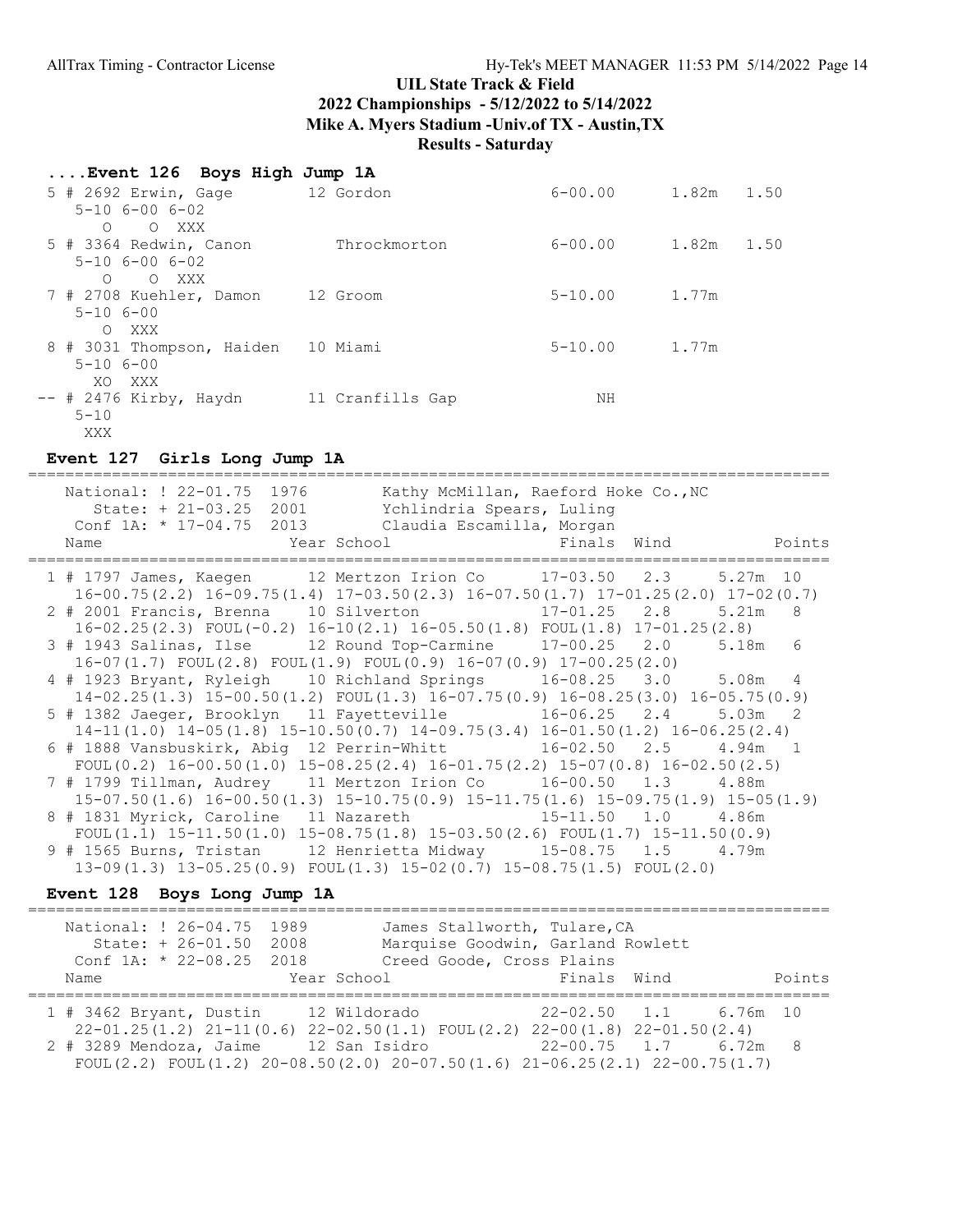## UIL State Track & Field
## 2022 Championships - 5/12/2022 to 5/14/2022
## Mike A. Myers Stadium -Univ.of TX - Austin,TX
## Results - Saturday

### ....Event 126 Boys High Jump 1A

```
  5 # 2692 Erwin, Gage          12 Gordon                 6-00.00      1.82m   1.50
     5-10 6-00 6-02
       O    O  XXX
  5 # 3364 Redwin, Canon          Throckmorton            6-00.00      1.82m   1.50
     5-10 6-00 6-02
       O    O  XXX
  7 # 2708 Kuehler, Damon       12 Groom                  5-10.00      1.77m
     5-10 6-00
       O  XXX
  8 # 3031 Thompson, Haiden     10 Miami                  5-10.00      1.77m
     5-10 6-00
      XO  XXX
 -- # 2476 Kirby, Haydn         11 Cranfills Gap               NH
     5-10
      XXX
```

### Event 127 Girls Long Jump 1A

```
=======================================================================================
    National: ! 22-01.75  1976        Kathy McMillan, Raeford Hoke Co.,NC
       State: + 21-03.25  2001        Ychlindria Spears, Luling
    Conf 1A: * 17-04.75  2013        Claudia Escamilla, Morgan
    Name                    Year School                   Finals  Wind            Points
=======================================================================================
  1 # 1797 James, Kaegen      12 Mertzon Irion Co      17-03.50   2.3     5.27m  10
    16-00.75(2.2) 16-09.75(1.4) 17-03.50(2.3) 16-07.50(1.7) 17-01.25(2.0) 17-02(0.7)
  2 # 2001 Francis, Brenna    10 Silverton             17-01.25   2.8     5.21m   8
    16-02.25(2.3) FOUL(-0.2) 16-10(2.1) 16-05.50(1.8) FOUL(1.8) 17-01.25(2.8)
  3 # 1943 Salinas, Ilse      12 Round Top-Carmine     17-00.25   2.0     5.18m   6
    16-07(1.7) FOUL(2.8) FOUL(1.9) FOUL(0.9) 16-07(0.9) 17-00.25(2.0)
  4 # 1923 Bryant, Ryleigh    10 Richland Springs      16-08.25   3.0     5.08m   4
    14-02.25(1.3) 15-00.50(1.2) FOUL(1.2) 16-07.75(0.9) 16-08.25(3.0) 16-05.75(0.9)
  5 # 1382 Jaeger, Brooklyn   11 Fayetteville          16-06.25   2.4     5.03m   2
    14-11(1.0) 14-05(1.8) 15-10.50(0.7) 14-09.75(3.4) 16-01.50(1.2) 16-06.25(2.4)
  6 # 1888 Vansbuskirk, Abig  12 Perrin-Whitt          16-02.50   2.5     4.94m   1
    FOUL(0.2) 16-00.50(1.0) 15-08.25(2.4) 16-01.75(2.2) 15-07(0.8) 16-02.50(2.5)
  7 # 1799 Tillman, Audrey    11 Mertzon Irion Co      16-00.50   1.3     4.88m
    15-07.50(1.6) 16-00.50(1.3) 15-10.75(0.9) 15-11.75(1.6) 15-09.75(1.9) 15-05(1.9)
  8 # 1831 Myrick, Caroline   11 Nazareth              15-11.50   1.0     4.86m
    FOUL(1.1) 15-11.50(1.0) 15-08.75(1.8) 15-03.50(2.6) FOUL(1.7) 15-11.50(0.9)
  9 # 1565 Burns, Tristan     12 Henrietta Midway      15-08.75   1.5     4.79m
    13-09(1.3) 13-05.25(0.9) FOUL(1.3) 15-02(0.7) 15-08.75(1.5) FOUL(2.0)
```

### Event 128 Boys Long Jump 1A

```
=======================================================================================
    National: ! 26-04.75  1989        James Stallworth, Tulare,CA
       State: + 26-01.50  2008        Marquise Goodwin, Garland Rowlett
    Conf 1A: * 22-08.25  2018        Creed Goode, Cross Plains
    Name                    Year School                   Finals  Wind            Points
=======================================================================================
  1 # 3462 Bryant, Dustin     12 Wildorado             22-02.50   1.1     6.76m  10
    22-01.25(1.2) 21-11(0.6) 22-02.50(1.1) FOUL(2.2) 22-00(1.8) 22-01.50(2.4)
  2 # 3289 Mendoza, Jaime     12 San Isidro            22-00.75   1.7     6.72m   8
    FOUL(2.2) FOUL(1.2) 20-08.50(2.0) 20-07.50(1.6) 21-06.25(2.1) 22-00.75(1.7)
```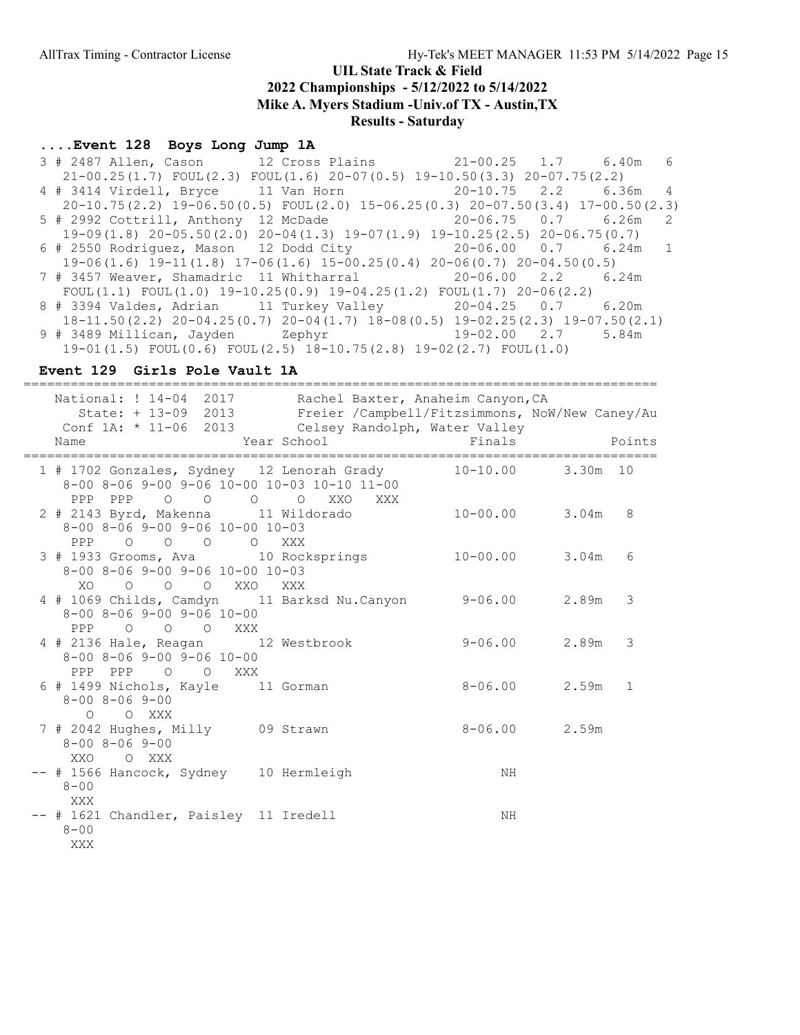## UIL State Track & Field
## 2022 Championships - 5/12/2022 to 5/14/2022
## Mike A. Myers Stadium -Univ.of TX - Austin,TX
## Results - Saturday

### ....Event 128 Boys Long Jump 1A

```
  3 # 2487 Allen, Cason       12 Cross Plains          21-00.25  1.7     6.40m   6
     21-00.25(1.7) FOUL(2.3) FOUL(1.6) 20-07(0.5) 19-10.50(3.3) 20-07.75(2.2)
  4 # 3414 Virdell, Bryce     11 Van Horn              20-10.75  2.2     6.36m   4
     20-10.75(2.2) 19-06.50(0.5) FOUL(2.0) 15-06.25(0.3) 20-07.50(3.4) 17-00.50(2.3)
  5 # 2992 Cottrill, Anthony  12 McDade                20-06.75  0.7     6.26m   2
     19-09(1.8) 20-05.50(2.0) 20-04(1.3) 19-07(1.9) 19-10.25(2.5) 20-06.75(0.7)
  6 # 2550 Rodriguez, Mason   12 Dodd City             20-06.00  0.7     6.24m   1
     19-06(1.6) 19-11(1.8) 17-06(1.6) 15-00.25(0.4) 20-06(0.7) 20-04.50(0.5)
  7 # 3457 Weaver, Shamadric  11 Whitharral            20-06.00  2.2     6.24m
     FOUL(1.1) FOUL(1.0) 19-10.25(0.9) 19-04.25(1.2) FOUL(1.7) 20-06(2.2)
  8 # 3394 Valdes, Adrian     11 Turkey Valley         20-04.25  0.7     6.20m
     18-11.50(2.2) 20-04.25(0.7) 20-04(1.7) 18-08(0.5) 19-02.25(2.3) 19-07.50(2.1)
  9 # 3489 Millican, Jayden      Zephyr                19-02.00  2.7     5.84m
     19-01(1.5) FOUL(0.6) FOUL(2.5) 18-10.75(2.8) 19-02(2.7) FOUL(1.0)
```

### Event 129 Girls Pole Vault 1A

```
===============================================================================
    National: ! 14-04  2017        Rachel Baxter, Anaheim Canyon,CA
       State: + 13-09  2013        Freier /Campbell/Fitzsimmons, NoW/New Caney/Au
    Conf 1A: * 11-06  2013        Celsey Randolph, Water Valley
    Name                    Year School                 Finals              Points
===============================================================================
  1 # 1702 Gonzales, Sydney   12 Lenorah Grady          10-10.00      3.30m  10
      8-00 8-06 9-00 9-06 10-00 10-03 10-10 11-00
      PPP  PPP   O    O    O     O    XXO   XXX
  2 # 2143 Byrd, Makenna      11 Wildorado              10-00.00      3.04m   8
      8-00 8-06 9-00 9-06 10-00 10-03
      PPP   O    O    O    O    XXX
  3 # 1933 Grooms, Ava        10 Rocksprings            10-00.00      3.04m   6
      8-00 8-06 9-00 9-06 10-00 10-03
       XO   O    O    O   XXO   XXX
  4 # 1069 Childs, Camdyn     11 Barksd Nu.Canyon        9-06.00      2.89m   3
      8-00 8-06 9-00 9-06 10-00
      PPP   O    O    O   XXX
  4 # 2136 Hale, Reagan       12 Westbrook               9-06.00      2.89m   3
      8-00 8-06 9-00 9-06 10-00
      PPP  PPP   O    O   XXX
  6 # 1499 Nichols, Kayle     11 Gorman                  8-06.00      2.59m   1
      8-00 8-06 9-00
        O    O  XXX
  7 # 2042 Hughes, Milly      09 Strawn                  8-06.00      2.59m
      8-00 8-06 9-00
      XXO    O  XXX
 -- # 1566 Hancock, Sydney    10 Hermleigh                    NH
      8-00
      XXX
 -- # 1621 Chandler, Paisley  11 Iredell                      NH
      8-00
      XXX
```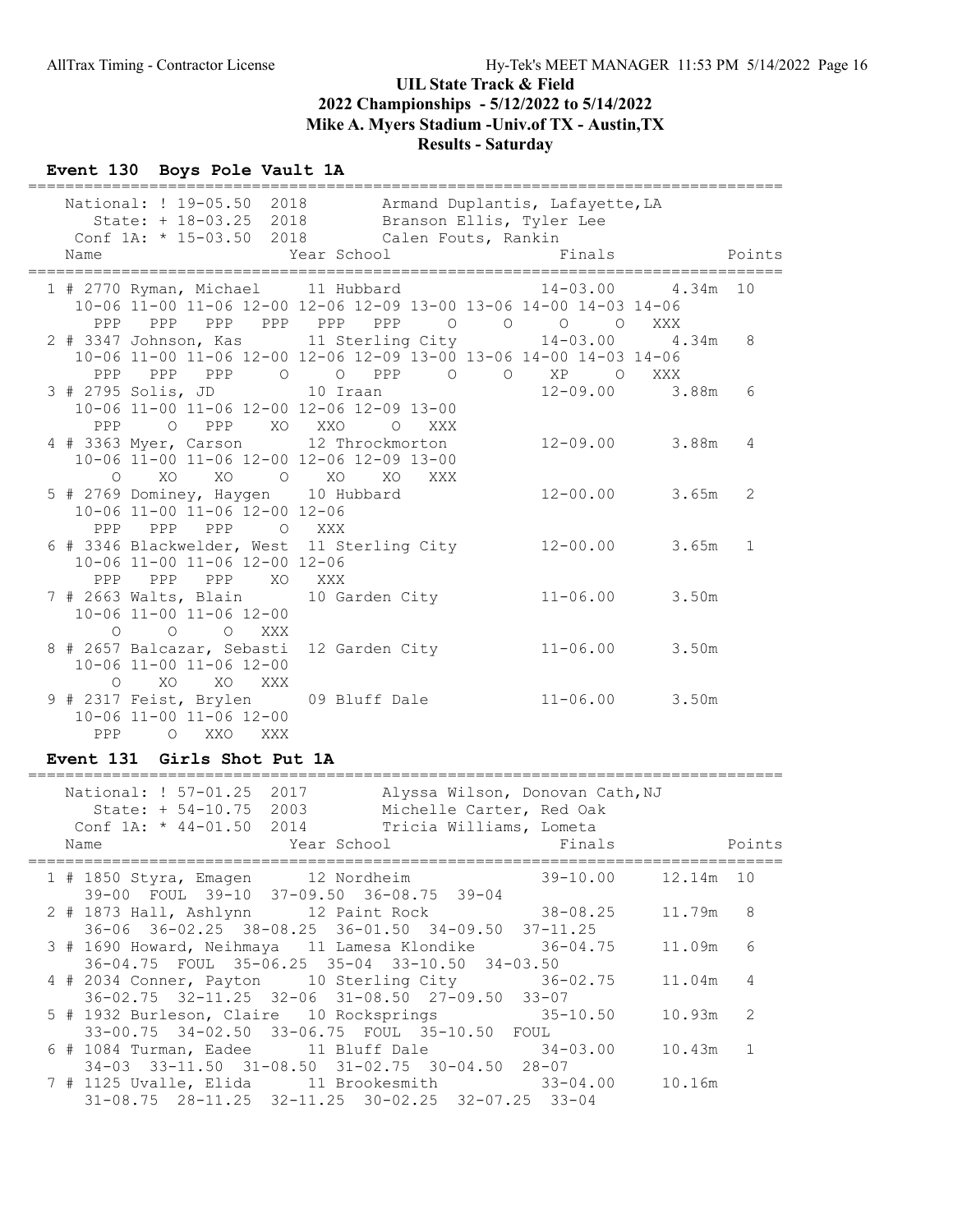# UIL State Track & Field
## 2022 Championships - 5/12/2022 to 5/14/2022
## Mike A. Myers Stadium -Univ.of TX - Austin,TX
## Results - Saturday

### Event 130 Boys Pole Vault 1A

```
================================================================================
    National: ! 19-05.50  2018        Armand Duplantis, Lafayette,LA
       State: + 18-03.25  2018        Branson Ellis, Tyler Lee
    Conf 1A: * 15-03.50  2018        Calen Fouts, Rankin
    Name                    Year School                 Finals            Points
================================================================================
  1 # 2770 Ryman, Michael     11 Hubbard              14-03.00     4.34m  10
     10-06 11-00 11-06 12-00 12-06 12-09 13-00 13-06 14-00 14-03 14-06
       PPP   PPP   PPP   PPP   PPP   PPP     O     O     O     O   XXX
  2 # 3347 Johnson, Kas       11 Sterling City        14-03.00     4.34m   8
     10-06 11-00 11-06 12-00 12-06 12-09 13-00 13-06 14-00 14-03 14-06
       PPP   PPP   PPP     O     O   PPP     O     O    XP     O   XXX
  3 # 2795 Solis, JD          10 Iraan                12-09.00     3.88m   6
     10-06 11-00 11-06 12-00 12-06 12-09 13-00
       PPP     O   PPP    XO   XXO     O   XXX
  4 # 3363 Myer, Carson       12 Throckmorton         12-09.00     3.88m   4
     10-06 11-00 11-06 12-00 12-06 12-09 13-00
         O    XO    XO     O    XO    XO   XXX
  5 # 2769 Dominey, Haygen    10 Hubbard              12-00.00     3.65m   2
     10-06 11-00 11-06 12-00 12-06
       PPP   PPP   PPP     O   XXX
  6 # 3346 Blackwelder, West  11 Sterling City        12-00.00     3.65m   1
     10-06 11-00 11-06 12-00 12-06
       PPP   PPP   PPP    XO   XXX
  7 # 2663 Walts, Blain       10 Garden City          11-06.00     3.50m
     10-06 11-00 11-06 12-00
         O     O     O   XXX
  8 # 2657 Balcazar, Sebasti  12 Garden City          11-06.00     3.50m
     10-06 11-00 11-06 12-00
         O    XO    XO   XXX
  9 # 2317 Feist, Brylen      09 Bluff Dale           11-06.00     3.50m
     10-06 11-00 11-06 12-00
       PPP     O   XXO   XXX
```

### Event 131 Girls Shot Put 1A

```
================================================================================
    National: ! 57-01.25  2017        Alyssa Wilson, Donovan Cath,NJ
       State: + 54-10.75  2003        Michelle Carter, Red Oak
    Conf 1A: * 44-01.50  2014        Tricia Williams, Lometa
    Name                    Year School                 Finals            Points
================================================================================
  1 # 1850 Styra, Emagen      12 Nordheim             39-10.00    12.14m  10
     39-00  FOUL  39-10  37-09.50  36-08.75  39-04
  2 # 1873 Hall, Ashlynn      12 Paint Rock           38-08.25    11.79m   8
     36-06  36-02.25  38-08.25  36-01.50  34-09.50  37-11.25
  3 # 1690 Howard, Neihmaya   11 Lamesa Klondike      36-04.75    11.09m   6
     36-04.75  FOUL  35-06.25  35-04  33-10.50  34-03.50
  4 # 2034 Conner, Payton     10 Sterling City        36-02.75    11.04m   4
     36-02.75  32-11.25  32-06  31-08.50  27-09.50  33-07
  5 # 1932 Burleson, Claire   10 Rocksprings          35-10.50    10.93m   2
     33-00.75  34-02.50  33-06.75  FOUL  35-10.50  FOUL
  6 # 1084 Turman, Eadee      11 Bluff Dale           34-03.00    10.43m   1
     34-03  33-11.50  31-08.50  31-02.75  30-04.50  28-07
  7 # 1125 Uvalle, Elida      11 Brookesmith          33-04.00    10.16m
     31-08.75  28-11.25  32-11.25  30-02.25  32-07.25  33-04
```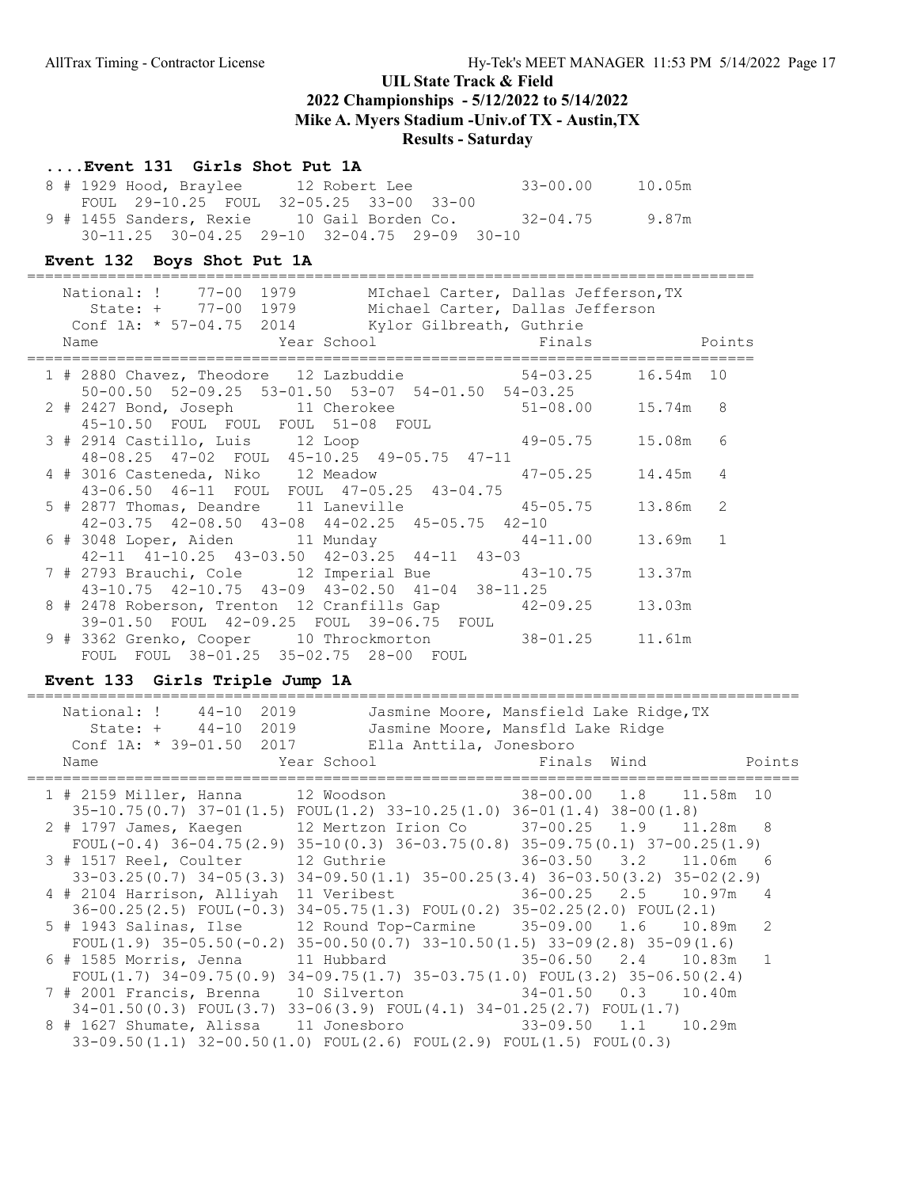## UIL State Track & Field
## 2022 Championships - 5/12/2022 to 5/14/2022
## Mike A. Myers Stadium -Univ.of TX - Austin,TX
## Results - Saturday

### ....Event 131 Girls Shot Put 1A

```
  8 # 1929 Hood, Braylee       12 Robert Lee            33-00.00     10.05m
      FOUL  29-10.25  FOUL  32-05.25  33-00  33-00
  9 # 1455 Sanders, Rexie      10 Gail Borden Co.       32-04.75      9.87m
      30-11.25  30-04.25  29-10  32-04.75  29-09  30-10
```

### Event 132 Boys Shot Put 1A

```
===============================================================================
    National: !    77-00  1979       MIchael Carter, Dallas Jefferson,TX
       State: +    77-00  1979       Michael Carter, Dallas Jefferson
    Conf 1A: * 57-04.75  2014        Kylor Gilbreath, Guthrie
    Name                    Year School                 Finals            Points
===============================================================================
  1 # 2880 Chavez, Theodore   12 Lazbuddie              54-03.25     16.54m  10
      50-00.50  52-09.25  53-01.50  53-07  54-01.50  54-03.25
  2 # 2427 Bond, Joseph       11 Cherokee               51-08.00     15.74m   8
      45-10.50  FOUL  FOUL  FOUL  51-08  FOUL
  3 # 2914 Castillo, Luis     12 Loop                   49-05.75     15.08m   6
      48-08.25  47-02  FOUL  45-10.25  49-05.75  47-11
  4 # 3016 Casteneda, Niko    12 Meadow                 47-05.25     14.45m   4
      43-06.50  46-11  FOUL  FOUL  47-05.25  43-04.75
  5 # 2877 Thomas, Deandre    11 Laneville              45-05.75     13.86m   2
      42-03.75  42-08.50  43-08  44-02.25  45-05.75  42-10
  6 # 3048 Loper, Aiden       11 Munday                 44-11.00     13.69m   1
      42-11  41-10.25  43-03.50  42-03.25  44-11  43-03
  7 # 2793 Brauchi, Cole      12 Imperial Bue           43-10.75     13.37m
      43-10.75  42-10.75  43-09  43-02.50  41-04  38-11.25
  8 # 2478 Roberson, Trenton  12 Cranfills Gap          42-09.25     13.03m
      39-01.50  FOUL  42-09.25  FOUL  39-06.75  FOUL
  9 # 3362 Grenko, Cooper     10 Throckmorton           38-01.25     11.61m
      FOUL  FOUL  38-01.25  35-02.75  28-00  FOUL
```

### Event 133 Girls Triple Jump 1A

```
=====================================================================================
    National: !    44-10  2019       Jasmine Moore, Mansfield Lake Ridge,TX
       State: +    44-10  2019       Jasmine Moore, Mansfld Lake Ridge
    Conf 1A: * 39-01.50  2017        Ella Anttila, Jonesboro
    Name                    Year School                 Finals  Wind             Points
=====================================================================================
  1 # 2159 Miller, Hanna      12 Woodson                38-00.00   1.8   11.58m  10
      35-10.75(0.7) 37-01(1.5) FOUL(1.2) 33-10.25(1.0) 36-01(1.4) 38-00(1.8)
  2 # 1797 James, Kaegen      12 Mertzon Irion Co       37-00.25   1.9   11.28m   8
      FOUL(-0.4) 36-04.75(2.9) 35-10(0.3) 36-03.75(0.8) 35-09.75(0.1) 37-00.25(1.9)
  3 # 1517 Reel, Coulter      12 Guthrie                36-03.50   3.2   11.06m   6
      33-03.25(0.7) 34-05(3.3) 34-09.50(1.1) 35-00.25(3.4) 36-03.50(3.2) 35-02(2.9)
  4 # 2104 Harrison, Alliyah  11 Veribest               36-00.25   2.5   10.97m   4
      36-00.25(2.5) FOUL(-0.3) 34-05.75(1.3) FOUL(0.2) 35-02.25(2.0) FOUL(2.1)
  5 # 1943 Salinas, Ilse      12 Round Top-Carmine      35-09.00   1.6   10.89m   2
      FOUL(1.9) 35-05.50(-0.2) 35-00.50(0.7) 33-10.50(1.5) 33-09(2.8) 35-09(1.6)
  6 # 1585 Morris, Jenna      11 Hubbard                35-06.50   2.4   10.83m   1
      FOUL(1.7) 34-09.75(0.9) 34-09.75(1.7) 35-03.75(1.0) FOUL(3.2) 35-06.50(2.4)
  7 # 2001 Francis, Brenna    10 Silverton              34-01.50   0.3   10.40m
      34-01.50(0.3) FOUL(3.7) 33-06(3.9) FOUL(4.1) 34-01.25(2.7) FOUL(1.7)
  8 # 1627 Shumate, Alissa    11 Jonesboro              33-09.50   1.1   10.29m
      33-09.50(1.1) 32-00.50(1.0) FOUL(2.6) FOUL(2.9) FOUL(1.5) FOUL(0.3)
```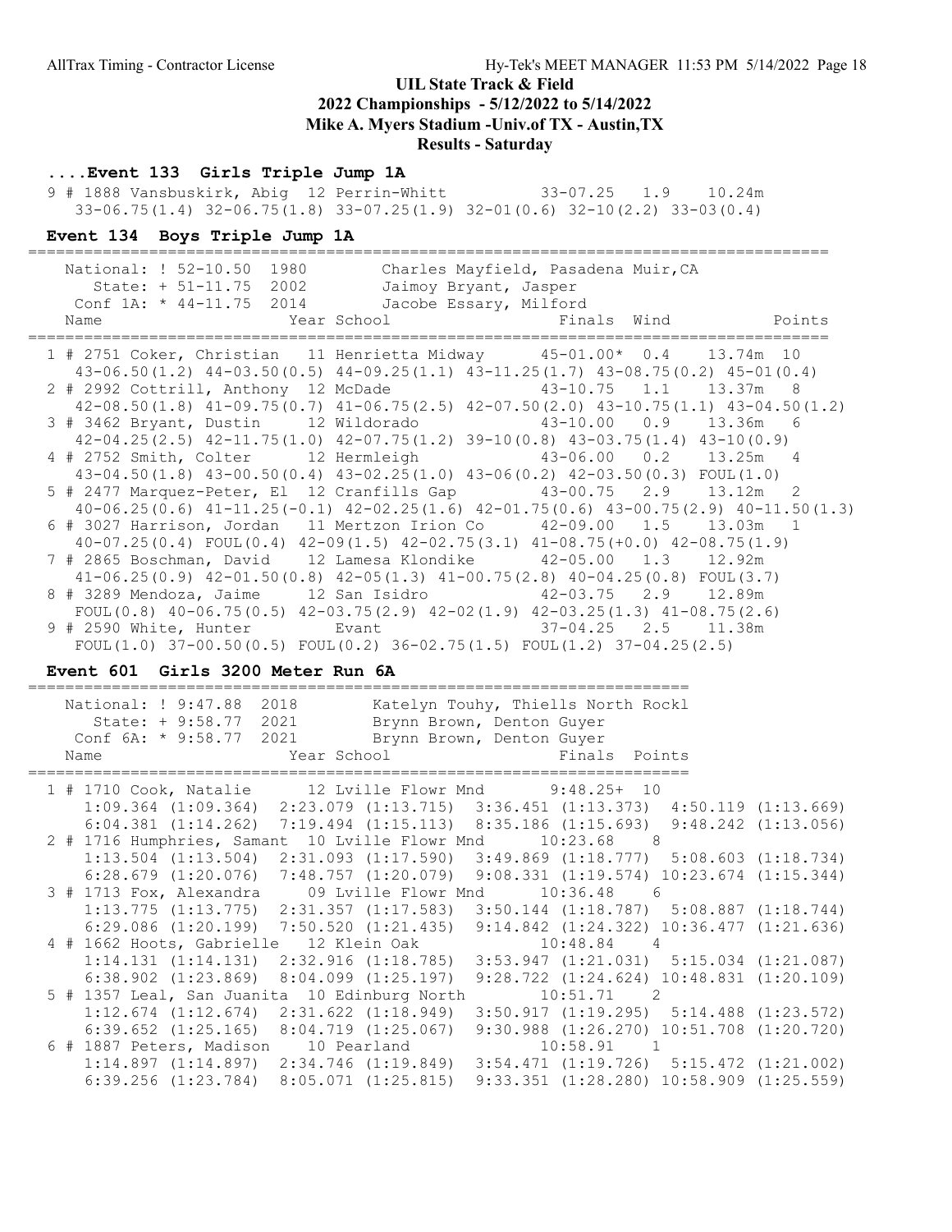UIL State Track & Field
2022 Championships - 5/12/2022 to 5/14/2022
Mike A. Myers Stadium -Univ.of TX - Austin,TX
Results - Saturday

### ....Event 133 Girls Triple Jump 1A

```
  9 # 1888 Vansbuskirk, Abig  12 Perrin-Whitt         33-07.25   1.9    10.24m
    33-06.75(1.4) 32-06.75(1.8) 33-07.25(1.9) 32-01(0.6) 32-10(2.2) 33-03(0.4)
```

### Event 134 Boys Triple Jump 1A

```
=======================================================================================
    National: ! 52-10.50  1980        Charles Mayfield, Pasadena Muir,CA
       State: + 51-11.75  2002        Jaimoy Bryant, Jasper
    Conf 1A: * 44-11.75  2014        Jacobe Essary, Milford
    Name                     Year School                  Finals  Wind            Points
=======================================================================================
  1 # 2751 Coker, Christian   11 Henrietta Midway      45-01.00*  0.4    13.74m  10
    43-06.50(1.2) 44-03.50(0.5) 44-09.25(1.1) 43-11.25(1.7) 43-08.75(0.2) 45-01(0.4)
  2 # 2992 Cottrill, Anthony  12 McDade                43-10.75   1.1    13.37m   8
    42-08.50(1.8) 41-09.75(0.7) 41-06.75(2.5) 42-07.50(2.0) 43-10.75(1.1) 43-04.50(1.2)
  3 # 3462 Bryant, Dustin     12 Wildorado             43-10.00   0.9    13.36m   6
    42-04.25(2.5) 42-11.75(1.0) 42-07.75(1.2) 39-10(0.8) 43-03.75(1.4) 43-10(0.9)
  4 # 2752 Smith, Colter      12 Hermleigh             43-06.00   0.2    13.25m   4
    43-04.50(1.8) 43-00.50(0.4) 43-02.25(1.0) 43-06(0.2) 42-03.50(0.3) FOUL(1.0)
  5 # 2477 Marquez-Peter, El  12 Cranfills Gap         43-00.75   2.9    13.12m   2
    40-06.25(0.6) 41-11.25(-0.1) 42-02.25(1.6) 42-01.75(0.6) 43-00.75(2.9) 40-11.50(1.3)
  6 # 3027 Harrison, Jordan   11 Mertzon Irion Co      42-09.00   1.5    13.03m   1
    40-07.25(0.4) FOUL(0.4) 42-09(1.5) 42-02.75(3.1) 41-08.75(+0.0) 42-08.75(1.9)
  7 # 2865 Boschman, David    12 Lamesa Klondike       42-05.00   1.3    12.92m
    41-06.25(0.9) 42-01.50(0.8) 42-05(1.3) 41-00.75(2.8) 40-04.25(0.8) FOUL(3.7)
  8 # 3289 Mendoza, Jaime     12 San Isidro            42-03.75   2.9    12.89m
    FOUL(0.8) 40-06.75(0.5) 42-03.75(2.9) 42-02(1.9) 42-03.25(1.3) 41-08.75(2.6)
  9 # 2590 White, Hunter         Evant                 37-04.25   2.5    11.38m
    FOUL(1.0) 37-00.50(0.5) FOUL(0.2) 36-02.75(1.5) FOUL(1.2) 37-04.25(2.5)
```

### Event 601 Girls 3200 Meter Run 6A

```
=====================================================================
    National: ! 9:47.88  2018        Katelyn Touhy, Thiells North Rockl
       State: + 9:58.77  2021        Brynn Brown, Denton Guyer
    Conf 6A: * 9:58.77  2021        Brynn Brown, Denton Guyer
    Name                     Year School                  Finals  Points
=====================================================================
  1 # 1710 Cook, Natalie      12 Lville Flowr Mnd       9:48.25+  10
      1:09.364 (1:09.364)  2:23.079 (1:13.715)  3:36.451 (1:13.373)  4:50.119 (1:13.669)
      6:04.381 (1:14.262)  7:19.494 (1:15.113)  8:35.186 (1:15.693)  9:48.242 (1:13.056)
  2 # 1716 Humphries, Samant  10 Lville Flowr Mnd      10:23.68    8
      1:13.504 (1:13.504)  2:31.093 (1:17.590)  3:49.869 (1:18.777)  5:08.603 (1:18.734)
      6:28.679 (1:20.076)  7:48.757 (1:20.079)  9:08.331 (1:19.574) 10:23.674 (1:15.344)
  3 # 1713 Fox, Alexandra     09 Lville Flowr Mnd      10:36.48    6
      1:13.775 (1:13.775)  2:31.357 (1:17.583)  3:50.144 (1:18.787)  5:08.887 (1:18.744)
      6:29.086 (1:20.199)  7:50.520 (1:21.435)  9:14.842 (1:24.322) 10:36.477 (1:21.636)
  4 # 1662 Hoots, Gabrielle   12 Klein Oak             10:48.84    4
      1:14.131 (1:14.131)  2:32.916 (1:18.785)  3:53.947 (1:21.031)  5:15.034 (1:21.087)
      6:38.902 (1:23.869)  8:04.099 (1:25.197)  9:28.722 (1:24.624) 10:48.831 (1:20.109)
  5 # 1357 Leal, San Juanita  10 Edinburg North        10:51.71    2
      1:12.674 (1:12.674)  2:31.622 (1:18.949)  3:50.917 (1:19.295)  5:14.488 (1:23.572)
      6:39.652 (1:25.165)  8:04.719 (1:25.067)  9:30.988 (1:26.270) 10:51.708 (1:20.720)
  6 # 1887 Peters, Madison    10 Pearland              10:58.91    1
      1:14.897 (1:14.897)  2:34.746 (1:19.849)  3:54.471 (1:19.726)  5:15.472 (1:21.002)
      6:39.256 (1:23.784)  8:05.071 (1:25.815)  9:33.351 (1:28.280) 10:58.909 (1:25.559)
```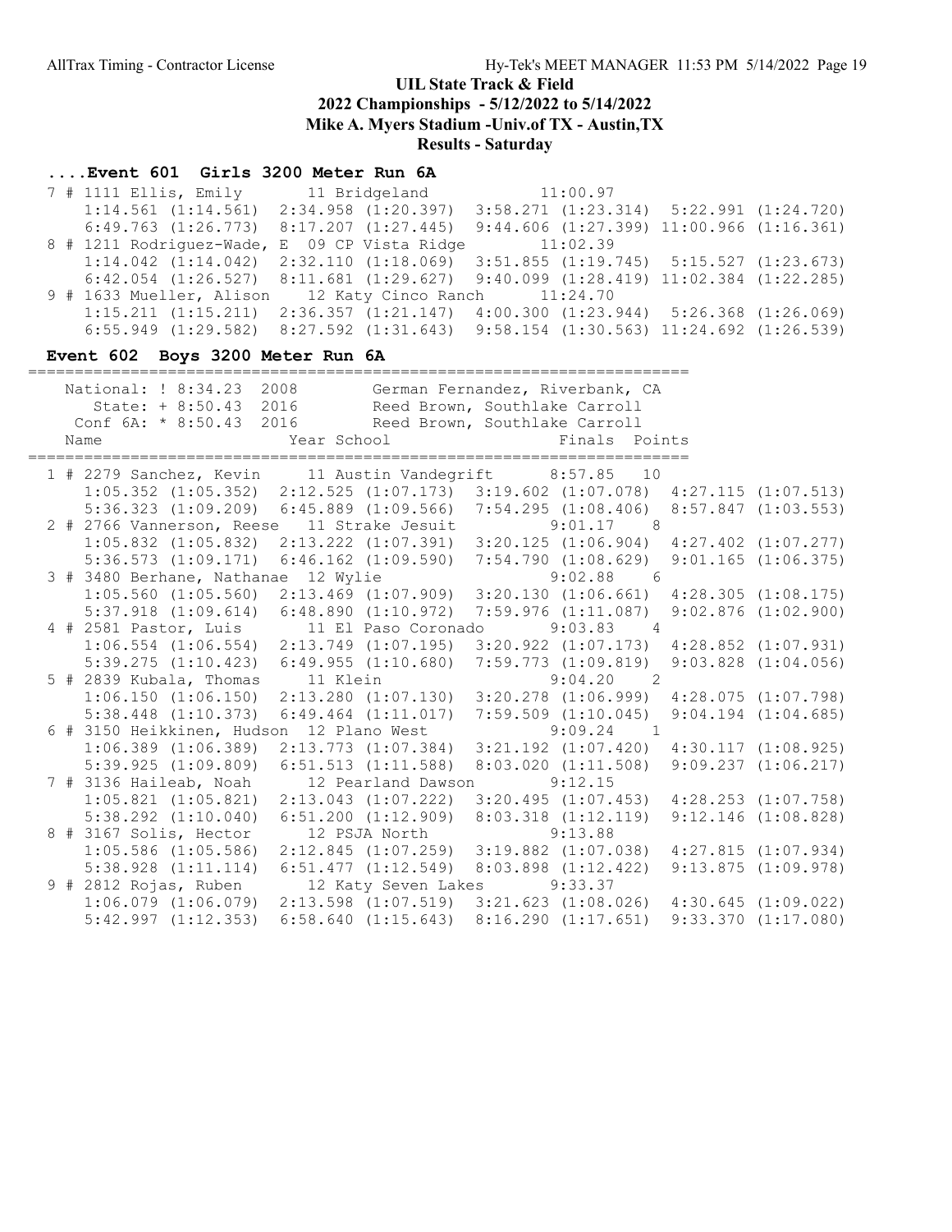# UIL State Track & Field

## 2022 Championships - 5/12/2022 to 5/14/2022

## Mike A. Myers Stadium -Univ.of TX - Austin,TX

## Results - Saturday

### ....Event 601 Girls 3200 Meter Run 6A

```
 7 # 1111 Ellis, Emily         11 Bridgeland              11:00.97
     1:14.561 (1:14.561)  2:34.958 (1:20.397)  3:58.271 (1:23.314)  5:22.991 (1:24.720)
     6:49.763 (1:26.773)  8:17.207 (1:27.445)  9:44.606 (1:27.399) 11:00.966 (1:16.361)
 8 # 1211 Rodriguez-Wade, E  09 CP Vista Ridge           11:02.39
     1:14.042 (1:14.042)  2:32.110 (1:18.069)  3:51.855 (1:19.745)  5:15.527 (1:23.673)
     6:42.054 (1:26.527)  8:11.681 (1:29.627)  9:40.099 (1:28.419) 11:02.384 (1:22.285)
 9 # 1633 Mueller, Alison     12 Katy Cinco Ranch        11:24.70
     1:15.211 (1:15.211)  2:36.357 (1:21.147)  4:00.300 (1:23.944)  5:26.368 (1:26.069)
     6:55.949 (1:29.582)  8:27.592 (1:31.643)  9:58.154 (1:30.563) 11:24.692 (1:26.539)
```

### Event 602 Boys 3200 Meter Run 6A

```
=======================================================================
   National: ! 8:34.23  2008        German Fernandez, Riverbank, CA
      State: + 8:50.43  2016        Reed Brown, Southlake Carroll
   Conf 6A: * 8:50.43  2016        Reed Brown, Southlake Carroll
   Name                    Year School                 Finals  Points
=======================================================================
 1 # 2279 Sanchez, Kevin      11 Austin Vandegrift      8:57.85   10
     1:05.352 (1:05.352)  2:12.525 (1:07.173)  3:19.602 (1:07.078)  4:27.115 (1:07.513)
     5:36.323 (1:09.209)  6:45.889 (1:09.566)  7:54.295 (1:08.406)  8:57.847 (1:03.553)
 2 # 2766 Vannerson, Reese   11 Strake Jesuit           9:01.17    8
     1:05.832 (1:05.832)  2:13.222 (1:07.391)  3:20.125 (1:06.904)  4:27.402 (1:07.277)
     5:36.573 (1:09.171)  6:46.162 (1:09.590)  7:54.790 (1:08.629)  9:01.165 (1:06.375)
 3 # 3480 Berhane, Nathanae  12 Wylie                   9:02.88    6
     1:05.560 (1:05.560)  2:13.469 (1:07.909)  3:20.130 (1:06.661)  4:28.305 (1:08.175)
     5:37.918 (1:09.614)  6:48.890 (1:10.972)  7:59.976 (1:11.087)  9:02.876 (1:02.900)
 4 # 2581 Pastor, Luis        11 El Paso Coronado        9:03.83    4
     1:06.554 (1:06.554)  2:13.749 (1:07.195)  3:20.922 (1:07.173)  4:28.852 (1:07.931)
     5:39.275 (1:10.423)  6:49.955 (1:10.680)  7:59.773 (1:09.819)  9:03.828 (1:04.056)
 5 # 2839 Kubala, Thomas     11 Klein                   9:04.20    2
     1:06.150 (1:06.150)  2:13.280 (1:07.130)  3:20.278 (1:06.999)  4:28.075 (1:07.798)
     5:38.448 (1:10.373)  6:49.464 (1:11.017)  7:59.509 (1:10.045)  9:04.194 (1:04.685)
 6 # 3150 Heikkinen, Hudson  12 Plano West              9:09.24    1
     1:06.389 (1:06.389)  2:13.773 (1:07.384)  3:21.192 (1:07.420)  4:30.117 (1:08.925)
     5:39.925 (1:09.809)  6:51.513 (1:11.588)  8:03.020 (1:11.508)  9:09.237 (1:06.217)
 7 # 3136 Haileab, Noah       12 Pearland Dawson         9:12.15
     1:05.821 (1:05.821)  2:13.043 (1:07.222)  3:20.495 (1:07.453)  4:28.253 (1:07.758)
     5:38.292 (1:10.040)  6:51.200 (1:12.909)  8:03.318 (1:12.119)  9:12.146 (1:08.828)
 8 # 3167 Solis, Hector       12 PSJA North              9:13.88
     1:05.586 (1:05.586)  2:12.845 (1:07.259)  3:19.882 (1:07.038)  4:27.815 (1:07.934)
     5:38.928 (1:11.114)  6:51.477 (1:12.549)  8:03.898 (1:12.422)  9:13.875 (1:09.978)
 9 # 2812 Rojas, Ruben        12 Katy Seven Lakes        9:33.37
     1:06.079 (1:06.079)  2:13.598 (1:07.519)  3:21.623 (1:08.026)  4:30.645 (1:09.022)
     5:42.997 (1:12.353)  6:58.640 (1:15.643)  8:16.290 (1:17.651)  9:33.370 (1:17.080)
```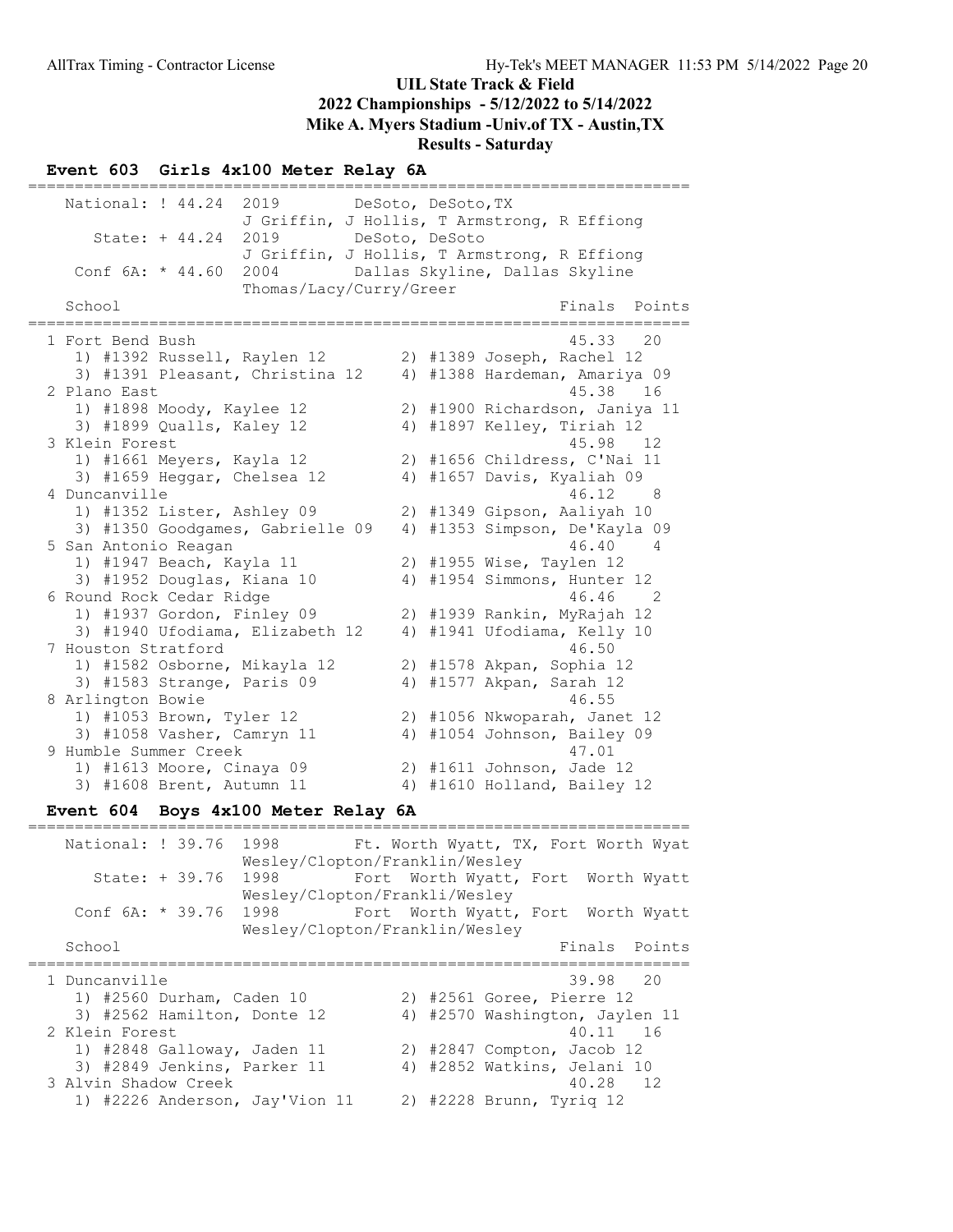# UIL State Track & Field
## 2022 Championships - 5/12/2022 to 5/14/2022
## Mike A. Myers Stadium -Univ.of TX - Austin,TX
## Results - Saturday

### Event 603 Girls 4x100 Meter Relay 6A

| Record | Time | Year | Team |
|---|---|---|---|
| National: ! | 44.24 | 2019 | DeSoto, DeSoto,TX — J Griffin, J Hollis, T Armstrong, R Effiong |
| State: + | 44.24 | 2019 | DeSoto, DeSoto — J Griffin, J Hollis, T Armstrong, R Effiong |
| Conf 6A: * | 44.60 | 2004 | Dallas Skyline, Dallas Skyline — Thomas/Lacy/Curry/Greer |

| Place | School | Finals | Points |
|---|---|---|---|
| 1 | Fort Bend Bush | 45.33 | 20 |
| | 1) #1392 Russell, Raylen 12; 2) #1389 Joseph, Rachel 12; 3) #1391 Pleasant, Christina 12; 4) #1388 Hardeman, Amariya 09 | | |
| 2 | Plano East | 45.38 | 16 |
| | 1) #1898 Moody, Kaylee 12; 2) #1900 Richardson, Janiya 11; 3) #1899 Qualls, Kaley 12; 4) #1897 Kelley, Tiriah 12 | | |
| 3 | Klein Forest | 45.98 | 12 |
| | 1) #1661 Meyers, Kayla 12; 2) #1656 Childress, C'Nai 11; 3) #1659 Heggar, Chelsea 12; 4) #1657 Davis, Kyaliah 09 | | |
| 4 | Duncanville | 46.12 | 8 |
| | 1) #1352 Lister, Ashley 09; 2) #1349 Gipson, Aaliyah 10; 3) #1350 Goodgames, Gabrielle 09; 4) #1353 Simpson, De'Kayla 09 | | |
| 5 | San Antonio Reagan | 46.40 | 4 |
| | 1) #1947 Beach, Kayla 11; 2) #1955 Wise, Taylen 12; 3) #1952 Douglas, Kiana 10; 4) #1954 Simmons, Hunter 12 | | |
| 6 | Round Rock Cedar Ridge | 46.46 | 2 |
| | 1) #1937 Gordon, Finley 09; 2) #1939 Rankin, MyRajah 12; 3) #1940 Ufodiama, Elizabeth 12; 4) #1941 Ufodiama, Kelly 10 | | |
| 7 | Houston Stratford | 46.50 | |
| | 1) #1582 Osborne, Mikayla 12; 2) #1578 Akpan, Sophia 12; 3) #1583 Strange, Paris 09; 4) #1577 Akpan, Sarah 12 | | |
| 8 | Arlington Bowie | 46.55 | |
| | 1) #1053 Brown, Tyler 12; 2) #1056 Nkwoparah, Janet 12; 3) #1058 Vasher, Camryn 11; 4) #1054 Johnson, Bailey 09 | | |
| 9 | Humble Summer Creek | 47.01 | |
| | 1) #1613 Moore, Cinaya 09; 2) #1611 Johnson, Jade 12; 3) #1608 Brent, Autumn 11; 4) #1610 Holland, Bailey 12 | | |

### Event 604 Boys 4x100 Meter Relay 6A

| Record | Time | Year | Team |
|---|---|---|---|
| National: ! | 39.76 | 1998 | Ft. Worth Wyatt, TX, Fort Worth Wyat — Wesley/Clopton/Franklin/Wesley |
| State: + | 39.76 | 1998 | Fort Worth Wyatt, Fort Worth Wyatt — Wesley/Clopton/Frankli/Wesley |
| Conf 6A: * | 39.76 | 1998 | Fort Worth Wyatt, Fort Worth Wyatt — Wesley/Clopton/Franklin/Wesley |

| Place | School | Finals | Points |
|---|---|---|---|
| 1 | Duncanville | 39.98 | 20 |
| | 1) #2560 Durham, Caden 10; 2) #2561 Goree, Pierre 12; 3) #2562 Hamilton, Donte 12; 4) #2570 Washington, Jaylen 11 | | |
| 2 | Klein Forest | 40.11 | 16 |
| | 1) #2848 Galloway, Jaden 11; 2) #2847 Compton, Jacob 12; 3) #2849 Jenkins, Parker 11; 4) #2852 Watkins, Jelani 10 | | |
| 3 | Alvin Shadow Creek | 40.28 | 12 |
| | 1) #2226 Anderson, Jay'Vion 11; 2) #2228 Brunn, Tyriq 12 | | |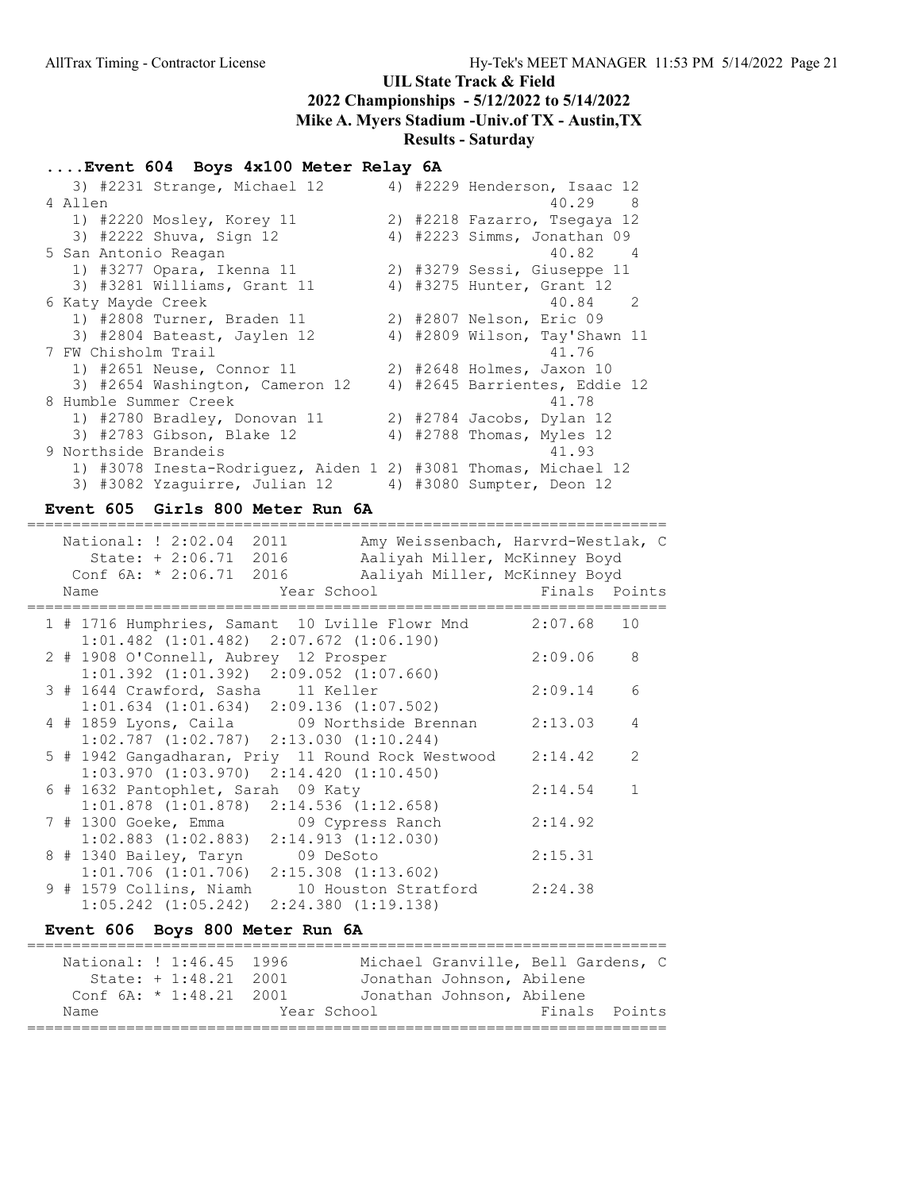## UIL State Track & Field
## 2022 Championships - 5/12/2022 to 5/14/2022
## Mike A. Myers Stadium -Univ.of TX - Austin,TX
## Results - Saturday

### ....Event 604 Boys 4x100 Meter Relay 6A

```
   3) #2231 Strange, Michael 12       4) #2229 Henderson, Isaac 12
 4 Allen                                            40.29    8
   1) #2220 Mosley, Korey 11          2) #2218 Fazarro, Tsegaya 12
   3) #2222 Shuva, Sign 12            4) #2223 Simms, Jonathan 09
 5 San Antonio Reagan                               40.82    4
   1) #3277 Opara, Ikenna 11          2) #3279 Sessi, Giuseppe 11
   3) #3281 Williams, Grant 11        4) #3275 Hunter, Grant 12
 6 Katy Mayde Creek                                 40.84    2
   1) #2808 Turner, Braden 11         2) #2807 Nelson, Eric 09
   3) #2804 Bateast, Jaylen 12        4) #2809 Wilson, Tay'Shawn 11
 7 FW Chisholm Trail                                41.76
   1) #2651 Neuse, Connor 11          2) #2648 Holmes, Jaxon 10
   3) #2654 Washington, Cameron 12    4) #2645 Barrientes, Eddie 12
 8 Humble Summer Creek                              41.78
   1) #2780 Bradley, Donovan 11       2) #2784 Jacobs, Dylan 12
   3) #2783 Gibson, Blake 12          4) #2788 Thomas, Myles 12
 9 Northside Brandeis                               41.93
   1) #3078 Inesta-Rodriguez, Aiden 1 2) #3081 Thomas, Michael 12
   3) #3082 Yzaguirre, Julian 12      4) #3080 Sumpter, Deon 12
```

### Event 605 Girls 800 Meter Run 6A

```
=======================================================================
    National: ! 2:02.04  2011        Amy Weissenbach, Harvrd-Westlak, C
       State: + 2:06.71  2016        Aaliyah Miller, McKinney Boyd
    Conf 6A: * 2:06.71  2016         Aaliyah Miller, McKinney Boyd
    Name                    Year School                Finals  Points
=======================================================================
  1 # 1716 Humphries, Samant  10 Lville Flowr Mnd      2:07.68   10
      1:01.482 (1:01.482)  2:07.672 (1:06.190)
  2 # 1908 O'Connell, Aubrey  12 Prosper               2:09.06    8
      1:01.392 (1:01.392)  2:09.052 (1:07.660)
  3 # 1644 Crawford, Sasha    11 Keller                2:09.14    6
      1:01.634 (1:01.634)  2:09.136 (1:07.502)
  4 # 1859 Lyons, Caila       09 Northside Brennan     2:13.03    4
      1:02.787 (1:02.787)  2:13.030 (1:10.244)
  5 # 1942 Gangadharan, Priy  11 Round Rock Westwood   2:14.42    2
      1:03.970 (1:03.970)  2:14.420 (1:10.450)
  6 # 1632 Pantophlet, Sarah  09 Katy                  2:14.54    1
      1:01.878 (1:01.878)  2:14.536 (1:12.658)
  7 # 1300 Goeke, Emma        09 Cypress Ranch         2:14.92
      1:02.883 (1:02.883)  2:14.913 (1:12.030)
  8 # 1340 Bailey, Taryn      09 DeSoto                2:15.31
      1:01.706 (1:01.706)  2:15.308 (1:13.602)
  9 # 1579 Collins, Niamh     10 Houston Stratford     2:24.38
      1:05.242 (1:05.242)  2:24.380 (1:19.138)
```

### Event 606 Boys 800 Meter Run 6A

```
=======================================================================
    National: ! 1:46.45  1996        Michael Granville, Bell Gardens, C
       State: + 1:48.21  2001        Jonathan Johnson, Abilene
    Conf 6A: * 1:48.21  2001         Jonathan Johnson, Abilene
    Name                    Year School                Finals  Points
=======================================================================
```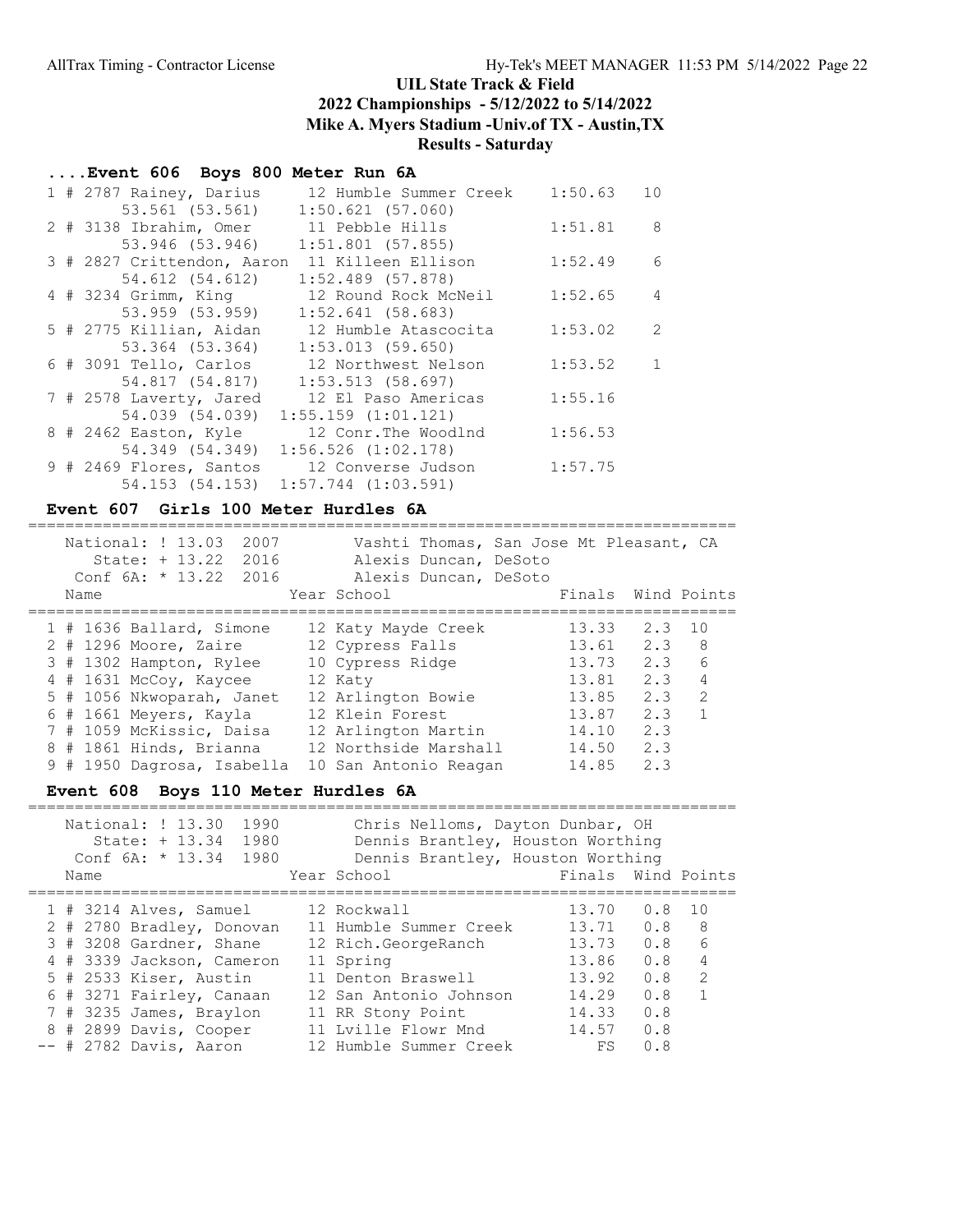## UIL State Track & Field
## 2022 Championships - 5/12/2022 to 5/14/2022
## Mike A. Myers Stadium -Univ.of TX - Austin,TX
## Results - Saturday

### ....Event 606 Boys 800 Meter Run 6A

| Place | # | Name | Year | School | Finals | Points |
|---|---|---|---|---|---|---|
| 1 | # 2787 | Rainey, Darius | 12 | Humble Summer Creek | 1:50.63 | 10 |
| | | 53.561 (53.561) | | 1:50.621 (57.060) | | |
| 2 | # 3138 | Ibrahim, Omer | 11 | Pebble Hills | 1:51.81 | 8 |
| | | 53.946 (53.946) | | 1:51.801 (57.855) | | |
| 3 | # 2827 | Crittendon, Aaron | 11 | Killeen Ellison | 1:52.49 | 6 |
| | | 54.612 (54.612) | | 1:52.489 (57.878) | | |
| 4 | # 3234 | Grimm, King | 12 | Round Rock McNeil | 1:52.65 | 4 |
| | | 53.959 (53.959) | | 1:52.641 (58.683) | | |
| 5 | # 2775 | Killian, Aidan | 12 | Humble Atascocita | 1:53.02 | 2 |
| | | 53.364 (53.364) | | 1:53.013 (59.650) | | |
| 6 | # 3091 | Tello, Carlos | 12 | Northwest Nelson | 1:53.52 | 1 |
| | | 54.817 (54.817) | | 1:53.513 (58.697) | | |
| 7 | # 2578 | Laverty, Jared | 12 | El Paso Americas | 1:55.16 | |
| | | 54.039 (54.039) | | 1:55.159 (1:01.121) | | |
| 8 | # 2462 | Easton, Kyle | 12 | Conr.The Woodlnd | 1:56.53 | |
| | | 54.349 (54.349) | | 1:56.526 (1:02.178) | | |
| 9 | # 2469 | Flores, Santos | 12 | Converse Judson | 1:57.75 | |
| | | 54.153 (54.153) | | 1:57.744 (1:03.591) | | |

### Event 607 Girls 100 Meter Hurdles 6A

National: ! 13.03 2007 Vashti Thomas, San Jose Mt Pleasant, CA
State: + 13.22 2016 Alexis Duncan, DeSoto
Conf 6A: * 13.22 2016 Alexis Duncan, DeSoto

| Place | # | Name | Year | School | Finals | Wind | Points |
|---|---|---|---|---|---|---|---|
| 1 | # 1636 | Ballard, Simone | 12 | Katy Mayde Creek | 13.33 | 2.3 | 10 |
| 2 | # 1296 | Moore, Zaire | 12 | Cypress Falls | 13.61 | 2.3 | 8 |
| 3 | # 1302 | Hampton, Rylee | 10 | Cypress Ridge | 13.73 | 2.3 | 6 |
| 4 | # 1631 | McCoy, Kaycee | 12 | Katy | 13.81 | 2.3 | 4 |
| 5 | # 1056 | Nkwoparah, Janet | 12 | Arlington Bowie | 13.85 | 2.3 | 2 |
| 6 | # 1661 | Meyers, Kayla | 12 | Klein Forest | 13.87 | 2.3 | 1 |
| 7 | # 1059 | McKissic, Daisa | 12 | Arlington Martin | 14.10 | 2.3 | |
| 8 | # 1861 | Hinds, Brianna | 12 | Northside Marshall | 14.50 | 2.3 | |
| 9 | # 1950 | Dagrosa, Isabella | 10 | San Antonio Reagan | 14.85 | 2.3 | |

### Event 608 Boys 110 Meter Hurdles 6A

National: ! 13.30 1990 Chris Nelloms, Dayton Dunbar, OH
State: + 13.34 1980 Dennis Brantley, Houston Worthing
Conf 6A: * 13.34 1980 Dennis Brantley, Houston Worthing

| Place | # | Name | Year | School | Finals | Wind | Points |
|---|---|---|---|---|---|---|---|
| 1 | # 3214 | Alves, Samuel | 12 | Rockwall | 13.70 | 0.8 | 10 |
| 2 | # 2780 | Bradley, Donovan | 11 | Humble Summer Creek | 13.71 | 0.8 | 8 |
| 3 | # 3208 | Gardner, Shane | 12 | Rich.GeorgeRanch | 13.73 | 0.8 | 6 |
| 4 | # 3339 | Jackson, Cameron | 11 | Spring | 13.86 | 0.8 | 4 |
| 5 | # 2533 | Kiser, Austin | 11 | Denton Braswell | 13.92 | 0.8 | 2 |
| 6 | # 3271 | Fairley, Canaan | 12 | San Antonio Johnson | 14.29 | 0.8 | 1 |
| 7 | # 3235 | James, Braylon | 11 | RR Stony Point | 14.33 | 0.8 | |
| 8 | # 2899 | Davis, Cooper | 11 | Lville Flowr Mnd | 14.57 | 0.8 | |
| -- | # 2782 | Davis, Aaron | 12 | Humble Summer Creek | FS | 0.8 | |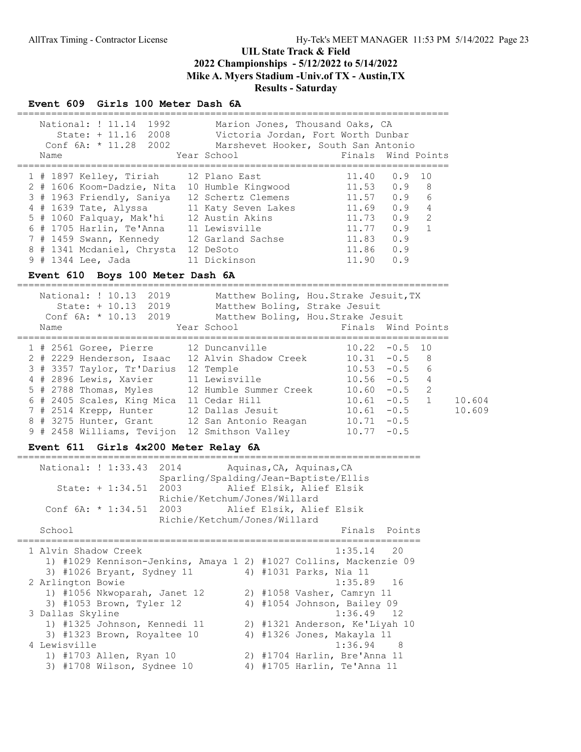# UIL State Track & Field
## 2022 Championships - 5/12/2022 to 5/14/2022
## Mike A. Myers Stadium -Univ.of TX - Austin,TX
## Results - Saturday

### Event 609 Girls 100 Meter Dash 6A

National: ! 11.14 1992 Marion Jones, Thousand Oaks, CA
State: + 11.16 2008 Victoria Jordan, Fort Worth Dunbar
Conf 6A: * 11.28 2002 Marshevet Hooker, South San Antonio

| Place | Name | Year | School | Finals | Wind | Points |
|---|---|---|---|---|---|---|
| 1 | # 1897 Kelley, Tiriah | 12 | Plano East | 11.40 | 0.9 | 10 |
| 2 | # 1606 Koom-Dadzie, Nita | 10 | Humble Kingwood | 11.53 | 0.9 | 8 |
| 3 | # 1963 Friendly, Saniya | 12 | Schertz Clemens | 11.57 | 0.9 | 6 |
| 4 | # 1639 Tate, Alyssa | 11 | Katy Seven Lakes | 11.69 | 0.9 | 4 |
| 5 | # 1060 Falquay, Mak'hi | 12 | Austin Akins | 11.73 | 0.9 | 2 |
| 6 | # 1705 Harlin, Te'Anna | 11 | Lewisville | 11.77 | 0.9 | 1 |
| 7 | # 1459 Swann, Kennedy | 12 | Garland Sachse | 11.83 | 0.9 | |
| 8 | # 1341 Mcdaniel, Chrysta | 12 | DeSoto | 11.86 | 0.9 | |
| 9 | # 1344 Lee, Jada | 11 | Dickinson | 11.90 | 0.9 | |

### Event 610 Boys 100 Meter Dash 6A

National: ! 10.13 2019 Matthew Boling, Hou.Strake Jesuit,TX
State: + 10.13 2019 Matthew Boling, Strake Jesuit
Conf 6A: * 10.13 2019 Matthew Boling, Hou.Strake Jesuit

| Place | Name | Year | School | Finals | Wind | Points | |
|---|---|---|---|---|---|---|---|
| 1 | # 2561 Goree, Pierre | 12 | Duncanville | 10.22 | -0.5 | 10 | |
| 2 | # 2229 Henderson, Isaac | 12 | Alvin Shadow Creek | 10.31 | -0.5 | 8 | |
| 3 | # 3357 Taylor, Tr'Darius | 12 | Temple | 10.53 | -0.5 | 6 | |
| 4 | # 2896 Lewis, Xavier | 11 | Lewisville | 10.56 | -0.5 | 4 | |
| 5 | # 2788 Thomas, Myles | 12 | Humble Summer Creek | 10.60 | -0.5 | 2 | |
| 6 | # 2405 Scales, King Mica | 11 | Cedar Hill | 10.61 | -0.5 | 1 | 10.604 |
| 7 | # 2514 Krepp, Hunter | 12 | Dallas Jesuit | 10.61 | -0.5 | | 10.609 |
| 8 | # 3275 Hunter, Grant | 12 | San Antonio Reagan | 10.71 | -0.5 | | |
| 9 | # 2458 Williams, Tevijon | 12 | Smithson Valley | 10.77 | -0.5 | | |

### Event 611 Girls 4x200 Meter Relay 6A

National: ! 1:33.43 2014 Aquinas,CA, Aquinas,CA
Sparling/Spalding/Jean-Baptiste/Ellis
State: + 1:34.51 2003 Alief Elsik, Alief Elsik
Richie/Ketchum/Jones/Willard
Conf 6A: * 1:34.51 2003 Alief Elsik, Alief Elsik
Richie/Ketchum/Jones/Willard

| Place | School | Finals | Points |
|---|---|---|---|
| 1 | Alvin Shadow Creek | 1:35.14 | 20 |
| | 1) #1029 Kennison-Jenkins, Amaya 1 2) #1027 Collins, Mackenzie 09 3) #1026 Bryant, Sydney 11 4) #1031 Parks, Nia 11 | | |
| 2 | Arlington Bowie | 1:35.89 | 16 |
| | 1) #1056 Nkwoparah, Janet 12 2) #1058 Vasher, Camryn 11 3) #1053 Brown, Tyler 12 4) #1054 Johnson, Bailey 09 | | |
| 3 | Dallas Skyline | 1:36.49 | 12 |
| | 1) #1325 Johnson, Kennedi 11 2) #1321 Anderson, Ke'Liyah 10 3) #1323 Brown, Royaltee 10 4) #1326 Jones, Makayla 11 | | |
| 4 | Lewisville | 1:36.94 | 8 |
| | 1) #1703 Allen, Ryan 10 2) #1704 Harlin, Bre'Anna 11 3) #1708 Wilson, Sydnee 10 4) #1705 Harlin, Te'Anna 11 | | |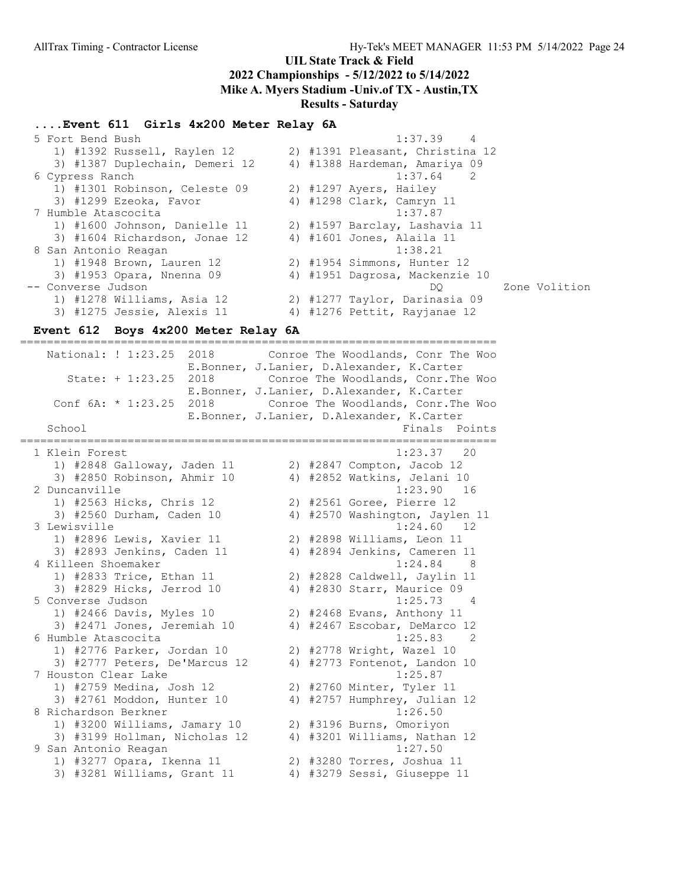## UIL State Track & Field
## 2022 Championships - 5/12/2022 to 5/14/2022
## Mike A. Myers Stadium -Univ.of TX - Austin,TX
## Results - Saturday

### ....Event 611 Girls 4x200 Meter Relay 6A

```
  5 Fort Bend Bush                                     1:37.39    4
     1) #1392 Russell, Raylen 12       2) #1391 Pleasant, Christina 12
     3) #1387 Duplechain, Demeri 12    4) #1388 Hardeman, Amariya 09
  6 Cypress Ranch                                      1:37.64    2
     1) #1301 Robinson, Celeste 09     2) #1297 Ayers, Hailey
     3) #1299 Ezeoka, Favor            4) #1298 Clark, Camryn 11
  7 Humble Atascocita                                  1:37.87
     1) #1600 Johnson, Danielle 11     2) #1597 Barclay, Lashavia 11
     3) #1604 Richardson, Jonae 12     4) #1601 Jones, Alaila 11
  8 San Antonio Reagan                                 1:38.21
     1) #1948 Brown, Lauren 12         2) #1954 Simmons, Hunter 12
     3) #1953 Opara, Nnenna 09         4) #1951 Dagrosa, Mackenzie 10
 -- Converse Judson                                      DQ         Zone Volition
     1) #1278 Williams, Asia 12        2) #1277 Taylor, Darinasia 09
     3) #1275 Jessie, Alexis 11        4) #1276 Pettit, Rayjanae 12
```

### Event 612 Boys 4x200 Meter Relay 6A

```
=======================================================================
    National: ! 1:23.25  2018       Conroe The Woodlands, Conr The Woo
                         E.Bonner, J.Lanier, D.Alexander, K.Carter
       State: + 1:23.25  2018       Conroe The Woodlands, Conr.The Woo
                         E.Bonner, J.Lanier, D.Alexander, K.Carter
     Conf 6A: * 1:23.25  2018       Conroe The Woodlands, Conr.The Woo
                         E.Bonner, J.Lanier, D.Alexander, K.Carter
    School                                             Finals  Points
=======================================================================
  1 Klein Forest                                       1:23.37   20
     1) #2848 Galloway, Jaden 11       2) #2847 Compton, Jacob 12
     3) #2850 Robinson, Ahmir 10       4) #2852 Watkins, Jelani 10
  2 Duncanville                                        1:23.90   16
     1) #2563 Hicks, Chris 12          2) #2561 Goree, Pierre 12
     3) #2560 Durham, Caden 10         4) #2570 Washington, Jaylen 11
  3 Lewisville                                         1:24.60   12
     1) #2896 Lewis, Xavier 11         2) #2898 Williams, Leon 11
     3) #2893 Jenkins, Caden 11        4) #2894 Jenkins, Cameren 11
  4 Killeen Shoemaker                                  1:24.84    8
     1) #2833 Trice, Ethan 11          2) #2828 Caldwell, Jaylin 11
     3) #2829 Hicks, Jerrod 10         4) #2830 Starr, Maurice 09
  5 Converse Judson                                    1:25.73    4
     1) #2466 Davis, Myles 10          2) #2468 Evans, Anthony 11
     3) #2471 Jones, Jeremiah 10       4) #2467 Escobar, DeMarco 12
  6 Humble Atascocita                                  1:25.83    2
     1) #2776 Parker, Jordan 10        2) #2778 Wright, Wazel 10
     3) #2777 Peters, De'Marcus 12     4) #2773 Fontenot, Landon 10
  7 Houston Clear Lake                                 1:25.87
     1) #2759 Medina, Josh 12          2) #2760 Minter, Tyler 11
     3) #2761 Moddon, Hunter 10        4) #2757 Humphrey, Julian 12
  8 Richardson Berkner                                 1:26.50
     1) #3200 Williams, Jamary 10      2) #3196 Burns, Omoriyon
     3) #3199 Hollman, Nicholas 12     4) #3201 Williams, Nathan 12
  9 San Antonio Reagan                                 1:27.50
     1) #3277 Opara, Ikenna 11         2) #3280 Torres, Joshua 11
     3) #3281 Williams, Grant 11       4) #3279 Sessi, Giuseppe 11
```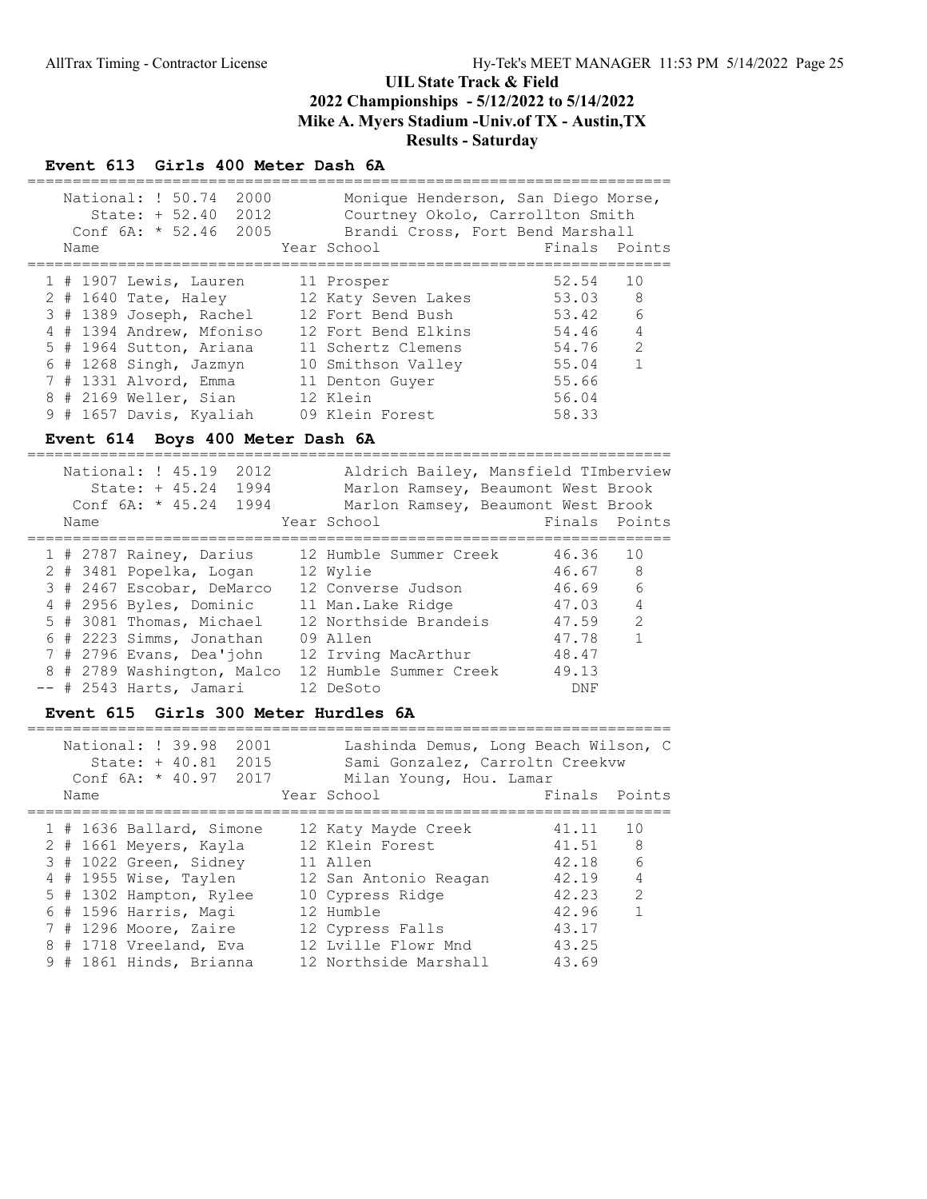# UIL State Track & Field
## 2022 Championships - 5/12/2022 to 5/14/2022
## Mike A. Myers Stadium -Univ.of TX - Austin,TX
## Results - Saturday

### Event 613 Girls 400 Meter Dash 6A

| Record | Mark | Year | Holder |
|---|---|---|---|
| National: ! | 50.74 | 2000 | Monique Henderson, San Diego Morse, |
| State: + | 52.40 | 2012 | Courtney Okolo, Carrollton Smith |
| Conf 6A: * | 52.46 | 2005 | Brandi Cross, Fort Bend Marshall |

| Place | | Number | Name | Year | School | Finals | Points |
|---|---|---|---|---|---|---|---|
| 1 | # | 1907 | Lewis, Lauren | 11 | Prosper | 52.54 | 10 |
| 2 | # | 1640 | Tate, Haley | 12 | Katy Seven Lakes | 53.03 | 8 |
| 3 | # | 1389 | Joseph, Rachel | 12 | Fort Bend Bush | 53.42 | 6 |
| 4 | # | 1394 | Andrew, Mfoniso | 12 | Fort Bend Elkins | 54.46 | 4 |
| 5 | # | 1964 | Sutton, Ariana | 11 | Schertz Clemens | 54.76 | 2 |
| 6 | # | 1268 | Singh, Jazmyn | 10 | Smithson Valley | 55.04 | 1 |
| 7 | # | 1331 | Alvord, Emma | 11 | Denton Guyer | 55.66 | |
| 8 | # | 2169 | Weller, Sian | 12 | Klein | 56.04 | |
| 9 | # | 1657 | Davis, Kyaliah | 09 | Klein Forest | 58.33 | |

### Event 614 Boys 400 Meter Dash 6A

| Record | Mark | Year | Holder |
|---|---|---|---|
| National: ! | 45.19 | 2012 | Aldrich Bailey, Mansfield TImberview |
| State: + | 45.24 | 1994 | Marlon Ramsey, Beaumont West Brook |
| Conf 6A: * | 45.24 | 1994 | Marlon Ramsey, Beaumont West Brook |

| Place | | Number | Name | Year | School | Finals | Points |
|---|---|---|---|---|---|---|---|
| 1 | # | 2787 | Rainey, Darius | 12 | Humble Summer Creek | 46.36 | 10 |
| 2 | # | 3481 | Popelka, Logan | 12 | Wylie | 46.67 | 8 |
| 3 | # | 2467 | Escobar, DeMarco | 12 | Converse Judson | 46.69 | 6 |
| 4 | # | 2956 | Byles, Dominic | 11 | Man.Lake Ridge | 47.03 | 4 |
| 5 | # | 3081 | Thomas, Michael | 12 | Northside Brandeis | 47.59 | 2 |
| 6 | # | 2223 | Simms, Jonathan | 09 | Allen | 47.78 | 1 |
| 7 | # | 2796 | Evans, Dea'john | 12 | Irving MacArthur | 48.47 | |
| 8 | # | 2789 | Washington, Malco | 12 | Humble Summer Creek | 49.13 | |
| -- | # | 2543 | Harts, Jamari | 12 | DeSoto | DNF | |

### Event 615 Girls 300 Meter Hurdles 6A

| Record | Mark | Year | Holder |
|---|---|---|---|
| National: ! | 39.98 | 2001 | Lashinda Demus, Long Beach Wilson, C |
| State: + | 40.81 | 2015 | Sami Gonzalez, Carroltn Creekvw |
| Conf 6A: * | 40.97 | 2017 | Milan Young, Hou. Lamar |

| Place | | Number | Name | Year | School | Finals | Points |
|---|---|---|---|---|---|---|---|
| 1 | # | 1636 | Ballard, Simone | 12 | Katy Mayde Creek | 41.11 | 10 |
| 2 | # | 1661 | Meyers, Kayla | 12 | Klein Forest | 41.51 | 8 |
| 3 | # | 1022 | Green, Sidney | 11 | Allen | 42.18 | 6 |
| 4 | # | 1955 | Wise, Taylen | 12 | San Antonio Reagan | 42.19 | 4 |
| 5 | # | 1302 | Hampton, Rylee | 10 | Cypress Ridge | 42.23 | 2 |
| 6 | # | 1596 | Harris, Magi | 12 | Humble | 42.96 | 1 |
| 7 | # | 1296 | Moore, Zaire | 12 | Cypress Falls | 43.17 | |
| 8 | # | 1718 | Vreeland, Eva | 12 | Lville Flowr Mnd | 43.25 | |
| 9 | # | 1861 | Hinds, Brianna | 12 | Northside Marshall | 43.69 | |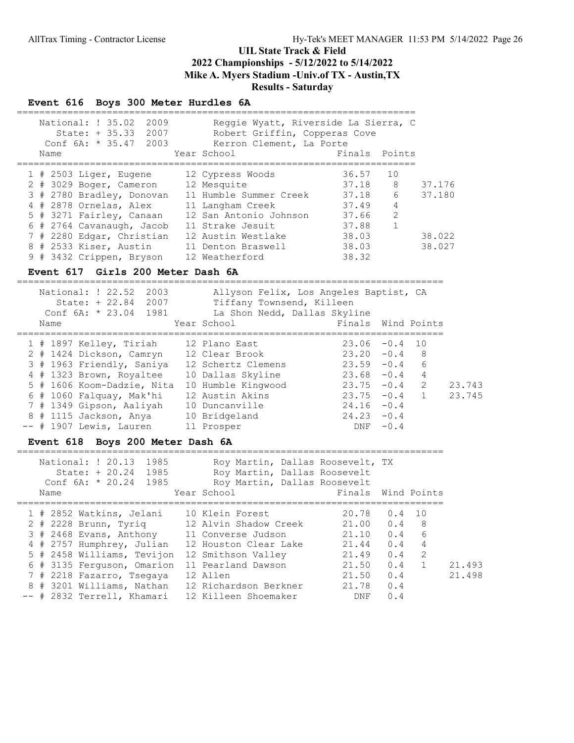# UIL State Track & Field
## 2022 Championships - 5/12/2022 to 5/14/2022
## Mike A. Myers Stadium -Univ.of TX - Austin,TX
## Results - Saturday

### Event 616 Boys 300 Meter Hurdles 6A

National: ! 35.02 2009 Reggie Wyatt, Riverside La Sierra, C
State: + 35.33 2007 Robert Griffin, Copperas Cove
Conf 6A: * 35.47 2003 Kerron Clement, La Porte

| Place | Name | Year | School | Finals | Points | |
|---|---|---|---|---|---|---|
| 1 | # 2503 Liger, Eugene | 12 | Cypress Woods | 36.57 | 10 | |
| 2 | # 3029 Boger, Cameron | 12 | Mesquite | 37.18 | 8 | 37.176 |
| 3 | # 2780 Bradley, Donovan | 11 | Humble Summer Creek | 37.18 | 6 | 37.180 |
| 4 | # 2878 Ornelas, Alex | 11 | Langham Creek | 37.49 | 4 | |
| 5 | # 3271 Fairley, Canaan | 12 | San Antonio Johnson | 37.66 | 2 | |
| 6 | # 2764 Cavanaugh, Jacob | 11 | Strake Jesuit | 37.88 | 1 | |
| 7 | # 2280 Edgar, Christian | 12 | Austin Westlake | 38.03 | | 38.022 |
| 8 | # 2533 Kiser, Austin | 11 | Denton Braswell | 38.03 | | 38.027 |
| 9 | # 3432 Crippen, Bryson | 12 | Weatherford | 38.32 | | |

### Event 617 Girls 200 Meter Dash 6A

National: ! 22.52 2003 Allyson Felix, Los Angeles Baptist, CA
State: + 22.84 2007 Tiffany Townsend, Killeen
Conf 6A: * 23.04 1981 La Shon Nedd, Dallas Skyline

| Place | Name | Year | School | Finals | Wind | Points | |
|---|---|---|---|---|---|---|---|
| 1 | # 1897 Kelley, Tiriah | 12 | Plano East | 23.06 | -0.4 | 10 | |
| 2 | # 1424 Dickson, Camryn | 12 | Clear Brook | 23.20 | -0.4 | 8 | |
| 3 | # 1963 Friendly, Saniya | 12 | Schertz Clemens | 23.59 | -0.4 | 6 | |
| 4 | # 1323 Brown, Royaltee | 10 | Dallas Skyline | 23.68 | -0.4 | 4 | |
| 5 | # 1606 Koom-Dadzie, Nita | 10 | Humble Kingwood | 23.75 | -0.4 | 2 | 23.743 |
| 6 | # 1060 Falquay, Mak'hi | 12 | Austin Akins | 23.75 | -0.4 | 1 | 23.745 |
| 7 | # 1349 Gipson, Aaliyah | 10 | Duncanville | 24.16 | -0.4 | | |
| 8 | # 1115 Jackson, Anya | 10 | Bridgeland | 24.23 | -0.4 | | |
| -- | # 1907 Lewis, Lauren | 11 | Prosper | DNF | -0.4 | | |

### Event 618 Boys 200 Meter Dash 6A

National: ! 20.13 1985 Roy Martin, Dallas Roosevelt, TX
State: + 20.24 1985 Roy Martin, Dallas Roosevelt
Conf 6A: * 20.24 1985 Roy Martin, Dallas Roosevelt

| Place | Name | Year | School | Finals | Wind | Points | |
|---|---|---|---|---|---|---|---|
| 1 | # 2852 Watkins, Jelani | 10 | Klein Forest | 20.78 | 0.4 | 10 | |
| 2 | # 2228 Brunn, Tyriq | 12 | Alvin Shadow Creek | 21.00 | 0.4 | 8 | |
| 3 | # 2468 Evans, Anthony | 11 | Converse Judson | 21.10 | 0.4 | 6 | |
| 4 | # 2757 Humphrey, Julian | 12 | Houston Clear Lake | 21.44 | 0.4 | 4 | |
| 5 | # 2458 Williams, Tevijon | 12 | Smithson Valley | 21.49 | 0.4 | 2 | |
| 6 | # 3135 Ferguson, Omarion | 11 | Pearland Dawson | 21.50 | 0.4 | 1 | 21.493 |
| 7 | # 2218 Fazarro, Tsegaya | 12 | Allen | 21.50 | 0.4 | | 21.498 |
| 8 | # 3201 Williams, Nathan | 12 | Richardson Berkner | 21.78 | 0.4 | | |
| -- | # 2832 Terrell, Khamari | 12 | Killeen Shoemaker | DNF | 0.4 | | |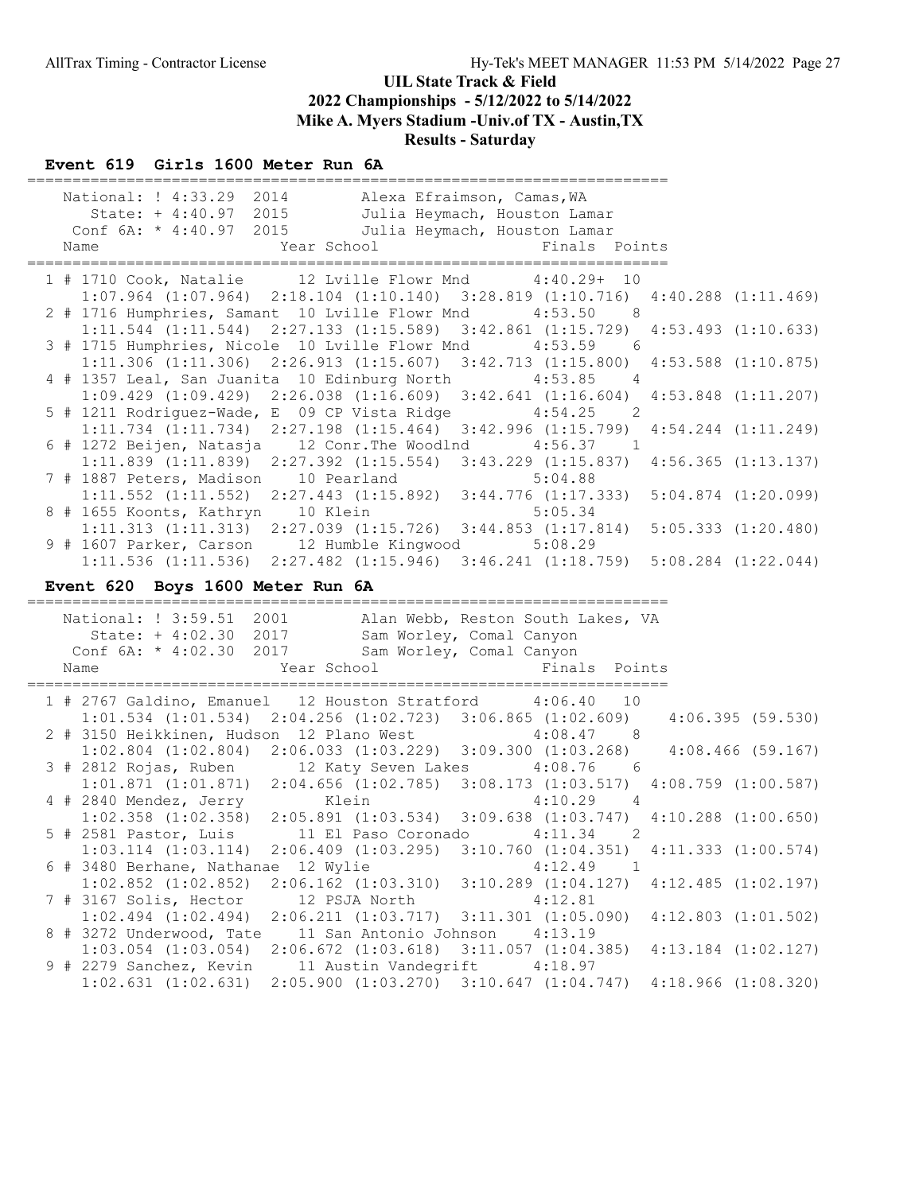# UIL State Track & Field
## 2022 Championships - 5/12/2022 to 5/14/2022
## Mike A. Myers Stadium -Univ.of TX - Austin,TX
## Results - Saturday

### Event 619 Girls 1600 Meter Run 6A

```
=======================================================================
    National: ! 4:33.29  2014       Alexa Efraimson, Camas,WA         
       State: + 4:40.97  2015       Julia Heymach, Houston Lamar      
    Conf 6A: * 4:40.97  2015       Julia Heymach, Houston Lamar      
    Name                    Year School                Finals  Points 
=======================================================================
  1 # 1710 Cook, Natalie      12 Lville Flowr Mnd      4:40.29+  10   
     1:07.964 (1:07.964)  2:18.104 (1:10.140)  3:28.819 (1:10.716)  4:40.288 (1:11.469)
  2 # 1716 Humphries, Samant  10 Lville Flowr Mnd      4:53.50    8   
     1:11.544 (1:11.544)  2:27.133 (1:15.589)  3:42.861 (1:15.729)  4:53.493 (1:10.633)
  3 # 1715 Humphries, Nicole  10 Lville Flowr Mnd      4:53.59    6   
     1:11.306 (1:11.306)  2:26.913 (1:15.607)  3:42.713 (1:15.800)  4:53.588 (1:10.875)
  4 # 1357 Leal, San Juanita  10 Edinburg North        4:53.85    4   
     1:09.429 (1:09.429)  2:26.038 (1:16.609)  3:42.641 (1:16.604)  4:53.848 (1:11.207)
  5 # 1211 Rodriguez-Wade, E  09 CP Vista Ridge        4:54.25    2   
     1:11.734 (1:11.734)  2:27.198 (1:15.464)  3:42.996 (1:15.799)  4:54.244 (1:11.249)
  6 # 1272 Beijen, Natasja    12 Conr.The Woodlnd      4:56.37    1   
     1:11.839 (1:11.839)  2:27.392 (1:15.554)  3:43.229 (1:15.837)  4:56.365 (1:13.137)
  7 # 1887 Peters, Madison    10 Pearland              5:04.88        
     1:11.552 (1:11.552)  2:27.443 (1:15.892)  3:44.776 (1:17.333)  5:04.874 (1:20.099)
  8 # 1655 Koonts, Kathryn    10 Klein                 5:05.34        
     1:11.313 (1:11.313)  2:27.039 (1:15.726)  3:44.853 (1:17.814)  5:05.333 (1:20.480)
  9 # 1607 Parker, Carson     12 Humble Kingwood       5:08.29        
     1:11.536 (1:11.536)  2:27.482 (1:15.946)  3:46.241 (1:18.759)  5:08.284 (1:22.044)
```

### Event 620 Boys 1600 Meter Run 6A

```
=======================================================================
    National: ! 3:59.51  2001       Alan Webb, Reston South Lakes, VA 
       State: + 4:02.30  2017       Sam Worley, Comal Canyon          
    Conf 6A: * 4:02.30  2017       Sam Worley, Comal Canyon          
    Name                    Year School                Finals  Points 
=======================================================================
  1 # 2767 Galdino, Emanuel   12 Houston Stratford     4:06.40   10   
     1:01.534 (1:01.534)  2:04.256 (1:02.723)  3:06.865 (1:02.609)   4:06.395 (59.530)
  2 # 3150 Heikkinen, Hudson  12 Plano West            4:08.47    8   
     1:02.804 (1:02.804)  2:06.033 (1:03.229)  3:09.300 (1:03.268)   4:08.466 (59.167)
  3 # 2812 Rojas, Ruben       12 Katy Seven Lakes      4:08.76    6   
     1:01.871 (1:01.871)  2:04.656 (1:02.785)  3:08.173 (1:03.517)  4:08.759 (1:00.587)
  4 # 2840 Mendez, Jerry         Klein                 4:10.29    4   
     1:02.358 (1:02.358)  2:05.891 (1:03.534)  3:09.638 (1:03.747)  4:10.288 (1:00.650)
  5 # 2581 Pastor, Luis       11 El Paso Coronado      4:11.34    2   
     1:03.114 (1:03.114)  2:06.409 (1:03.295)  3:10.760 (1:04.351)  4:11.333 (1:00.574)
  6 # 3480 Berhane, Nathanae  12 Wylie                 4:12.49    1   
     1:02.852 (1:02.852)  2:06.162 (1:03.310)  3:10.289 (1:04.127)  4:12.485 (1:02.197)
  7 # 3167 Solis, Hector      12 PSJA North            4:12.81        
     1:02.494 (1:02.494)  2:06.211 (1:03.717)  3:11.301 (1:05.090)  4:12.803 (1:01.502)
  8 # 3272 Underwood, Tate    11 San Antonio Johnson   4:13.19        
     1:03.054 (1:03.054)  2:06.672 (1:03.618)  3:11.057 (1:04.385)  4:13.184 (1:02.127)
  9 # 2279 Sanchez, Kevin     11 Austin Vandegrift     4:18.97        
     1:02.631 (1:02.631)  2:05.900 (1:03.270)  3:10.647 (1:04.747)  4:18.966 (1:08.320)
```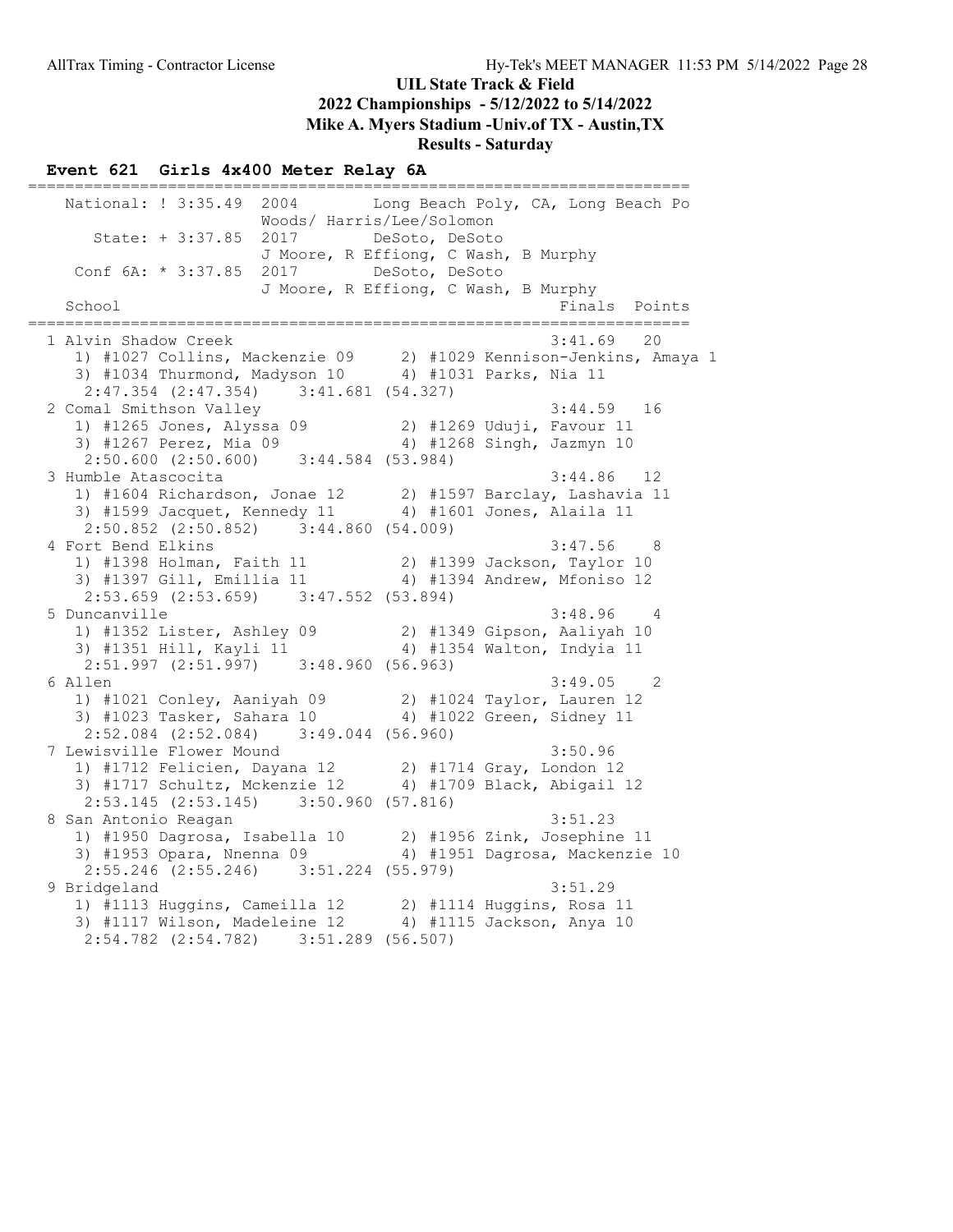## UIL State Track & Field
## 2022 Championships - 5/12/2022 to 5/14/2022
## Mike A. Myers Stadium -Univ.of TX - Austin,TX
## Results - Saturday

### Event 621 Girls 4x400 Meter Relay 6A

```
=====================================================================
   National: ! 3:35.49  2004        Long Beach Poly, CA, Long Beach Po
                        Woods/ Harris/Lee/Solomon
      State: + 3:37.85  2017        DeSoto, DeSoto
                        J Moore, R Effiong, C Wash, B Murphy
    Conf 6A: * 3:37.85  2017        DeSoto, DeSoto
                        J Moore, R Effiong, C Wash, B Murphy
   School                                            Finals  Points
=====================================================================
  1 Alvin Shadow Creek                               3:41.69   20
     1) #1027 Collins, Mackenzie 09     2) #1029 Kennison-Jenkins, Amaya 1
     3) #1034 Thurmond, Madyson 10      4) #1031 Parks, Nia 11
      2:47.354 (2:47.354)    3:41.681 (54.327)
  2 Comal Smithson Valley                            3:44.59   16
     1) #1265 Jones, Alyssa 09          2) #1269 Uduji, Favour 11
     3) #1267 Perez, Mia 09             4) #1268 Singh, Jazmyn 10
      2:50.600 (2:50.600)    3:44.584 (53.984)
  3 Humble Atascocita                                3:44.86   12
     1) #1604 Richardson, Jonae 12      2) #1597 Barclay, Lashavia 11
     3) #1599 Jacquet, Kennedy 11       4) #1601 Jones, Alaila 11
      2:50.852 (2:50.852)    3:44.860 (54.009)
  4 Fort Bend Elkins                                 3:47.56    8
     1) #1398 Holman, Faith 11          2) #1399 Jackson, Taylor 10
     3) #1397 Gill, Emillia 11          4) #1394 Andrew, Mfoniso 12
      2:53.659 (2:53.659)    3:47.552 (53.894)
  5 Duncanville                                      3:48.96    4
     1) #1352 Lister, Ashley 09         2) #1349 Gipson, Aaliyah 10
     3) #1351 Hill, Kayli 11            4) #1354 Walton, Indyia 11
      2:51.997 (2:51.997)    3:48.960 (56.963)
  6 Allen                                            3:49.05    2
     1) #1021 Conley, Aaniyah 09        2) #1024 Taylor, Lauren 12
     3) #1023 Tasker, Sahara 10         4) #1022 Green, Sidney 11
      2:52.084 (2:52.084)    3:49.044 (56.960)
  7 Lewisville Flower Mound                          3:50.96
     1) #1712 Felicien, Dayana 12       2) #1714 Gray, London 12
     3) #1717 Schultz, Mckenzie 12      4) #1709 Black, Abigail 12
      2:53.145 (2:53.145)    3:50.960 (57.816)
  8 San Antonio Reagan                               3:51.23
     1) #1950 Dagrosa, Isabella 10      2) #1956 Zink, Josephine 11
     3) #1953 Opara, Nnenna 09          4) #1951 Dagrosa, Mackenzie 10
      2:55.246 (2:55.246)    3:51.224 (55.979)
  9 Bridgeland                                       3:51.29
     1) #1113 Huggins, Cameilla 12      2) #1114 Huggins, Rosa 11
     3) #1117 Wilson, Madeleine 12      4) #1115 Jackson, Anya 10
      2:54.782 (2:54.782)    3:51.289 (56.507)
```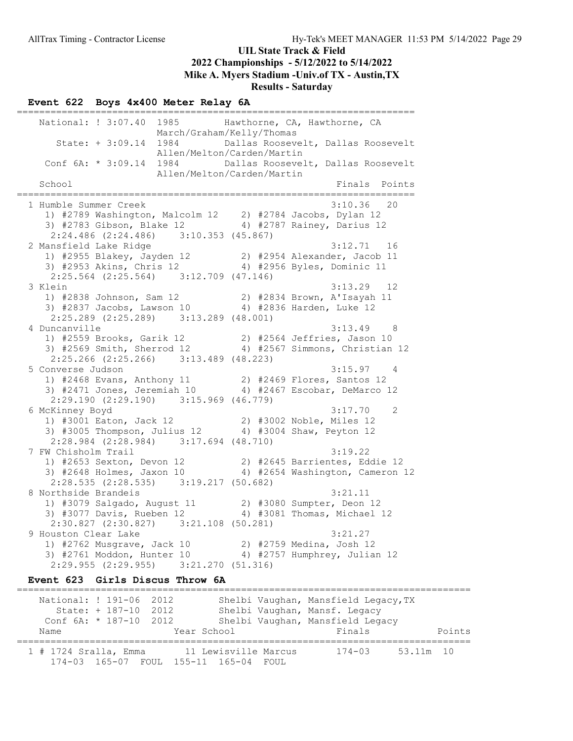# UIL State Track & Field
## 2022 Championships - 5/12/2022 to 5/14/2022
## Mike A. Myers Stadium -Univ.of TX - Austin,TX
## Results - Saturday

### Event 622 Boys 4x400 Meter Relay 6A

```
======================================================================
   National: ! 3:07.40  1985        Hawthorne, CA, Hawthorne, CA
                        March/Graham/Kelly/Thomas
      State: + 3:09.14  1984        Dallas Roosevelt, Dallas Roosevelt
                        Allen/Melton/Carden/Martin
   Conf 6A: * 3:09.14  1984        Dallas Roosevelt, Dallas Roosevelt
                        Allen/Melton/Carden/Martin
   School                                               Finals  Points
======================================================================
  1 Humble Summer Creek                                3:10.36   20
     1) #2789 Washington, Malcolm 12    2) #2784 Jacobs, Dylan 12
     3) #2783 Gibson, Blake 12          4) #2787 Rainey, Darius 12
      2:24.486 (2:24.486)    3:10.353 (45.867)
  2 Mansfield Lake Ridge                               3:12.71   16
     1) #2955 Blakey, Jayden 12         2) #2954 Alexander, Jacob 11
     3) #2953 Akins, Chris 12           4) #2956 Byles, Dominic 11
      2:25.564 (2:25.564)    3:12.709 (47.146)
  3 Klein                                              3:13.29   12
     1) #2838 Johnson, Sam 12           2) #2834 Brown, A'Isayah 11
     3) #2837 Jacobs, Lawson 10         4) #2836 Harden, Luke 12
      2:25.289 (2:25.289)    3:13.289 (48.001)
  4 Duncanville                                        3:13.49    8
     1) #2559 Brooks, Garik 12          2) #2564 Jeffries, Jason 10
     3) #2569 Smith, Sherrod 12         4) #2567 Simmons, Christian 12
      2:25.266 (2:25.266)    3:13.489 (48.223)
  5 Converse Judson                                    3:15.97    4
     1) #2468 Evans, Anthony 11         2) #2469 Flores, Santos 12
     3) #2471 Jones, Jeremiah 10        4) #2467 Escobar, DeMarco 12
      2:29.190 (2:29.190)    3:15.969 (46.779)
  6 McKinney Boyd                                      3:17.70    2
     1) #3001 Eaton, Jack 12            2) #3002 Noble, Miles 12
     3) #3005 Thompson, Julius 12       4) #3004 Shaw, Peyton 12
      2:28.984 (2:28.984)    3:17.694 (48.710)
  7 FW Chisholm Trail                                  3:19.22
     1) #2653 Sexton, Devon 12          2) #2645 Barrientes, Eddie 12
     3) #2648 Holmes, Jaxon 10          4) #2654 Washington, Cameron 12
      2:28.535 (2:28.535)    3:19.217 (50.682)
  8 Northside Brandeis                                 3:21.11
     1) #3079 Salgado, August 11        2) #3080 Sumpter, Deon 12
     3) #3077 Davis, Rueben 12          4) #3081 Thomas, Michael 12
      2:30.827 (2:30.827)    3:21.108 (50.281)
  9 Houston Clear Lake                                 3:21.27
     1) #2762 Musgrave, Jack 10         2) #2759 Medina, Josh 12
     3) #2761 Moddon, Hunter 10         4) #2757 Humphrey, Julian 12
      2:29.955 (2:29.955)    3:21.270 (51.316)
```

### Event 623 Girls Discus Throw 6A

```
================================================================================
   National: ! 191-06  2012        Shelbi Vaughan, Mansfield Legacy,TX
      State: + 187-10  2012        Shelbi Vaughan, Mansf. Legacy
    Conf 6A: * 187-10  2012        Shelbi Vaughan, Mansfield Legacy
   Name                    Year School                  Finals             Points
================================================================================
  1 # 1724 Sralla, Emma      11 Lewisville Marcus      174-03     53.11m  10
      174-03  165-07  FOUL  155-11  165-04  FOUL
```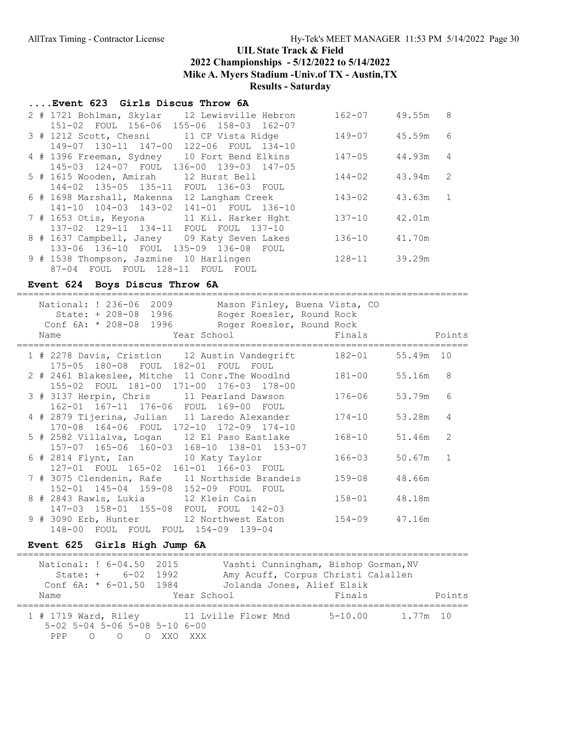# UIL State Track & Field
## 2022 Championships - 5/12/2022 to 5/14/2022
## Mike A. Myers Stadium -Univ.of TX - Austin,TX
## Results - Saturday

### ....Event 623 Girls Discus Throw 6A

```
  2 # 1721 Bohlman, Skylar    12 Lewisville Hebron      162-07     49.55m   8
     151-02  FOUL  156-06  155-06  158-03  162-07
  3 # 1212 Scott, Chesni      11 CP Vista Ridge         149-07     45.59m   6
     149-07  130-11  147-00  122-06  FOUL  134-10
  4 # 1396 Freeman, Sydney    10 Fort Bend Elkins       147-05     44.93m   4
     145-03  124-07  FOUL  136-00  139-03  147-05
  5 # 1615 Wooden, Amirah     12 Hurst Bell             144-02     43.94m   2
     144-02  135-05  135-11  FOUL  136-03  FOUL
  6 # 1698 Marshall, Makenna  12 Langham Creek          143-02     43.63m   1
     141-10  104-03  143-02  141-01  FOUL  136-10
  7 # 1653 Otis, Keyona       11 Kil. Harker Hght       137-10     42.01m
     137-02  129-11  134-11  FOUL  FOUL  137-10
  8 # 1637 Campbell, Janey    09 Katy Seven Lakes       136-10     41.70m
     133-06  136-10  FOUL  135-09  136-08  FOUL
  9 # 1538 Thompson, Jazmine  10 Harlingen              128-11     39.29m
     87-04  FOUL  FOUL  128-11  FOUL  FOUL
```

### Event 624 Boys Discus Throw 6A

```
================================================================================
   National: ! 236-06  2009        Mason Finley, Buena Vista, CO
      State: + 208-08  1996        Roger Roesler, Round Rock
   Conf 6A: * 208-08  1996         Roger Roesler, Round Rock
   Name                     Year School                   Finals            Points
================================================================================
  1 # 2278 Davis, Cristion    12 Austin Vandegrift      182-01     55.49m  10
     175-05  180-08  FOUL  182-01  FOUL  FOUL
  2 # 2461 Blakeslee, Mitche  11 Conr.The Woodlnd       181-00     55.16m   8
     155-02  FOUL  181-00  171-00  176-03  178-00
  3 # 3137 Herpin, Chris      11 Pearland Dawson        176-06     53.79m   6
     162-01  167-11  176-06  FOUL  169-00  FOUL
  4 # 2879 Tijerina, Julian   11 Laredo Alexander       174-10     53.28m   4
     170-08  164-06  FOUL  172-10  172-09  174-10
  5 # 2582 Villalva, Logan    12 El Paso Eastlake       168-10     51.46m   2
     157-07  165-06  160-03  168-10  138-01  153-07
  6 # 2814 Flynt, Ian         10 Katy Taylor            166-03     50.67m   1
     127-01  FOUL  165-02  161-01  166-03  FOUL
  7 # 3075 Clendenin, Rafe    11 Northside Brandeis     159-08     48.66m
     152-01  145-04  159-08  152-09  FOUL  FOUL
  8 # 2843 Rawls, Lukia       12 Klein Cain             158-01     48.18m
     147-03  158-01  155-08  FOUL  FOUL  142-03
  9 # 3090 Erb, Hunter        12 Northwest Eaton        154-09     47.16m
     148-00  FOUL  FOUL  FOUL  154-09  139-04
```

### Event 625 Girls High Jump 6A

```
================================================================================
   National: ! 6-04.50  2015       Vashti Cunningham, Bishop Gorman,NV
      State: +    6-02  1992       Amy Acuff, Corpus Christi Calallen
   Conf 6A: * 6-01.50  1984        Jolanda Jones, Alief Elsik
   Name                     Year School                   Finals            Points
================================================================================
  1 # 1719 Ward, Riley        11 Lville Flowr Mnd       5-10.00     1.77m  10
     5-02 5-04 5-06 5-08 5-10 6-00
      PPP    O    O    O  XXO  XXX
```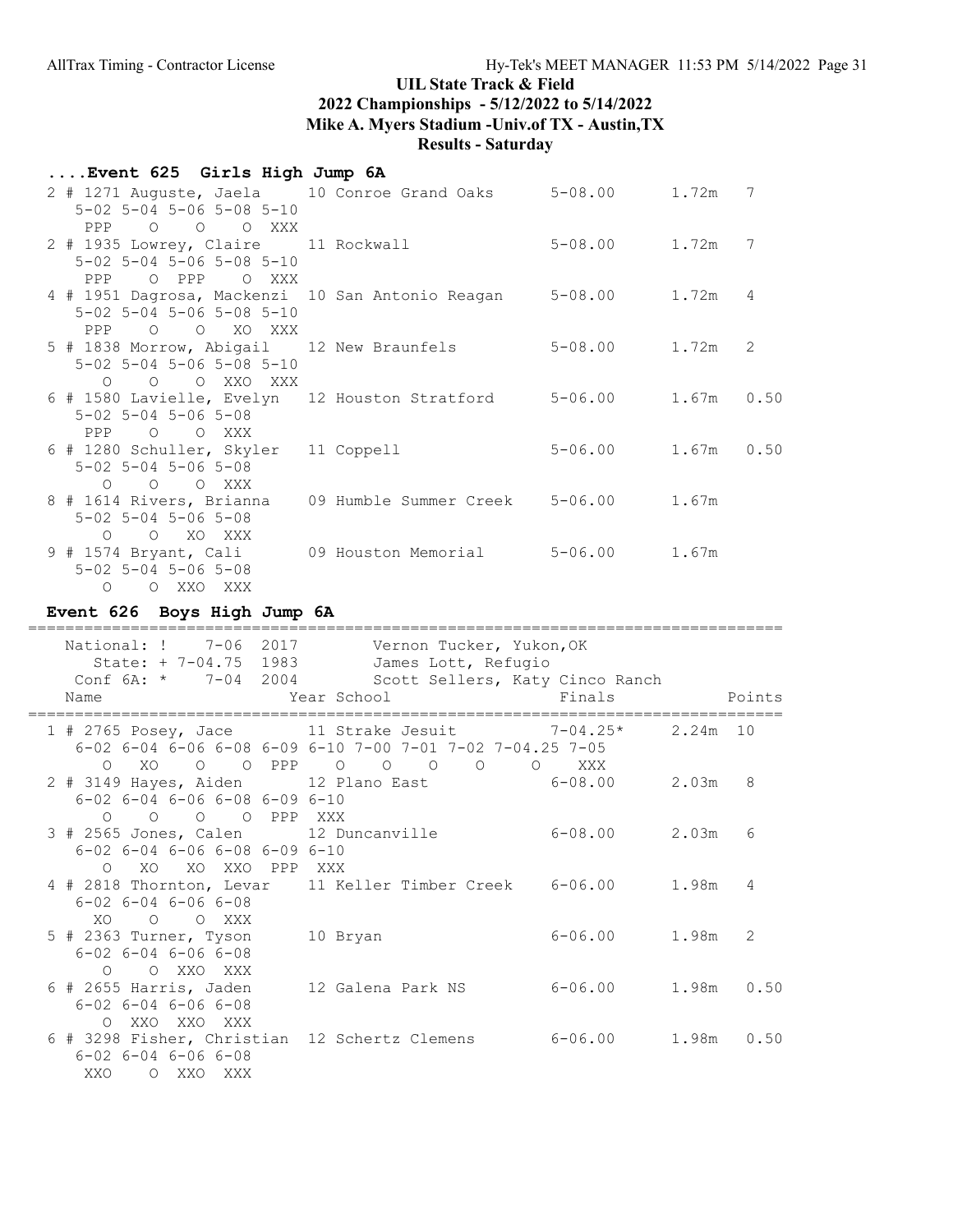UIL State Track & Field
2022 Championships - 5/12/2022 to 5/14/2022
Mike A. Myers Stadium -Univ.of TX - Austin,TX
Results - Saturday

### ....Event 625 Girls High Jump 6A

```
  2 # 1271 Auguste, Jaela      10 Conroe Grand Oaks       5-08.00      1.72m   7
     5-02 5-04 5-06 5-08 5-10
      PPP    O    O    O  XXX
  2 # 1935 Lowrey, Claire      11 Rockwall                5-08.00      1.72m   7
     5-02 5-04 5-06 5-08 5-10
      PPP    O  PPP    O  XXX
  4 # 1951 Dagrosa, Mackenzi   10 San Antonio Reagan      5-08.00      1.72m   4
     5-02 5-04 5-06 5-08 5-10
      PPP    O    O   XO  XXX
  5 # 1838 Morrow, Abigail     12 New Braunfels           5-08.00      1.72m   2
     5-02 5-04 5-06 5-08 5-10
        O    O    O  XXO  XXX
  6 # 1580 Lavielle, Evelyn    12 Houston Stratford       5-06.00      1.67m   0.50
     5-02 5-04 5-06 5-08
      PPP    O    O  XXX
  6 # 1280 Schuller, Skyler    11 Coppell                 5-06.00      1.67m   0.50
     5-02 5-04 5-06 5-08
        O    O    O  XXX
  8 # 1614 Rivers, Brianna     09 Humble Summer Creek     5-06.00      1.67m
     5-02 5-04 5-06 5-08
        O    O   XO  XXX
  9 # 1574 Bryant, Cali        09 Houston Memorial        5-06.00      1.67m
     5-02 5-04 5-06 5-08
        O    O  XXO  XXX
```

### Event 626 Boys High Jump 6A

```
================================================================================
    National: !    7-06  2017        Vernon Tucker, Yukon,OK
       State: + 7-04.75  1983        James Lott, Refugio
    Conf 6A: *    7-04  2004         Scott Sellers, Katy Cinco Ranch
    Name                    Year School                  Finals            Points
================================================================================
  1 # 2765 Posey, Jace         11 Strake Jesuit           7-04.25*     2.24m  10
     6-02 6-04 6-06 6-08 6-09 6-10 7-00 7-01 7-02 7-04.25 7-05
        O   XO    O    O  PPP    O    O    O    O       O  XXX
  2 # 3149 Hayes, Aiden        12 Plano East              6-08.00      2.03m   8
     6-02 6-04 6-06 6-08 6-09 6-10
        O    O    O    O  PPP  XXX
  3 # 2565 Jones, Calen        12 Duncanville             6-08.00      2.03m   6
     6-02 6-04 6-06 6-08 6-09 6-10
        O   XO   XO  XXO  PPP  XXX
  4 # 2818 Thornton, Levar     11 Keller Timber Creek     6-06.00      1.98m   4
     6-02 6-04 6-06 6-08
       XO    O    O  XXX
  5 # 2363 Turner, Tyson       10 Bryan                   6-06.00      1.98m   2
     6-02 6-04 6-06 6-08
        O    O  XXO  XXX
  6 # 2655 Harris, Jaden       12 Galena Park NS          6-06.00      1.98m   0.50
     6-02 6-04 6-06 6-08
        O  XXO  XXO  XXX
  6 # 3298 Fisher, Christian   12 Schertz Clemens         6-06.00      1.98m   0.50
     6-02 6-04 6-06 6-08
      XXO    O  XXO  XXX
```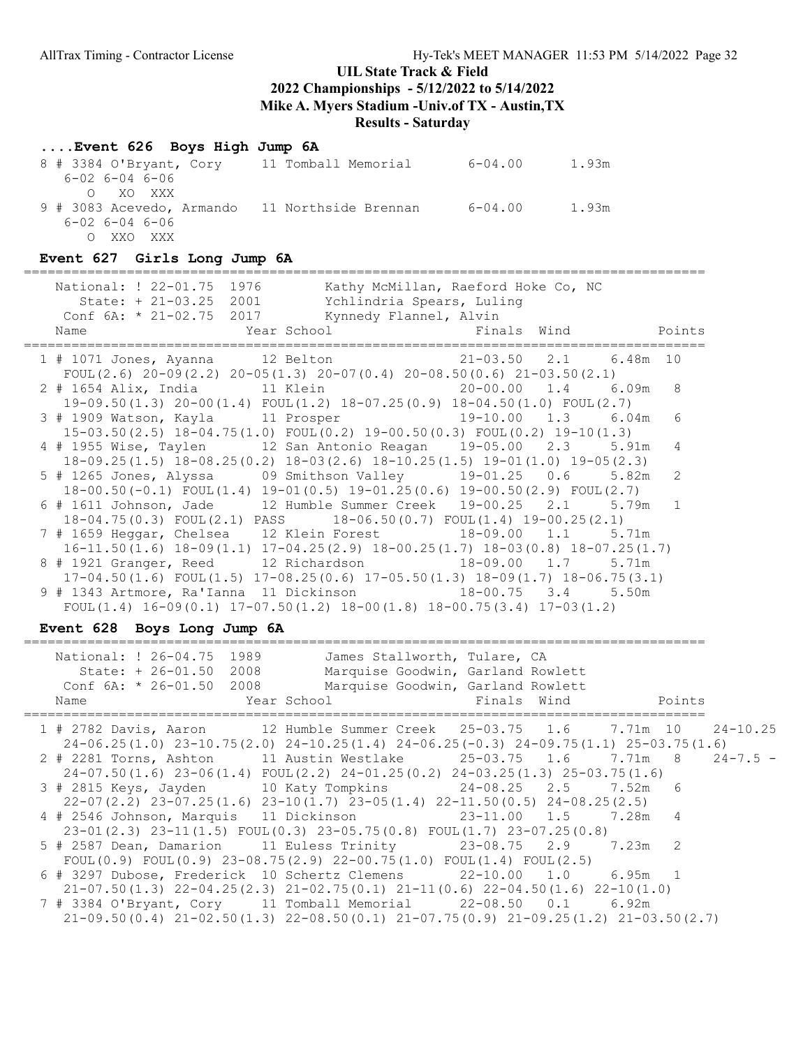## UIL State Track & Field
## 2022 Championships - 5/12/2022 to 5/14/2022
## Mike A. Myers Stadium -Univ.of TX - Austin,TX
## Results - Saturday

### ....Event 626 Boys High Jump 6A

```
 8 # 3384 O'Bryant, Cory      11 Tomball Memorial        6-04.00      1.93m
    6-02 6-04 6-06
      O   XO  XXX
 9 # 3083 Acevedo, Armando   11 Northside Brennan       6-04.00      1.93m
    6-02 6-04 6-06
      O  XXO  XXX
```

### Event 627 Girls Long Jump 6A

```
=====================================================================================
   National: ! 22-01.75  1976        Kathy McMillan, Raeford Hoke Co, NC
      State: + 21-03.25  2001        Ychlindria Spears, Luling
   Conf 6A: * 21-02.75  2017        Kynnedy Flannel, Alvin
   Name                    Year School                 Finals  Wind          Points
=====================================================================================
  1 # 1071 Jones, Ayanna      12 Belton                 21-03.50   2.1     6.48m  10
     FOUL(2.6) 20-09(2.2) 20-05(1.3) 20-07(0.4) 20-08.50(0.6) 21-03.50(2.1)
  2 # 1654 Alix, India        11 Klein                  20-00.00   1.4     6.09m   8
     19-09.50(1.3) 20-00(1.4) FOUL(1.2) 18-07.25(0.9) 18-04.50(1.0) FOUL(2.7)
  3 # 1909 Watson, Kayla      11 Prosper                19-10.00   1.3     6.04m   6
     15-03.50(2.5) 18-04.75(1.0) FOUL(0.2) 19-00.50(0.3) FOUL(0.2) 19-10(1.3)
  4 # 1955 Wise, Taylen       12 San Antonio Reagan     19-05.00   2.3     5.91m   4
     18-09.25(1.5) 18-08.25(0.2) 18-03(2.6) 18-10.25(1.5) 19-01(1.0) 19-05(2.3)
  5 # 1265 Jones, Alyssa      09 Smithson Valley        19-01.25   0.6     5.82m   2
     18-00.50(-0.1) FOUL(1.4) 19-01(0.5) 19-01.25(0.6) 19-00.50(2.9) FOUL(2.7)
  6 # 1611 Johnson, Jade      12 Humble Summer Creek    19-00.25   2.1     5.79m   1
     18-04.75(0.3) FOUL(2.1) PASS      18-06.50(0.7) FOUL(1.4) 19-00.25(2.1)
  7 # 1659 Heggar, Chelsea    12 Klein Forest           18-09.00   1.1     5.71m
     16-11.50(1.6) 18-09(1.1) 17-04.25(2.9) 18-00.25(1.7) 18-03(0.8) 18-07.25(1.7)
  8 # 1921 Granger, Reed      12 Richardson             18-09.00   1.7     5.71m
     17-04.50(1.6) FOUL(1.5) 17-08.25(0.6) 17-05.50(1.3) 18-09(1.7) 18-06.75(3.1)
  9 # 1343 Artmore, Ra'Ianna  11 Dickinson              18-00.75   3.4     5.50m
     FOUL(1.4) 16-09(0.1) 17-07.50(1.2) 18-00(1.8) 18-00.75(3.4) 17-03(1.2)
```

### Event 628 Boys Long Jump 6A

```
=====================================================================================
   National: ! 26-04.75  1989        James Stallworth, Tulare, CA
      State: + 26-01.50  2008        Marquise Goodwin, Garland Rowlett
   Conf 6A: * 26-01.50  2008        Marquise Goodwin, Garland Rowlett
   Name                    Year School                 Finals  Wind          Points
=====================================================================================
  1 # 2782 Davis, Aaron       12 Humble Summer Creek    25-03.75   1.6     7.71m  10    24-10.25
     24-06.25(1.0) 23-10.75(2.0) 24-10.25(1.4) 24-06.25(-0.3) 24-09.75(1.1) 25-03.75(1.6)
  2 # 2281 Torns, Ashton      11 Austin Westlake        25-03.75   1.6     7.71m   8    24-7.5 -
     24-07.50(1.6) 23-06(1.4) FOUL(2.2) 24-01.25(0.2) 24-03.25(1.3) 25-03.75(1.6)
  3 # 2815 Keys, Jayden       10 Katy Tompkins          24-08.25   2.5     7.52m   6
     22-07(2.2) 23-07.25(1.6) 23-10(1.7) 23-05(1.4) 22-11.50(0.5) 24-08.25(2.5)
  4 # 2546 Johnson, Marquis   11 Dickinson              23-11.00   1.5     7.28m   4
     23-01(2.3) 23-11(1.5) FOUL(0.3) 23-05.75(0.8) FOUL(1.7) 23-07.25(0.8)
  5 # 2587 Dean, Damarion     11 Euless Trinity         23-08.75   2.9     7.23m   2
     FOUL(0.9) FOUL(0.9) 23-08.75(2.9) 22-00.75(1.0) FOUL(1.4) FOUL(2.5)
  6 # 3297 Dubose, Frederick  10 Schertz Clemens        22-10.00   1.0     6.95m   1
     21-07.50(1.3) 22-04.25(2.3) 21-02.75(0.1) 21-11(0.6) 22-04.50(1.6) 22-10(1.0)
  7 # 3384 O'Bryant, Cory     11 Tomball Memorial       22-08.50   0.1     6.92m
     21-09.50(0.4) 21-02.50(1.3) 22-08.50(0.1) 21-07.75(0.9) 21-09.25(1.2) 21-03.50(2.7)
```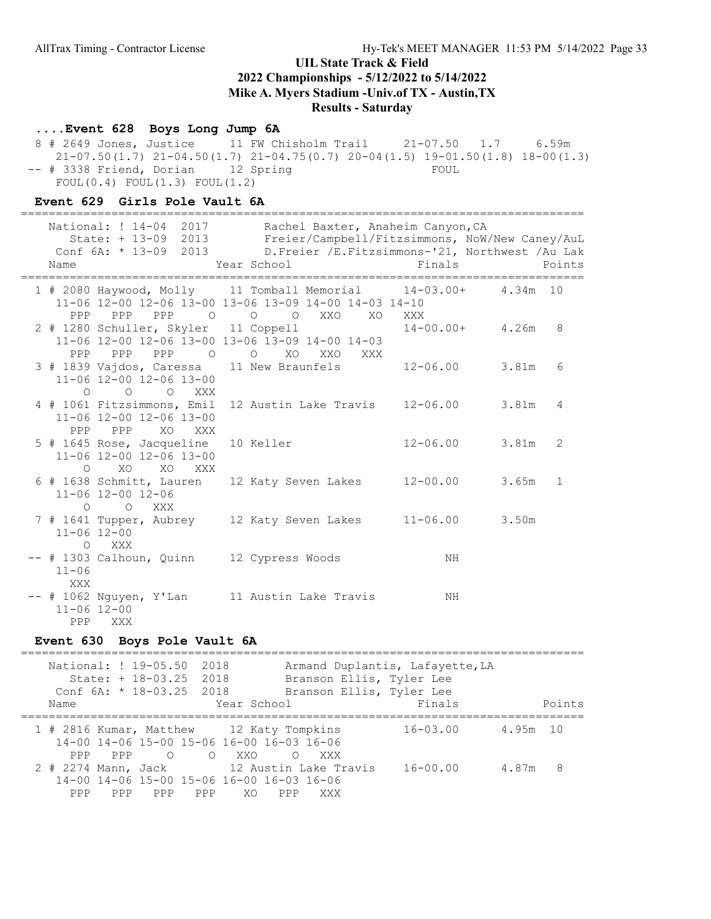## UIL State Track & Field
## 2022 Championships - 5/12/2022 to 5/14/2022
## Mike A. Myers Stadium -Univ.of TX - Austin,TX
## Results - Saturday

### ....Event 628 Boys Long Jump 6A

```
  8 # 2649 Jones, Justice      11 FW Chisholm Trail     21-07.50  1.7     6.59m
     21-07.50(1.7) 21-04.50(1.7) 21-04.75(0.7) 20-04(1.5) 19-01.50(1.8) 18-00(1.3)
 -- # 3338 Friend, Dorian     12 Spring                      FOUL
     FOUL(0.4) FOUL(1.3) FOUL(1.2)
```

### Event 629 Girls Pole Vault 6A

```
================================================================================
    National: ! 14-04  2017        Rachel Baxter, Anaheim Canyon,CA
       State: + 13-09  2013        Freier/Campbell/Fitzsimmons, NoW/New Caney/AuL
    Conf 6A: * 13-09  2013        D.Freier /E.Fitzsimmons-'21, Northwest /Au Lak
    Name                    Year School                  Finals            Points
================================================================================
  1 # 2080 Haywood, Molly     11 Tomball Memorial       14-03.00+     4.34m  10
     11-06 12-00 12-06 13-00 13-06 13-09 14-00 14-03 14-10
       PPP   PPP   PPP     O     O     O   XXO    XO   XXX
  2 # 1280 Schuller, Skyler   11 Coppell                14-00.00+     4.26m   8
     11-06 12-00 12-06 13-00 13-06 13-09 14-00 14-03
       PPP   PPP   PPP     O     O    XO   XXO   XXX
  3 # 1839 Vajdos, Caressa    11 New Braunfels          12-06.00      3.81m   6
     11-06 12-00 12-06 13-00
         O     O     O   XXX
  4 # 1061 Fitzsimmons, Emil  12 Austin Lake Travis     12-06.00      3.81m   4
     11-06 12-00 12-06 13-00
       PPP   PPP    XO   XXX
  5 # 1645 Rose, Jacqueline   10 Keller                 12-06.00      3.81m   2
     11-06 12-00 12-06 13-00
         O    XO    XO   XXX
  6 # 1638 Schmitt, Lauren    12 Katy Seven Lakes       12-00.00      3.65m   1
     11-06 12-00 12-06
         O     O   XXX
  7 # 1641 Tupper, Aubrey     12 Katy Seven Lakes       11-06.00      3.50m
     11-06 12-00
         O   XXX
 -- # 1303 Calhoun, Quinn     12 Cypress Woods                NH
     11-06
       XXX
 -- # 1062 Nguyen, Y'Lan      11 Austin Lake Travis           NH
     11-06 12-00
       PPP   XXX
```

### Event 630 Boys Pole Vault 6A

```
================================================================================
    National: ! 19-05.50  2018        Armand Duplantis, Lafayette,LA
       State: + 18-03.25  2018        Branson Ellis, Tyler Lee
    Conf 6A: * 18-03.25  2018        Branson Ellis, Tyler Lee
    Name                    Year School                  Finals            Points
================================================================================
  1 # 2816 Kumar, Matthew     12 Katy Tompkins          16-03.00      4.95m  10
     14-00 14-06 15-00 15-06 16-00 16-03 16-06
       PPP   PPP     O     O   XXO     O   XXX
  2 # 2274 Mann, Jack         12 Austin Lake Travis     16-00.00      4.87m   8
     14-00 14-06 15-00 15-06 16-00 16-03 16-06
       PPP   PPP   PPP   PPP    XO   PPP   XXX
```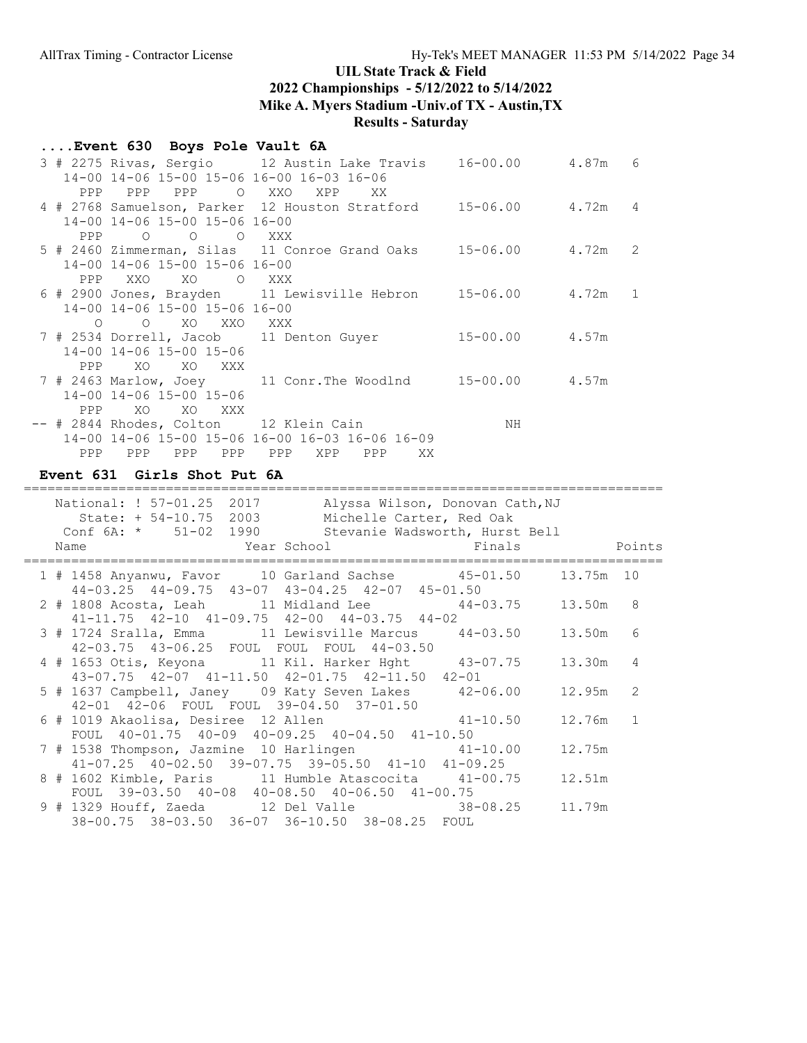# UIL State Track & Field

## 2022 Championships - 5/12/2022 to 5/14/2022

## Mike A. Myers Stadium -Univ.of TX - Austin,TX

## Results - Saturday

### ....Event 630 Boys Pole Vault 6A

```
  3 # 2275 Rivas, Sergio      12 Austin Lake Travis    16-00.00      4.87m   6
     14-00 14-06 15-00 15-06 16-00 16-03 16-06
       PPP   PPP   PPP     O   XXO   XPP    XX
  4 # 2768 Samuelson, Parker  12 Houston Stratford     15-06.00      4.72m   4
     14-00 14-06 15-00 15-06 16-00
       PPP     O     O     O   XXX
  5 # 2460 Zimmerman, Silas   11 Conroe Grand Oaks     15-06.00      4.72m   2
     14-00 14-06 15-00 15-06 16-00
       PPP   XXO    XO     O   XXX
  6 # 2900 Jones, Brayden     11 Lewisville Hebron     15-06.00      4.72m   1
     14-00 14-06 15-00 15-06 16-00
         O     O    XO   XXO   XXX
  7 # 2534 Dorrell, Jacob     11 Denton Guyer          15-00.00      4.57m
     14-00 14-06 15-00 15-06
       PPP    XO    XO   XXX
  7 # 2463 Marlow, Joey       11 Conr.The Woodlnd      15-00.00      4.57m
     14-00 14-06 15-00 15-06
       PPP    XO    XO   XXX
 -- # 2844 Rhodes, Colton     12 Klein Cain                  NH
     14-00 14-06 15-00 15-06 16-00 16-03 16-06 16-09
       PPP   PPP   PPP   PPP   PPP   XPP   PPP    XX
```

### Event 631 Girls Shot Put 6A

```
================================================================================
    National: ! 57-01.25  2017        Alyssa Wilson, Donovan Cath,NJ
       State: + 54-10.75  2003        Michelle Carter, Red Oak
    Conf 6A: *   51-02  1990         Stevanie Wadsworth, Hurst Bell
    Name                    Year School                 Finals            Points
================================================================================
  1 # 1458 Anyanwu, Favor     10 Garland Sachse        45-01.50     13.75m  10
     44-03.25  44-09.75  43-07  43-04.25  42-07  45-01.50
  2 # 1808 Acosta, Leah       11 Midland Lee           44-03.75     13.50m   8
     41-11.75  42-10  41-09.75  42-00  44-03.75  44-02
  3 # 1724 Sralla, Emma       11 Lewisville Marcus     44-03.50     13.50m   6
     42-03.75  43-06.25  FOUL  FOUL  FOUL  44-03.50
  4 # 1653 Otis, Keyona       11 Kil. Harker Hght      43-07.75     13.30m   4
     43-07.75  42-07  41-11.50  42-01.75  42-11.50  42-01
  5 # 1637 Campbell, Janey    09 Katy Seven Lakes      42-06.00     12.95m   2
     42-01  42-06  FOUL  FOUL  39-04.50  37-01.50
  6 # 1019 Akaolisa, Desiree  12 Allen                 41-10.50     12.76m   1
     FOUL  40-01.75  40-09  40-09.25  40-04.50  41-10.50
  7 # 1538 Thompson, Jazmine  10 Harlingen             41-10.00     12.75m
     41-07.25  40-02.50  39-07.75  39-05.50  41-10  41-09.25
  8 # 1602 Kimble, Paris      11 Humble Atascocita     41-00.75     12.51m
     FOUL  39-03.50  40-08  40-08.50  40-06.50  41-00.75
  9 # 1329 Houff, Zaeda       12 Del Valle             38-08.25     11.79m
     38-00.75  38-03.50  36-07  36-10.50  38-08.25  FOUL
```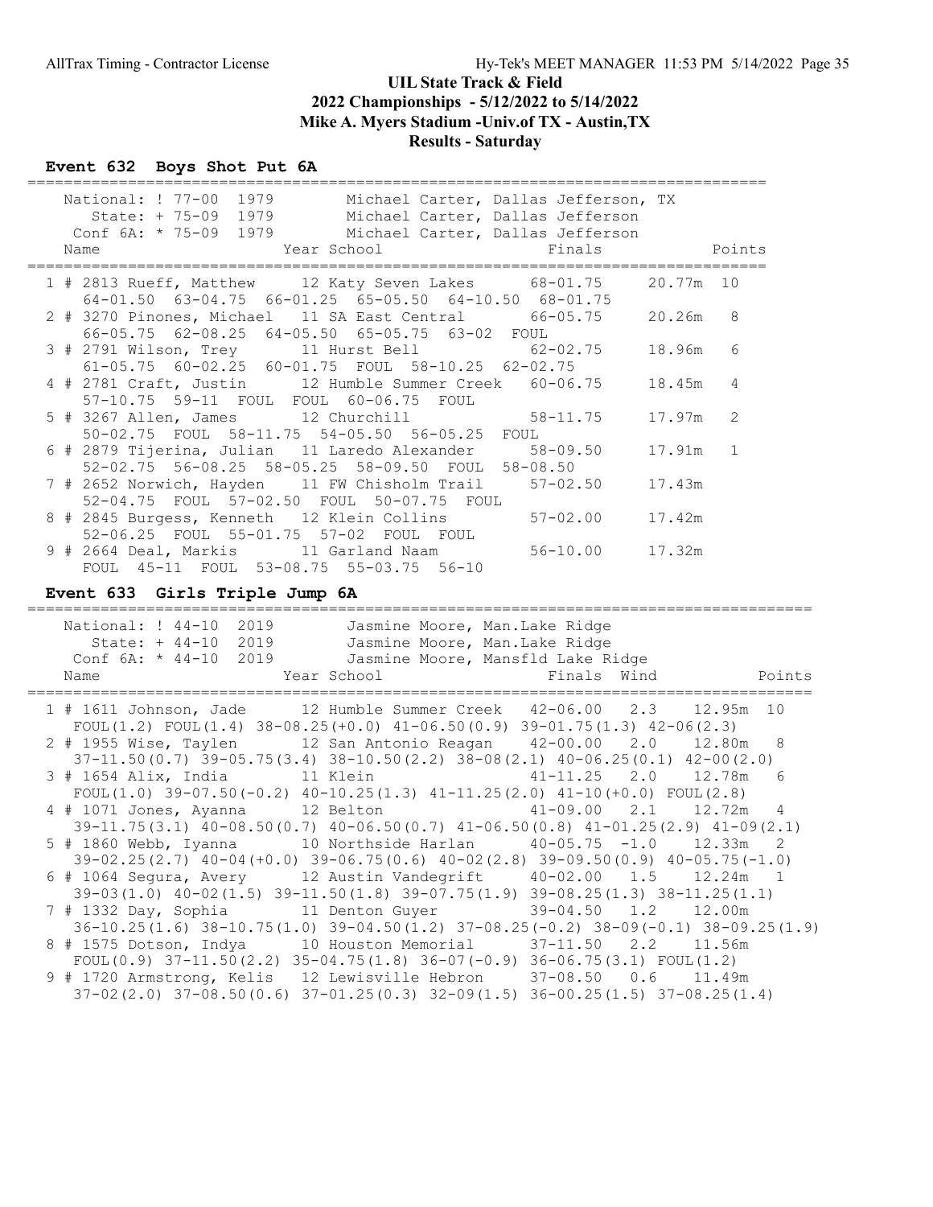# UIL State Track & Field
## 2022 Championships - 5/12/2022 to 5/14/2022
## Mike A. Myers Stadium -Univ.of TX - Austin,TX
## Results - Saturday

### Event 632 Boys Shot Put 6A

```
================================================================================
    National: ! 77-00  1979        Michael Carter, Dallas Jefferson, TX
       State: + 75-09  1979        Michael Carter, Dallas Jefferson
    Conf 6A: * 75-09  1979        Michael Carter, Dallas Jefferson
    Name                    Year School                  Finals            Points
================================================================================
  1 # 2813 Rueff, Matthew     12 Katy Seven Lakes      68-01.75     20.77m  10
      64-01.50  63-04.75  66-01.25  65-05.50  64-10.50  68-01.75
  2 # 3270 Pinones, Michael   11 SA East Central       66-05.75     20.26m   8
      66-05.75  62-08.25  64-05.50  65-05.75  63-02  FOUL
  3 # 2791 Wilson, Trey       11 Hurst Bell            62-02.75     18.96m   6
      61-05.75  60-02.25  60-01.75  FOUL  58-10.25  62-02.75
  4 # 2781 Craft, Justin      12 Humble Summer Creek   60-06.75     18.45m   4
      57-10.75  59-11  FOUL  FOUL  60-06.75  FOUL
  5 # 3267 Allen, James       12 Churchill             58-11.75     17.97m   2
      50-02.75  FOUL  58-11.75  54-05.50  56-05.25  FOUL
  6 # 2879 Tijerina, Julian   11 Laredo Alexander      58-09.50     17.91m   1
      52-02.75  56-08.25  58-05.25  58-09.50  FOUL  58-08.50
  7 # 2652 Norwich, Hayden    11 FW Chisholm Trail     57-02.50     17.43m
      52-04.75  FOUL  57-02.50  FOUL  50-07.75  FOUL
  8 # 2845 Burgess, Kenneth   12 Klein Collins         57-02.00     17.42m
      52-06.25  FOUL  55-01.75  57-02  FOUL  FOUL
  9 # 2664 Deal, Markis       11 Garland Naam          56-10.00     17.32m
      FOUL  45-11  FOUL  53-08.75  55-03.75  56-10
```

### Event 633 Girls Triple Jump 6A

```
====================================================================================
    National: ! 44-10  2019        Jasmine Moore, Man.Lake Ridge
       State: + 44-10  2019        Jasmine Moore, Man.Lake Ridge
    Conf 6A: * 44-10  2019        Jasmine Moore, Mansfld Lake Ridge
    Name                    Year School                  Finals  Wind            Points
====================================================================================
  1 # 1611 Johnson, Jade      12 Humble Summer Creek   42-06.00   2.3    12.95m  10
    FOUL(1.2) FOUL(1.4) 38-08.25(+0.0) 41-06.50(0.9) 39-01.75(1.3) 42-06(2.3)
  2 # 1955 Wise, Taylen       12 San Antonio Reagan    42-00.00   2.0    12.80m   8
    37-11.50(0.7) 39-05.75(3.4) 38-10.50(2.2) 38-08(2.1) 40-06.25(0.1) 42-00(2.0)
  3 # 1654 Alix, India        11 Klein                 41-11.25   2.0    12.78m   6
    FOUL(1.0) 39-07.50(-0.2) 40-10.25(1.3) 41-11.25(2.0) 41-10(+0.0) FOUL(2.8)
  4 # 1071 Jones, Ayanna      12 Belton                41-09.00   2.1    12.72m   4
    39-11.75(3.1) 40-08.50(0.7) 40-06.50(0.7) 41-06.50(0.8) 41-01.25(2.9) 41-09(2.1)
  5 # 1860 Webb, Iyanna       10 Northside Harlan      40-05.75  -1.0    12.33m   2
    39-02.25(2.7) 40-04(+0.0) 39-06.75(0.6) 40-02(2.8) 39-09.50(0.9) 40-05.75(-1.0)
  6 # 1064 Segura, Avery      12 Austin Vandegrift     40-02.00   1.5    12.24m   1
    39-03(1.0) 40-02(1.5) 39-11.50(1.8) 39-07.75(1.9) 39-08.25(1.3) 38-11.25(1.1)
  7 # 1332 Day, Sophia        11 Denton Guyer          39-04.50   1.2    12.00m
    36-10.25(1.6) 38-10.75(1.0) 39-04.50(1.2) 37-08.25(-0.2) 38-09(-0.1) 38-09.25(1.9)
  8 # 1575 Dotson, Indya      10 Houston Memorial      37-11.50   2.2    11.56m
    FOUL(0.9) 37-11.50(2.2) 35-04.75(1.8) 36-07(-0.9) 36-06.75(3.1) FOUL(1.2)
  9 # 1720 Armstrong, Kelis   12 Lewisville Hebron     37-08.50   0.6    11.49m
    37-02(2.0) 37-08.50(0.6) 37-01.25(0.3) 32-09(1.5) 36-00.25(1.5) 37-08.25(1.4)
```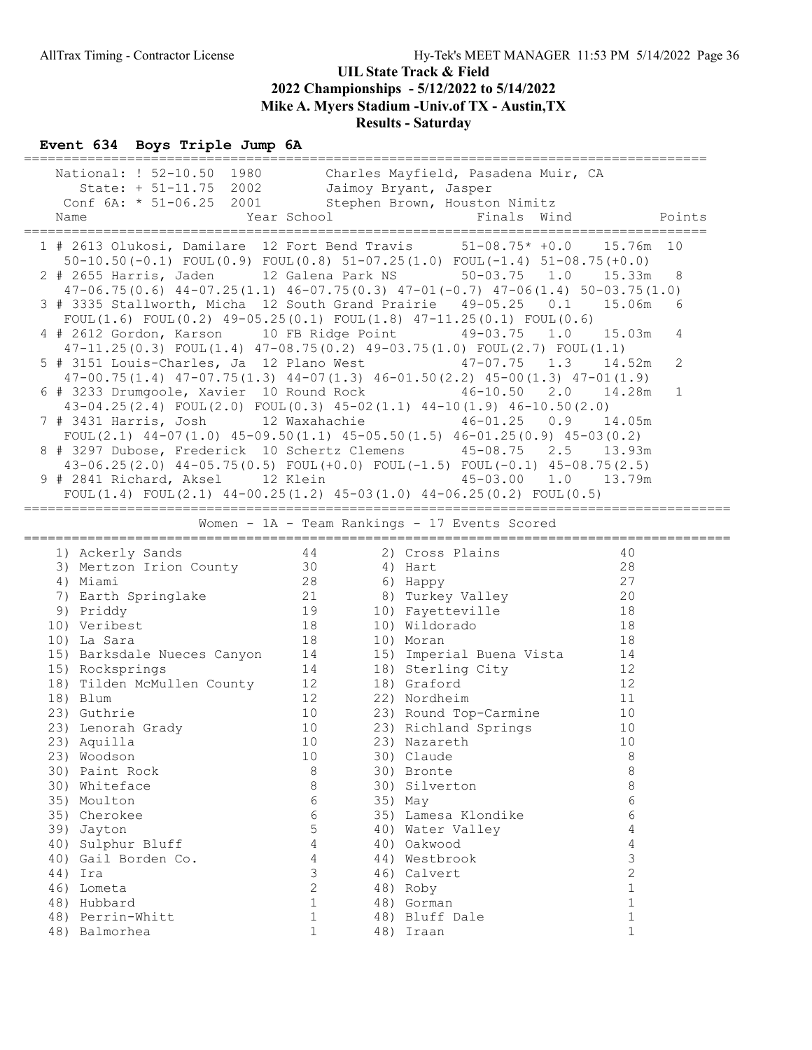# UIL State Track & Field
## 2022 Championships - 5/12/2022 to 5/14/2022
## Mike A. Myers Stadium -Univ.of TX - Austin,TX
## Results - Saturday

### Event 634 Boys Triple Jump 6A

| | | | |
|---|---|---|---|
| National: ! 52-10.50 | 1980 | Charles Mayfield, Pasadena Muir, CA | |
| State: + 51-11.75 | 2002 | Jaimoy Bryant, Jasper | |
| Conf 6A: * 51-06.25 | 2001 | Stephen Brown, Houston Nimitz | |

| Place | Name | Year | School | Finals | Wind | Metric | Points |
|---|---|---|---|---|---|---|---|
| 1 | # 2613 Olukosi, Damilare | 12 | Fort Bend Travis | 51-08.75* | +0.0 | 15.76m | 10 |
| | 50-10.50(-0.1) FOUL(0.9) FOUL(0.8) 51-07.25(1.0) FOUL(-1.4) 51-08.75(+0.0) | | | | | | |
| 2 | # 2655 Harris, Jaden | 12 | Galena Park NS | 50-03.75 | 1.0 | 15.33m | 8 |
| | 47-06.75(0.6) 44-07.25(1.1) 46-07.75(0.3) 47-01(-0.7) 47-06(1.4) 50-03.75(1.0) | | | | | | |
| 3 | # 3335 Stallworth, Micha | 12 | South Grand Prairie | 49-05.25 | 0.1 | 15.06m | 6 |
| | FOUL(1.6) FOUL(0.2) 49-05.25(0.1) FOUL(1.8) 47-11.25(0.1) FOUL(0.6) | | | | | | |
| 4 | # 2612 Gordon, Karson | 10 | FB Ridge Point | 49-03.75 | 1.0 | 15.03m | 4 |
| | 47-11.25(0.3) FOUL(1.4) 47-08.75(0.2) 49-03.75(1.0) FOUL(2.7) FOUL(1.1) | | | | | | |
| 5 | # 3151 Louis-Charles, Ja | 12 | Plano West | 47-07.75 | 1.3 | 14.52m | 2 |
| | 47-00.75(1.4) 47-07.75(1.3) 44-07(1.3) 46-01.50(2.2) 45-00(1.3) 47-01(1.9) | | | | | | |
| 6 | # 3233 Drumgoole, Xavier | 10 | Round Rock | 46-10.50 | 2.0 | 14.28m | 1 |
| | 43-04.25(2.4) FOUL(2.0) FOUL(0.3) 45-02(1.1) 44-10(1.9) 46-10.50(2.0) | | | | | | |
| 7 | # 3431 Harris, Josh | 12 | Waxahachie | 46-01.25 | 0.9 | 14.05m | |
| | FOUL(2.1) 44-07(1.0) 45-09.50(1.1) 45-05.50(1.5) 46-01.25(0.9) 45-03(0.2) | | | | | | |
| 8 | # 3297 Dubose, Frederick | 10 | Schertz Clemens | 45-08.75 | 2.5 | 13.93m | |
| | 43-06.25(2.0) 44-05.75(0.5) FOUL(+0.0) FOUL(-1.5) FOUL(-0.1) 45-08.75(2.5) | | | | | | |
| 9 | # 2841 Richard, Aksel | 12 | Klein | 45-03.00 | 1.0 | 13.79m | |
| | FOUL(1.4) FOUL(2.1) 44-00.25(1.2) 45-03(1.0) 44-06.25(0.2) FOUL(0.5) | | | | | | |

### Women - 1A - Team Rankings - 17 Events Scored

| Rank | Team | Points | Rank | Team | Points |
|---|---|---|---|---|---|
| 1) | Ackerly Sands | 44 | 2) | Cross Plains | 40 |
| 3) | Mertzon Irion County | 30 | 4) | Hart | 28 |
| 4) | Miami | 28 | 6) | Happy | 27 |
| 7) | Earth Springlake | 21 | 8) | Turkey Valley | 20 |
| 9) | Priddy | 19 | 10) | Fayetteville | 18 |
| 10) | Veribest | 18 | 10) | Wildorado | 18 |
| 10) | La Sara | 18 | 10) | Moran | 18 |
| 15) | Barksdale Nueces Canyon | 14 | 15) | Imperial Buena Vista | 14 |
| 15) | Rocksprings | 14 | 18) | Sterling City | 12 |
| 18) | Tilden McMullen County | 12 | 18) | Graford | 12 |
| 18) | Blum | 12 | 22) | Nordheim | 11 |
| 23) | Guthrie | 10 | 23) | Round Top-Carmine | 10 |
| 23) | Lenorah Grady | 10 | 23) | Richland Springs | 10 |
| 23) | Aquilla | 10 | 23) | Nazareth | 10 |
| 23) | Woodson | 10 | 30) | Claude | 8 |
| 30) | Paint Rock | 8 | 30) | Bronte | 8 |
| 30) | Whiteface | 8 | 30) | Silverton | 8 |
| 35) | Moulton | 6 | 35) | May | 6 |
| 35) | Cherokee | 6 | 35) | Lamesa Klondike | 6 |
| 39) | Jayton | 5 | 40) | Water Valley | 4 |
| 40) | Sulphur Bluff | 4 | 40) | Oakwood | 4 |
| 40) | Gail Borden Co. | 4 | 44) | Westbrook | 3 |
| 44) | Ira | 3 | 46) | Calvert | 2 |
| 46) | Lometa | 2 | 48) | Roby | 1 |
| 48) | Hubbard | 1 | 48) | Gorman | 1 |
| 48) | Perrin-Whitt | 1 | 48) | Bluff Dale | 1 |
| 48) | Balmorhea | 1 | 48) | Iraan | 1 |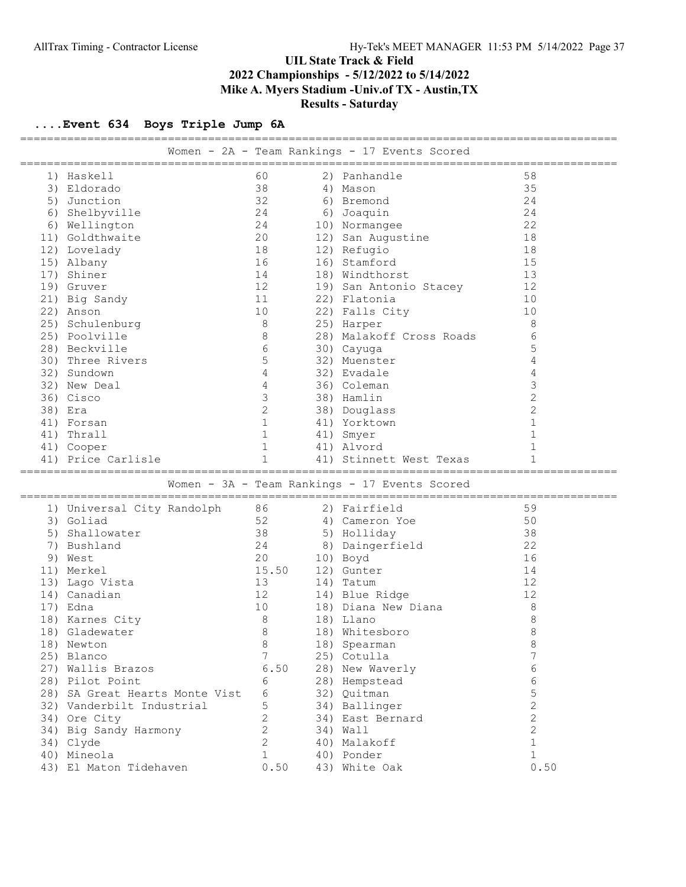# UIL State Track & Field
## 2022 Championships - 5/12/2022 to 5/14/2022
## Mike A. Myers Stadium -Univ.of TX - Austin,TX
## Results - Saturday

### ....Event 634 Boys Triple Jump 6A

#### Women - 2A - Team Rankings - 17 Events Scored

| Rank | Team | Points | Rank | Team | Points |
|---|---|---|---|---|---|
| 1) | Haskell | 60 | 2) | Panhandle | 58 |
| 3) | Eldorado | 38 | 4) | Mason | 35 |
| 5) | Junction | 32 | 6) | Bremond | 24 |
| 6) | Shelbyville | 24 | 6) | Joaquin | 24 |
| 6) | Wellington | 24 | 10) | Normangee | 22 |
| 11) | Goldthwaite | 20 | 12) | San Augustine | 18 |
| 12) | Lovelady | 18 | 12) | Refugio | 18 |
| 15) | Albany | 16 | 16) | Stamford | 15 |
| 17) | Shiner | 14 | 18) | Windthorst | 13 |
| 19) | Gruver | 12 | 19) | San Antonio Stacey | 12 |
| 21) | Big Sandy | 11 | 22) | Flatonia | 10 |
| 22) | Anson | 10 | 22) | Falls City | 10 |
| 25) | Schulenburg | 8 | 25) | Harper | 8 |
| 25) | Poolville | 8 | 28) | Malakoff Cross Roads | 6 |
| 28) | Beckville | 6 | 30) | Cayuga | 5 |
| 30) | Three Rivers | 5 | 32) | Muenster | 4 |
| 32) | Sundown | 4 | 32) | Evadale | 4 |
| 32) | New Deal | 4 | 36) | Coleman | 3 |
| 36) | Cisco | 3 | 38) | Hamlin | 2 |
| 38) | Era | 2 | 38) | Douglass | 2 |
| 41) | Forsan | 1 | 41) | Yorktown | 1 |
| 41) | Thrall | 1 | 41) | Smyer | 1 |
| 41) | Cooper | 1 | 41) | Alvord | 1 |
| 41) | Price Carlisle | 1 | 41) | Stinnett West Texas | 1 |

#### Women - 3A - Team Rankings - 17 Events Scored

| Rank | Team | Points | Rank | Team | Points |
|---|---|---|---|---|---|
| 1) | Universal City Randolph | 86 | 2) | Fairfield | 59 |
| 3) | Goliad | 52 | 4) | Cameron Yoe | 50 |
| 5) | Shallowater | 38 | 5) | Holliday | 38 |
| 7) | Bushland | 24 | 8) | Daingerfield | 22 |
| 9) | West | 20 | 10) | Boyd | 16 |
| 11) | Merkel | 15.50 | 12) | Gunter | 14 |
| 13) | Lago Vista | 13 | 14) | Tatum | 12 |
| 14) | Canadian | 12 | 14) | Blue Ridge | 12 |
| 17) | Edna | 10 | 18) | Diana New Diana | 8 |
| 18) | Karnes City | 8 | 18) | Llano | 8 |
| 18) | Gladewater | 8 | 18) | Whitesboro | 8 |
| 18) | Newton | 8 | 18) | Spearman | 8 |
| 25) | Blanco | 7 | 25) | Cotulla | 7 |
| 27) | Wallis Brazos | 6.50 | 28) | New Waverly | 6 |
| 28) | Pilot Point | 6 | 28) | Hempstead | 6 |
| 28) | SA Great Hearts Monte Vist | 6 | 32) | Quitman | 5 |
| 32) | Vanderbilt Industrial | 5 | 34) | Ballinger | 2 |
| 34) | Ore City | 2 | 34) | East Bernard | 2 |
| 34) | Big Sandy Harmony | 2 | 34) | Wall | 2 |
| 34) | Clyde | 2 | 40) | Malakoff | 1 |
| 40) | Mineola | 1 | 40) | Ponder | 1 |
| 43) | El Maton Tidehaven | 0.50 | 43) | White Oak | 0.50 |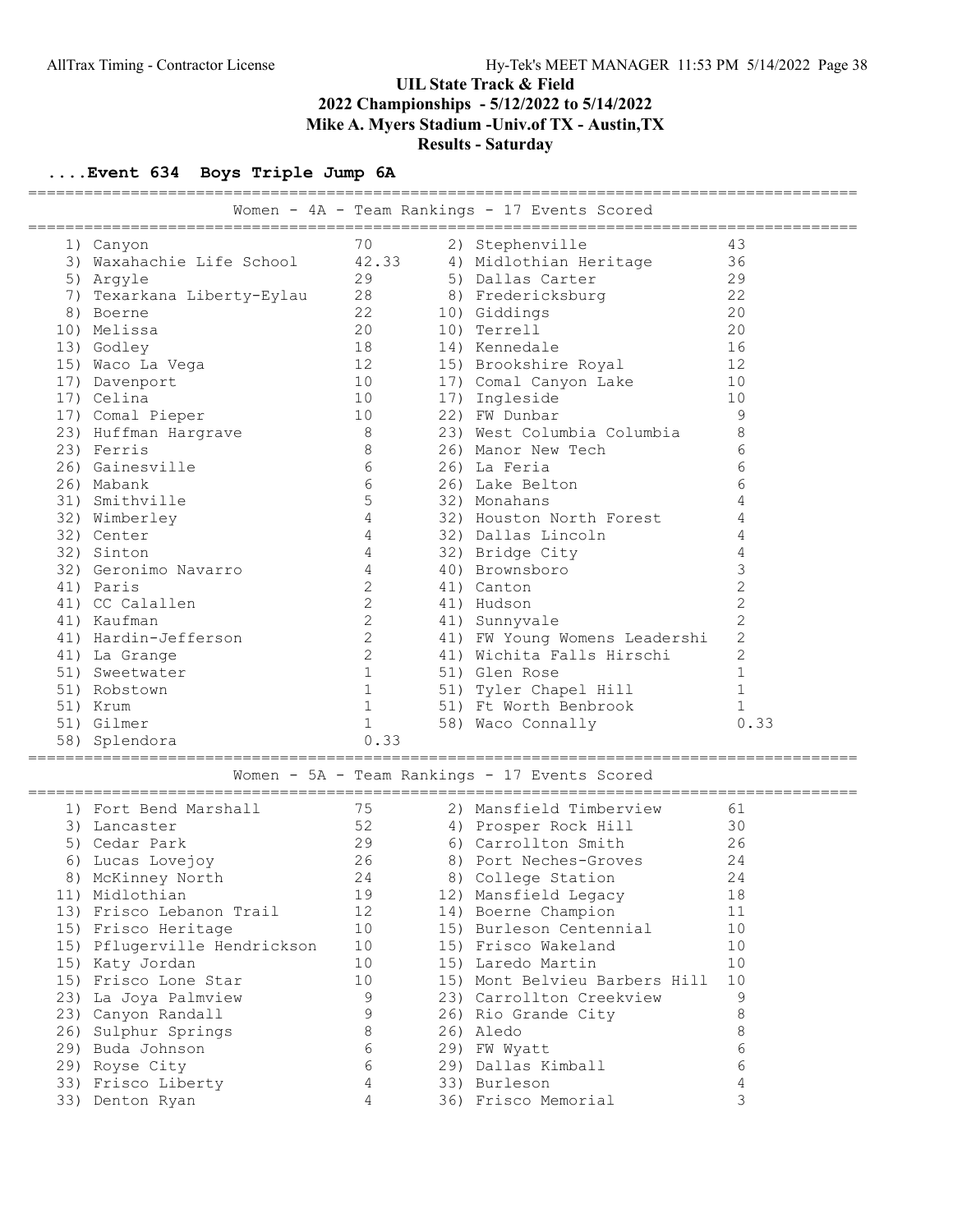# UIL State Track & Field
## 2022 Championships - 5/12/2022 to 5/14/2022
## Mike A. Myers Stadium -Univ.of TX - Austin,TX
## Results - Saturday

### ....Event 634 Boys Triple Jump 6A

**Women - 4A - Team Rankings - 17 Events Scored**

| Rank | Team | Points | Rank | Team | Points |
|---|---|---|---|---|---|
| 1) | Canyon | 70 | 2) | Stephenville | 43 |
| 3) | Waxahachie Life School | 42.33 | 4) | Midlothian Heritage | 36 |
| 5) | Argyle | 29 | 5) | Dallas Carter | 29 |
| 7) | Texarkana Liberty-Eylau | 28 | 8) | Fredericksburg | 22 |
| 8) | Boerne | 22 | 10) | Giddings | 20 |
| 10) | Melissa | 20 | 10) | Terrell | 20 |
| 13) | Godley | 18 | 14) | Kennedale | 16 |
| 15) | Waco La Vega | 12 | 15) | Brookshire Royal | 12 |
| 17) | Davenport | 10 | 17) | Comal Canyon Lake | 10 |
| 17) | Celina | 10 | 17) | Ingleside | 10 |
| 17) | Comal Pieper | 10 | 22) | FW Dunbar | 9 |
| 23) | Huffman Hargrave | 8 | 23) | West Columbia Columbia | 8 |
| 23) | Ferris | 8 | 26) | Manor New Tech | 6 |
| 26) | Gainesville | 6 | 26) | La Feria | 6 |
| 26) | Mabank | 6 | 26) | Lake Belton | 6 |
| 31) | Smithville | 5 | 32) | Monahans | 4 |
| 32) | Wimberley | 4 | 32) | Houston North Forest | 4 |
| 32) | Center | 4 | 32) | Dallas Lincoln | 4 |
| 32) | Sinton | 4 | 32) | Bridge City | 4 |
| 32) | Geronimo Navarro | 4 | 40) | Brownsboro | 3 |
| 41) | Paris | 2 | 41) | Canton | 2 |
| 41) | CC Calallen | 2 | 41) | Hudson | 2 |
| 41) | Kaufman | 2 | 41) | Sunnyvale | 2 |
| 41) | Hardin-Jefferson | 2 | 41) | FW Young Womens Leadershi | 2 |
| 41) | La Grange | 2 | 41) | Wichita Falls Hirschi | 2 |
| 51) | Sweetwater | 1 | 51) | Glen Rose | 1 |
| 51) | Robstown | 1 | 51) | Tyler Chapel Hill | 1 |
| 51) | Krum | 1 | 51) | Ft Worth Benbrook | 1 |
| 51) | Gilmer | 1 | 58) | Waco Connally | 0.33 |
| 58) | Splendora | 0.33 | | | |

**Women - 5A - Team Rankings - 17 Events Scored**

| Rank | Team | Points | Rank | Team | Points |
|---|---|---|---|---|---|
| 1) | Fort Bend Marshall | 75 | 2) | Mansfield Timberview | 61 |
| 3) | Lancaster | 52 | 4) | Prosper Rock Hill | 30 |
| 5) | Cedar Park | 29 | 6) | Carrollton Smith | 26 |
| 6) | Lucas Lovejoy | 26 | 8) | Port Neches-Groves | 24 |
| 8) | McKinney North | 24 | 8) | College Station | 24 |
| 11) | Midlothian | 19 | 12) | Mansfield Legacy | 18 |
| 13) | Frisco Lebanon Trail | 12 | 14) | Boerne Champion | 11 |
| 15) | Frisco Heritage | 10 | 15) | Burleson Centennial | 10 |
| 15) | Pflugerville Hendrickson | 10 | 15) | Frisco Wakeland | 10 |
| 15) | Katy Jordan | 10 | 15) | Laredo Martin | 10 |
| 15) | Frisco Lone Star | 10 | 15) | Mont Belvieu Barbers Hill | 10 |
| 23) | La Joya Palmview | 9 | 23) | Carrollton Creekview | 9 |
| 23) | Canyon Randall | 9 | 26) | Rio Grande City | 8 |
| 26) | Sulphur Springs | 8 | 26) | Aledo | 8 |
| 29) | Buda Johnson | 6 | 29) | FW Wyatt | 6 |
| 29) | Royse City | 6 | 29) | Dallas Kimball | 6 |
| 33) | Frisco Liberty | 4 | 33) | Burleson | 4 |
| 33) | Denton Ryan | 4 | 36) | Frisco Memorial | 3 |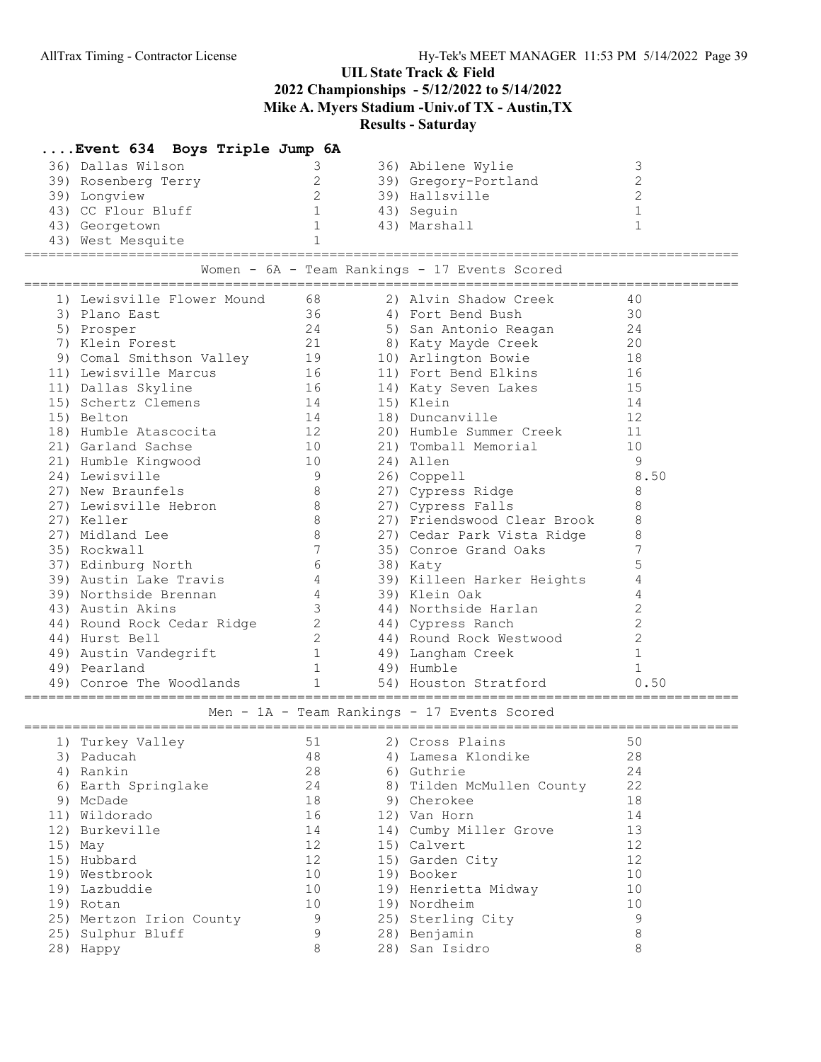UIL State Track & Field
2022 Championships - 5/12/2022 to 5/14/2022
Mike A. Myers Stadium -Univ.of TX - Austin,TX
Results - Saturday

### ....Event 634 Boys Triple Jump 6A

| Place | Team | Points | Place | Team | Points |
|---|---|---|---|---|---|
| 36) | Dallas Wilson | 3 | 36) | Abilene Wylie | 3 |
| 39) | Rosenberg Terry | 2 | 39) | Gregory-Portland | 2 |
| 39) | Longview | 2 | 39) | Hallsville | 2 |
| 43) | CC Flour Bluff | 1 | 43) | Seguin | 1 |
| 43) | Georgetown | 1 | 43) | Marshall | 1 |
| 43) | West Mesquite | 1 | | | |

### Women - 6A - Team Rankings - 17 Events Scored

| Place | Team | Points | Place | Team | Points |
|---|---|---|---|---|---|
| 1) | Lewisville Flower Mound | 68 | 2) | Alvin Shadow Creek | 40 |
| 3) | Plano East | 36 | 4) | Fort Bend Bush | 30 |
| 5) | Prosper | 24 | 5) | San Antonio Reagan | 24 |
| 7) | Klein Forest | 21 | 8) | Katy Mayde Creek | 20 |
| 9) | Comal Smithson Valley | 19 | 10) | Arlington Bowie | 18 |
| 11) | Lewisville Marcus | 16 | 11) | Fort Bend Elkins | 16 |
| 11) | Dallas Skyline | 16 | 14) | Katy Seven Lakes | 15 |
| 15) | Schertz Clemens | 14 | 15) | Klein | 14 |
| 15) | Belton | 14 | 18) | Duncanville | 12 |
| 18) | Humble Atascocita | 12 | 20) | Humble Summer Creek | 11 |
| 21) | Garland Sachse | 10 | 21) | Tomball Memorial | 10 |
| 21) | Humble Kingwood | 10 | 24) | Allen | 9 |
| 24) | Lewisville | 9 | 26) | Coppell | 8.50 |
| 27) | New Braunfels | 8 | 27) | Cypress Ridge | 8 |
| 27) | Lewisville Hebron | 8 | 27) | Cypress Falls | 8 |
| 27) | Keller | 8 | 27) | Friendswood Clear Brook | 8 |
| 27) | Midland Lee | 8 | 27) | Cedar Park Vista Ridge | 8 |
| 35) | Rockwall | 7 | 35) | Conroe Grand Oaks | 7 |
| 37) | Edinburg North | 6 | 38) | Katy | 5 |
| 39) | Austin Lake Travis | 4 | 39) | Killeen Harker Heights | 4 |
| 39) | Northside Brennan | 4 | 39) | Klein Oak | 4 |
| 43) | Austin Akins | 3 | 44) | Northside Harlan | 2 |
| 44) | Round Rock Cedar Ridge | 2 | 44) | Cypress Ranch | 2 |
| 44) | Hurst Bell | 2 | 44) | Round Rock Westwood | 2 |
| 49) | Austin Vandegrift | 1 | 49) | Langham Creek | 1 |
| 49) | Pearland | 1 | 49) | Humble | 1 |
| 49) | Conroe The Woodlands | 1 | 54) | Houston Stratford | 0.50 |

### Men - 1A - Team Rankings - 17 Events Scored

| Place | Team | Points | Place | Team | Points |
|---|---|---|---|---|---|
| 1) | Turkey Valley | 51 | 2) | Cross Plains | 50 |
| 3) | Paducah | 48 | 4) | Lamesa Klondike | 28 |
| 4) | Rankin | 28 | 6) | Guthrie | 24 |
| 6) | Earth Springlake | 24 | 8) | Tilden McMullen County | 22 |
| 9) | McDade | 18 | 9) | Cherokee | 18 |
| 11) | Wildorado | 16 | 12) | Van Horn | 14 |
| 12) | Burkeville | 14 | 14) | Cumby Miller Grove | 13 |
| 15) | May | 12 | 15) | Calvert | 12 |
| 15) | Hubbard | 12 | 15) | Garden City | 12 |
| 19) | Westbrook | 10 | 19) | Booker | 10 |
| 19) | Lazbuddie | 10 | 19) | Henrietta Midway | 10 |
| 19) | Rotan | 10 | 19) | Nordheim | 10 |
| 25) | Mertzon Irion County | 9 | 25) | Sterling City | 9 |
| 25) | Sulphur Bluff | 9 | 28) | Benjamin | 8 |
| 28) | Happy | 8 | 28) | San Isidro | 8 |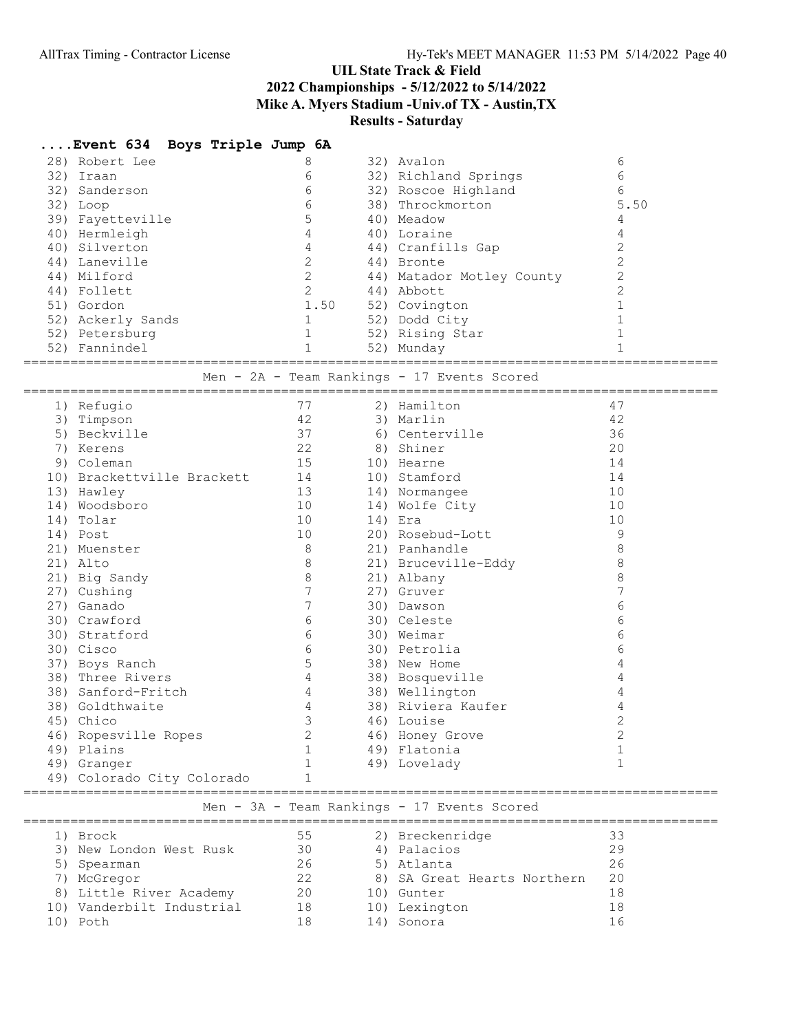# UIL State Track & Field

## 2022 Championships - 5/12/2022 to 5/14/2022

## Mike A. Myers Stadium -Univ.of TX - Austin,TX

## Results - Saturday

### ....Event 634 Boys Triple Jump 6A

| Place | Team | Points | Place | Team | Points |
|---|---|---|---|---|---|
| 28) | Robert Lee | 8 | 32) | Avalon | 6 |
| 32) | Iraan | 6 | 32) | Richland Springs | 6 |
| 32) | Sanderson | 6 | 32) | Roscoe Highland | 6 |
| 32) | Loop | 6 | 38) | Throckmorton | 5.50 |
| 39) | Fayetteville | 5 | 40) | Meadow | 4 |
| 40) | Hermleigh | 4 | 40) | Loraine | 4 |
| 40) | Silverton | 4 | 44) | Cranfills Gap | 2 |
| 44) | Laneville | 2 | 44) | Bronte | 2 |
| 44) | Milford | 2 | 44) | Matador Motley County | 2 |
| 44) | Follett | 2 | 44) | Abbott | 2 |
| 51) | Gordon | 1.50 | 52) | Covington | 1 |
| 52) | Ackerly Sands | 1 | 52) | Dodd City | 1 |
| 52) | Petersburg | 1 | 52) | Rising Star | 1 |
| 52) | Fannindel | 1 | 52) | Munday | 1 |

### Men - 2A - Team Rankings - 17 Events Scored

| Place | Team | Points | Place | Team | Points |
|---|---|---|---|---|---|
| 1) | Refugio | 77 | 2) | Hamilton | 47 |
| 3) | Timpson | 42 | 3) | Marlin | 42 |
| 5) | Beckville | 37 | 6) | Centerville | 36 |
| 7) | Kerens | 22 | 8) | Shiner | 20 |
| 9) | Coleman | 15 | 10) | Hearne | 14 |
| 10) | Brackettville Brackett | 14 | 10) | Stamford | 14 |
| 13) | Hawley | 13 | 14) | Normangee | 10 |
| 14) | Woodsboro | 10 | 14) | Wolfe City | 10 |
| 14) | Tolar | 10 | 14) | Era | 10 |
| 14) | Post | 10 | 20) | Rosebud-Lott | 9 |
| 21) | Muenster | 8 | 21) | Panhandle | 8 |
| 21) | Alto | 8 | 21) | Bruceville-Eddy | 8 |
| 21) | Big Sandy | 8 | 21) | Albany | 8 |
| 27) | Cushing | 7 | 27) | Gruver | 7 |
| 27) | Ganado | 7 | 30) | Dawson | 6 |
| 30) | Crawford | 6 | 30) | Celeste | 6 |
| 30) | Stratford | 6 | 30) | Weimar | 6 |
| 30) | Cisco | 6 | 30) | Petrolia | 6 |
| 37) | Boys Ranch | 5 | 38) | New Home | 4 |
| 38) | Three Rivers | 4 | 38) | Bosqueville | 4 |
| 38) | Sanford-Fritch | 4 | 38) | Wellington | 4 |
| 38) | Goldthwaite | 4 | 38) | Riviera Kaufer | 4 |
| 45) | Chico | 3 | 46) | Louise | 2 |
| 46) | Ropesville Ropes | 2 | 46) | Honey Grove | 2 |
| 49) | Plains | 1 | 49) | Flatonia | 1 |
| 49) | Granger | 1 | 49) | Lovelady | 1 |
| 49) | Colorado City Colorado | 1 | | | |

### Men - 3A - Team Rankings - 17 Events Scored

| Place | Team | Points | Place | Team | Points |
|---|---|---|---|---|---|
| 1) | Brock | 55 | 2) | Breckenridge | 33 |
| 3) | New London West Rusk | 30 | 4) | Palacios | 29 |
| 5) | Spearman | 26 | 5) | Atlanta | 26 |
| 7) | McGregor | 22 | 8) | SA Great Hearts Northern | 20 |
| 8) | Little River Academy | 20 | 10) | Gunter | 18 |
| 10) | Vanderbilt Industrial | 18 | 10) | Lexington | 18 |
| 10) | Poth | 18 | 14) | Sonora | 16 |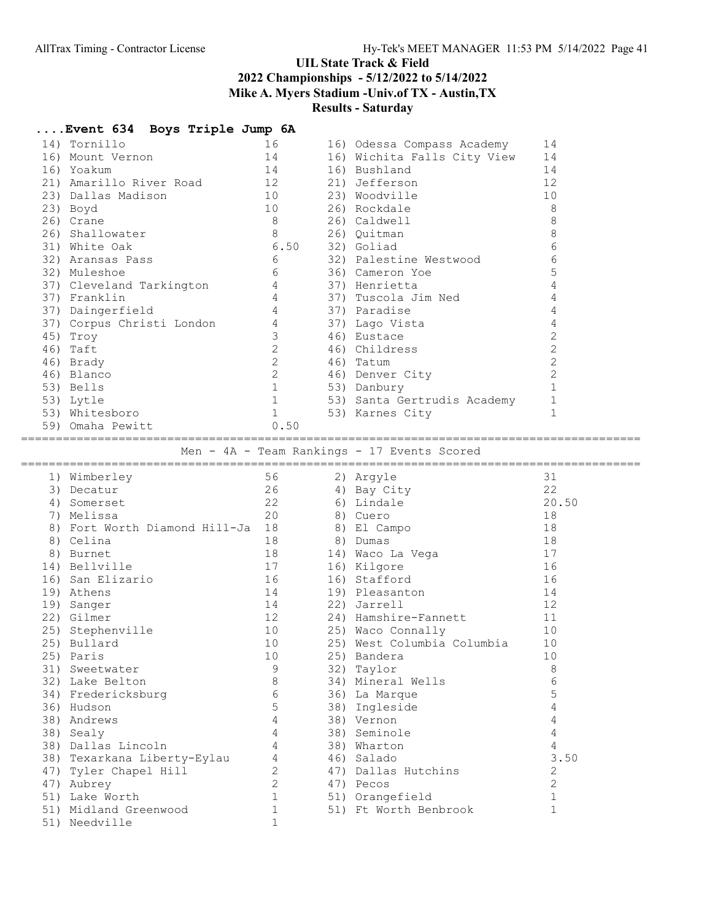# UIL State Track & Field
## 2022 Championships - 5/12/2022 to 5/14/2022
## Mike A. Myers Stadium -Univ.of TX - Austin,TX
## Results - Saturday

### ....Event 634 Boys Triple Jump 6A

| Place | School | Points | Place | School | Points |
|---|---|---|---|---|---|
| 14) | Tornillo | 16 | 16) | Odessa Compass Academy | 14 |
| 16) | Mount Vernon | 14 | 16) | Wichita Falls City View | 14 |
| 16) | Yoakum | 14 | 16) | Bushland | 14 |
| 21) | Amarillo River Road | 12 | 21) | Jefferson | 12 |
| 23) | Dallas Madison | 10 | 23) | Woodville | 10 |
| 23) | Boyd | 10 | 26) | Rockdale | 8 |
| 26) | Crane | 8 | 26) | Caldwell | 8 |
| 26) | Shallowater | 8 | 26) | Quitman | 8 |
| 31) | White Oak | 6.50 | 32) | Goliad | 6 |
| 32) | Aransas Pass | 6 | 32) | Palestine Westwood | 6 |
| 32) | Muleshoe | 6 | 36) | Cameron Yoe | 5 |
| 37) | Cleveland Tarkington | 4 | 37) | Henrietta | 4 |
| 37) | Franklin | 4 | 37) | Tuscola Jim Ned | 4 |
| 37) | Daingerfield | 4 | 37) | Paradise | 4 |
| 37) | Corpus Christi London | 4 | 37) | Lago Vista | 4 |
| 45) | Troy | 3 | 46) | Eustace | 2 |
| 46) | Taft | 2 | 46) | Childress | 2 |
| 46) | Brady | 2 | 46) | Tatum | 2 |
| 46) | Blanco | 2 | 46) | Denver City | 2 |
| 53) | Bells | 1 | 53) | Danbury | 1 |
| 53) | Lytle | 1 | 53) | Santa Gertrudis Academy | 1 |
| 53) | Whitesboro | 1 | 53) | Karnes City | 1 |
| 59) | Omaha Pewitt | 0.50 | | | |

### Men - 4A - Team Rankings - 17 Events Scored

| Place | School | Points | Place | School | Points |
|---|---|---|---|---|---|
| 1) | Wimberley | 56 | 2) | Argyle | 31 |
| 3) | Decatur | 26 | 4) | Bay City | 22 |
| 4) | Somerset | 22 | 6) | Lindale | 20.50 |
| 7) | Melissa | 20 | 8) | Cuero | 18 |
| 8) | Fort Worth Diamond Hill-Ja | 18 | 8) | El Campo | 18 |
| 8) | Celina | 18 | 8) | Dumas | 18 |
| 8) | Burnet | 18 | 14) | Waco La Vega | 17 |
| 14) | Bellville | 17 | 16) | Kilgore | 16 |
| 16) | San Elizario | 16 | 16) | Stafford | 16 |
| 19) | Athens | 14 | 19) | Pleasanton | 14 |
| 19) | Sanger | 14 | 22) | Jarrell | 12 |
| 22) | Gilmer | 12 | 24) | Hamshire-Fannett | 11 |
| 25) | Stephenville | 10 | 25) | Waco Connally | 10 |
| 25) | Bullard | 10 | 25) | West Columbia Columbia | 10 |
| 25) | Paris | 10 | 25) | Bandera | 10 |
| 31) | Sweetwater | 9 | 32) | Taylor | 8 |
| 32) | Lake Belton | 8 | 34) | Mineral Wells | 6 |
| 34) | Fredericksburg | 6 | 36) | La Marque | 5 |
| 36) | Hudson | 5 | 38) | Ingleside | 4 |
| 38) | Andrews | 4 | 38) | Vernon | 4 |
| 38) | Sealy | 4 | 38) | Seminole | 4 |
| 38) | Dallas Lincoln | 4 | 38) | Wharton | 4 |
| 38) | Texarkana Liberty-Eylau | 4 | 46) | Salado | 3.50 |
| 47) | Tyler Chapel Hill | 2 | 47) | Dallas Hutchins | 2 |
| 47) | Aubrey | 2 | 47) | Pecos | 2 |
| 51) | Lake Worth | 1 | 51) | Orangefield | 1 |
| 51) | Midland Greenwood | 1 | 51) | Ft Worth Benbrook | 1 |
| 51) | Needville | 1 | | | |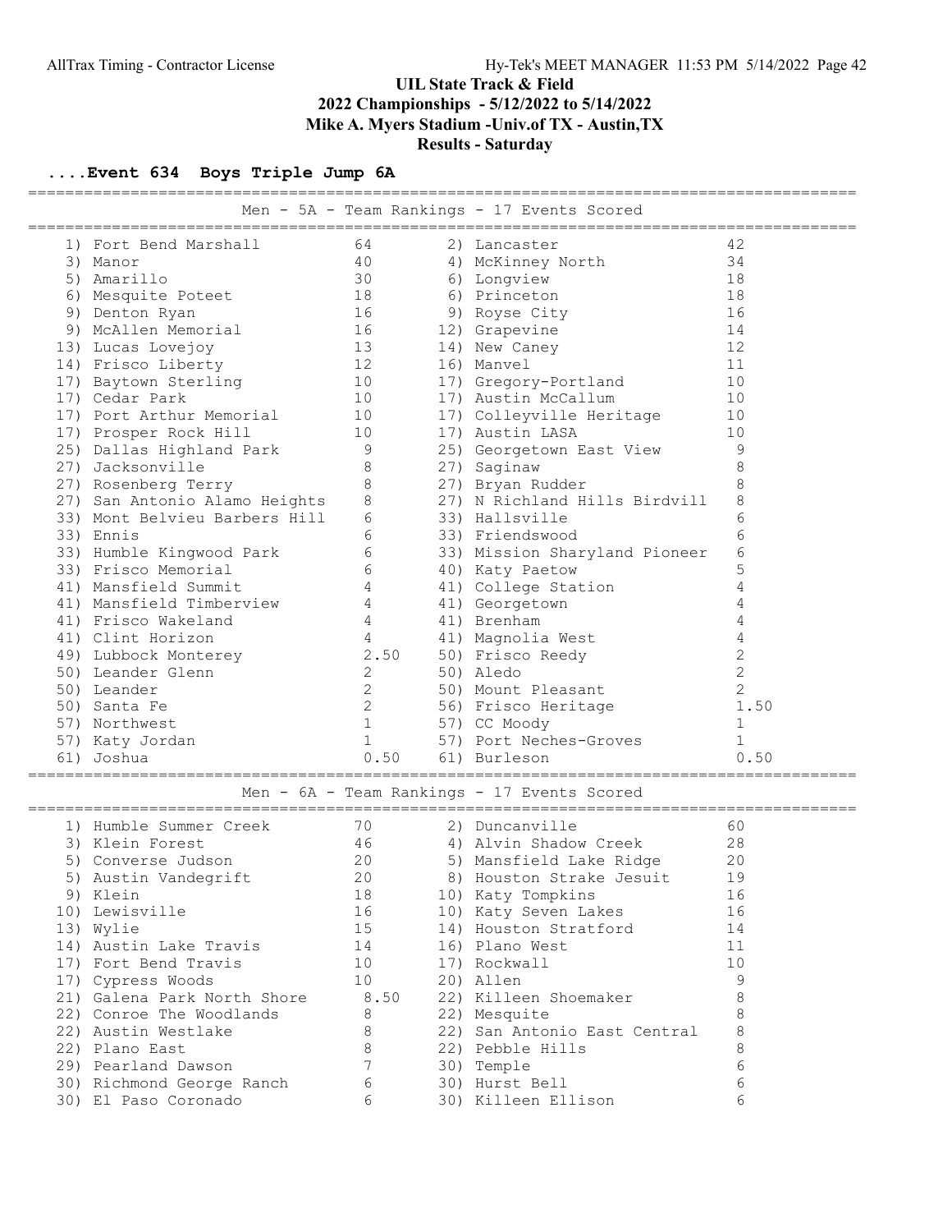## UIL State Track & Field
## 2022 Championships - 5/12/2022 to 5/14/2022
## Mike A. Myers Stadium -Univ.of TX - Austin,TX
## Results - Saturday

### ....Event 634 Boys Triple Jump 6A

#### Men - 5A - Team Rankings - 17 Events Scored

| Place | Team | Points | Place | Team | Points |
|---|---|---|---|---|---|
| 1) | Fort Bend Marshall | 64 | 2) | Lancaster | 42 |
| 3) | Manor | 40 | 4) | McKinney North | 34 |
| 5) | Amarillo | 30 | 6) | Longview | 18 |
| 6) | Mesquite Poteet | 18 | 6) | Princeton | 18 |
| 9) | Denton Ryan | 16 | 9) | Royse City | 16 |
| 9) | McAllen Memorial | 16 | 12) | Grapevine | 14 |
| 13) | Lucas Lovejoy | 13 | 14) | New Caney | 12 |
| 14) | Frisco Liberty | 12 | 16) | Manvel | 11 |
| 17) | Baytown Sterling | 10 | 17) | Gregory-Portland | 10 |
| 17) | Cedar Park | 10 | 17) | Austin McCallum | 10 |
| 17) | Port Arthur Memorial | 10 | 17) | Colleyville Heritage | 10 |
| 17) | Prosper Rock Hill | 10 | 17) | Austin LASA | 10 |
| 25) | Dallas Highland Park | 9 | 25) | Georgetown East View | 9 |
| 27) | Jacksonville | 8 | 27) | Saginaw | 8 |
| 27) | Rosenberg Terry | 8 | 27) | Bryan Rudder | 8 |
| 27) | San Antonio Alamo Heights | 8 | 27) | N Richland Hills Birdvill | 8 |
| 33) | Mont Belvieu Barbers Hill | 6 | 33) | Hallsville | 6 |
| 33) | Ennis | 6 | 33) | Friendswood | 6 |
| 33) | Humble Kingwood Park | 6 | 33) | Mission Sharyland Pioneer | 6 |
| 33) | Frisco Memorial | 6 | 40) | Katy Paetow | 5 |
| 41) | Mansfield Summit | 4 | 41) | College Station | 4 |
| 41) | Mansfield Timberview | 4 | 41) | Georgetown | 4 |
| 41) | Frisco Wakeland | 4 | 41) | Brenham | 4 |
| 41) | Clint Horizon | 4 | 41) | Magnolia West | 4 |
| 49) | Lubbock Monterey | 2.50 | 50) | Frisco Reedy | 2 |
| 50) | Leander Glenn | 2 | 50) | Aledo | 2 |
| 50) | Leander | 2 | 50) | Mount Pleasant | 2 |
| 50) | Santa Fe | 2 | 56) | Frisco Heritage | 1.50 |
| 57) | Northwest | 1 | 57) | CC Moody | 1 |
| 57) | Katy Jordan | 1 | 57) | Port Neches-Groves | 1 |
| 61) | Joshua | 0.50 | 61) | Burleson | 0.50 |

#### Men - 6A - Team Rankings - 17 Events Scored

| Place | Team | Points | Place | Team | Points |
|---|---|---|---|---|---|
| 1) | Humble Summer Creek | 70 | 2) | Duncanville | 60 |
| 3) | Klein Forest | 46 | 4) | Alvin Shadow Creek | 28 |
| 5) | Converse Judson | 20 | 5) | Mansfield Lake Ridge | 20 |
| 5) | Austin Vandegrift | 20 | 8) | Houston Strake Jesuit | 19 |
| 9) | Klein | 18 | 10) | Katy Tompkins | 16 |
| 10) | Lewisville | 16 | 10) | Katy Seven Lakes | 16 |
| 13) | Wylie | 15 | 14) | Houston Stratford | 14 |
| 14) | Austin Lake Travis | 14 | 16) | Plano West | 11 |
| 17) | Fort Bend Travis | 10 | 17) | Rockwall | 10 |
| 17) | Cypress Woods | 10 | 20) | Allen | 9 |
| 21) | Galena Park North Shore | 8.50 | 22) | Killeen Shoemaker | 8 |
| 22) | Conroe The Woodlands | 8 | 22) | Mesquite | 8 |
| 22) | Austin Westlake | 8 | 22) | San Antonio East Central | 8 |
| 22) | Plano East | 8 | 22) | Pebble Hills | 8 |
| 29) | Pearland Dawson | 7 | 30) | Temple | 6 |
| 30) | Richmond George Ranch | 6 | 30) | Hurst Bell | 6 |
| 30) | El Paso Coronado | 6 | 30) | Killeen Ellison | 6 |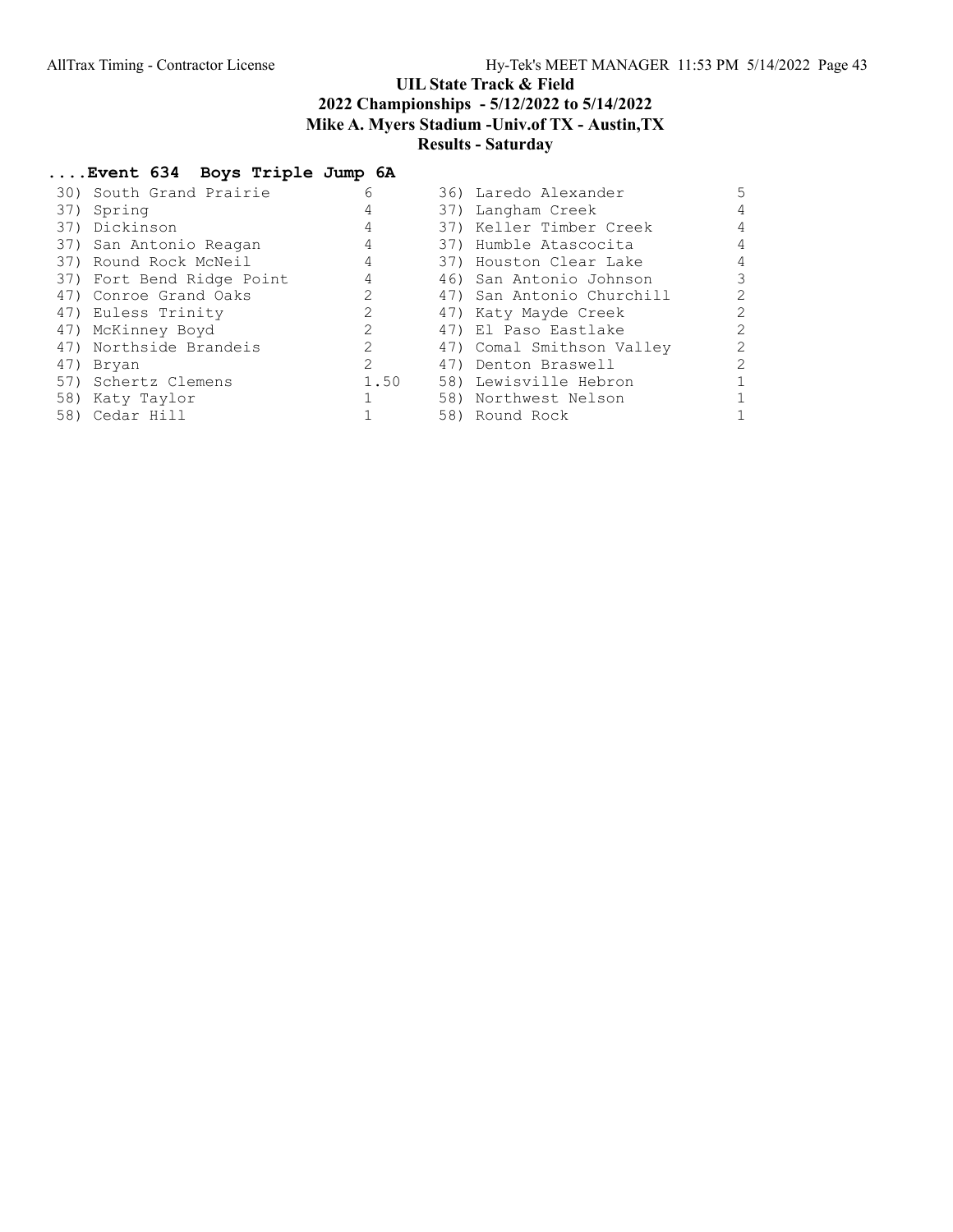# UIL State Track & Field

## 2022 Championships - 5/12/2022 to 5/14/2022

## Mike A. Myers Stadium -Univ.of TX - Austin,TX

## Results - Saturday

### ....Event 634 Boys Triple Jump 6A

| | | | | | |
|---|---|---|---|---|---|
| 30) | South Grand Prairie | 6 | 36) | Laredo Alexander | 5 |
| 37) | Spring | 4 | 37) | Langham Creek | 4 |
| 37) | Dickinson | 4 | 37) | Keller Timber Creek | 4 |
| 37) | San Antonio Reagan | 4 | 37) | Humble Atascocita | 4 |
| 37) | Round Rock McNeil | 4 | 37) | Houston Clear Lake | 4 |
| 37) | Fort Bend Ridge Point | 4 | 46) | San Antonio Johnson | 3 |
| 47) | Conroe Grand Oaks | 2 | 47) | San Antonio Churchill | 2 |
| 47) | Euless Trinity | 2 | 47) | Katy Mayde Creek | 2 |
| 47) | McKinney Boyd | 2 | 47) | El Paso Eastlake | 2 |
| 47) | Northside Brandeis | 2 | 47) | Comal Smithson Valley | 2 |
| 47) | Bryan | 2 | 47) | Denton Braswell | 2 |
| 57) | Schertz Clemens | 1.50 | 58) | Lewisville Hebron | 1 |
| 58) | Katy Taylor | 1 | 58) | Northwest Nelson | 1 |
| 58) | Cedar Hill | 1 | 58) | Round Rock | 1 |